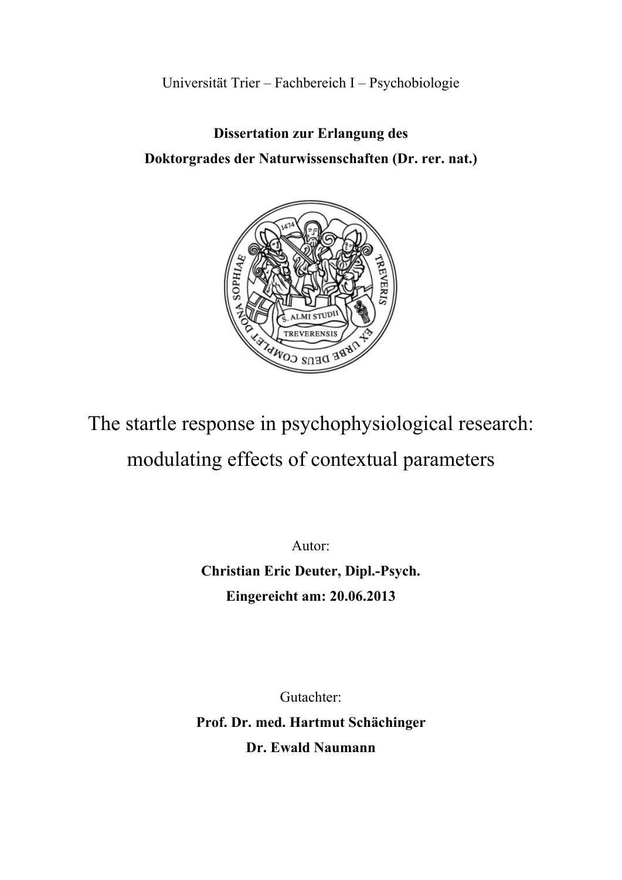Universität Trier – Fachbereich I – Psychobiologie

**Dissertation zur Erlangung des**
**Doktorgrades der Naturwissenschaften (Dr. rer. nat.)**

# The startle response in psychophysiological research: modulating effects of contextual parameters

Autor:

**Christian Eric Deuter, Dipl.-Psych.**

**Eingereicht am: 20.06.2013**

Gutachter:

**Prof. Dr. med. Hartmut Schächinger**

**Dr. Ewald Naumann**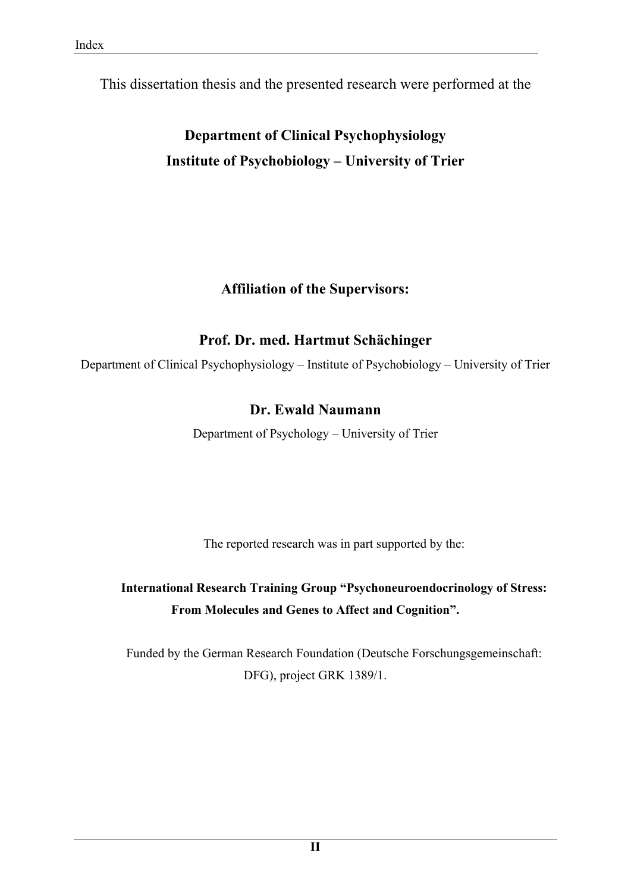This dissertation thesis and the presented research were performed at the

**Department of Clinical Psychophysiology**
**Institute of Psychobiology – University of Trier**

**Affiliation of the Supervisors:**

**Prof. Dr. med. Hartmut Schächinger**

Department of Clinical Psychophysiology – Institute of Psychobiology – University of Trier

**Dr. Ewald Naumann**

Department of Psychology – University of Trier

The reported research was in part supported by the:

**International Research Training Group "Psychoneuroendocrinology of Stress: From Molecules and Genes to Affect and Cognition".**

Funded by the German Research Foundation (Deutsche Forschungsgemeinschaft: DFG), project GRK 1389/1.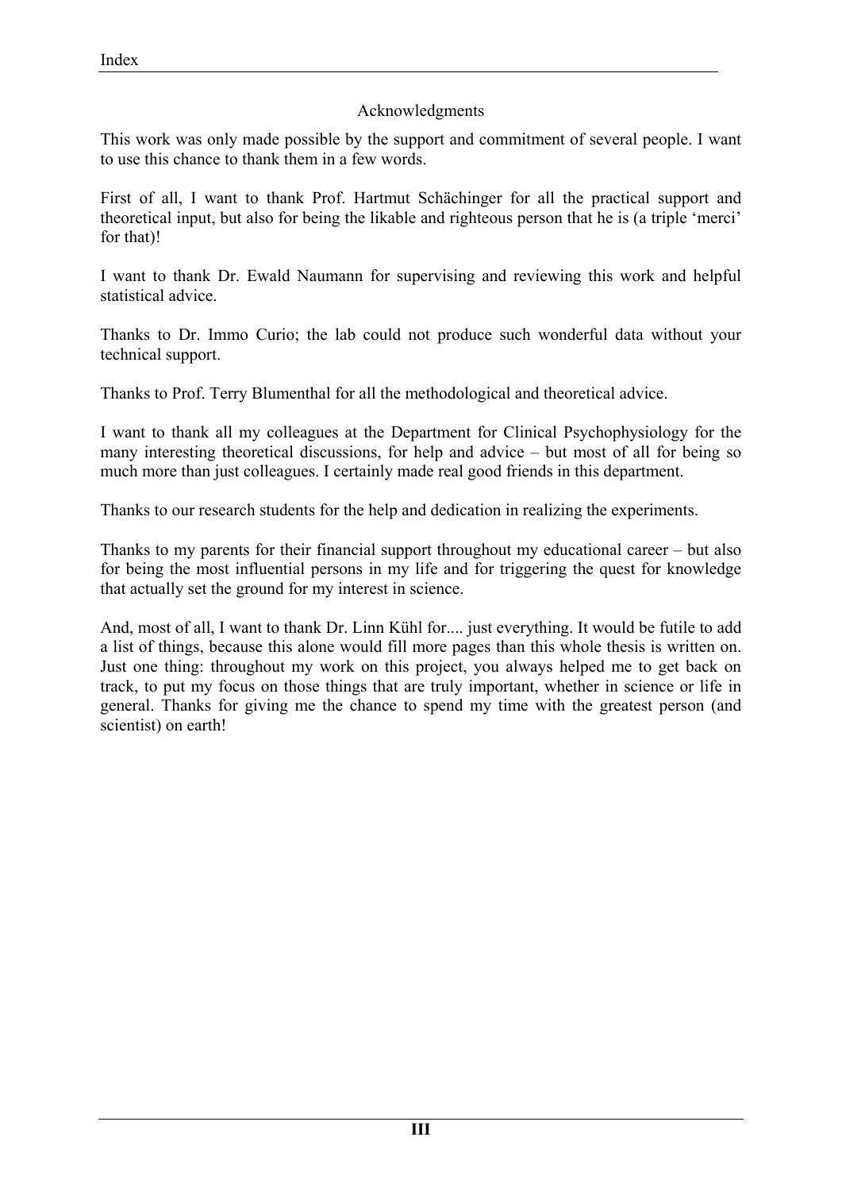## Acknowledgments

This work was only made possible by the support and commitment of several people. I want to use this chance to thank them in a few words.

First of all, I want to thank Prof. Hartmut Schächinger for all the practical support and theoretical input, but also for being the likable and righteous person that he is (a triple 'merci' for that)!

I want to thank Dr. Ewald Naumann for supervising and reviewing this work and helpful statistical advice.

Thanks to Dr. Immo Curio; the lab could not produce such wonderful data without your technical support.

Thanks to Prof. Terry Blumenthal for all the methodological and theoretical advice.

I want to thank all my colleagues at the Department for Clinical Psychophysiology for the many interesting theoretical discussions, for help and advice – but most of all for being so much more than just colleagues. I certainly made real good friends in this department.

Thanks to our research students for the help and dedication in realizing the experiments.

Thanks to my parents for their financial support throughout my educational career – but also for being the most influential persons in my life and for triggering the quest for knowledge that actually set the ground for my interest in science.

And, most of all, I want to thank Dr. Linn Kühl for.... just everything. It would be futile to add a list of things, because this alone would fill more pages than this whole thesis is written on. Just one thing: throughout my work on this project, you always helped me to get back on track, to put my focus on those things that are truly important, whether in science or life in general. Thanks for giving me the chance to spend my time with the greatest person (and scientist) on earth!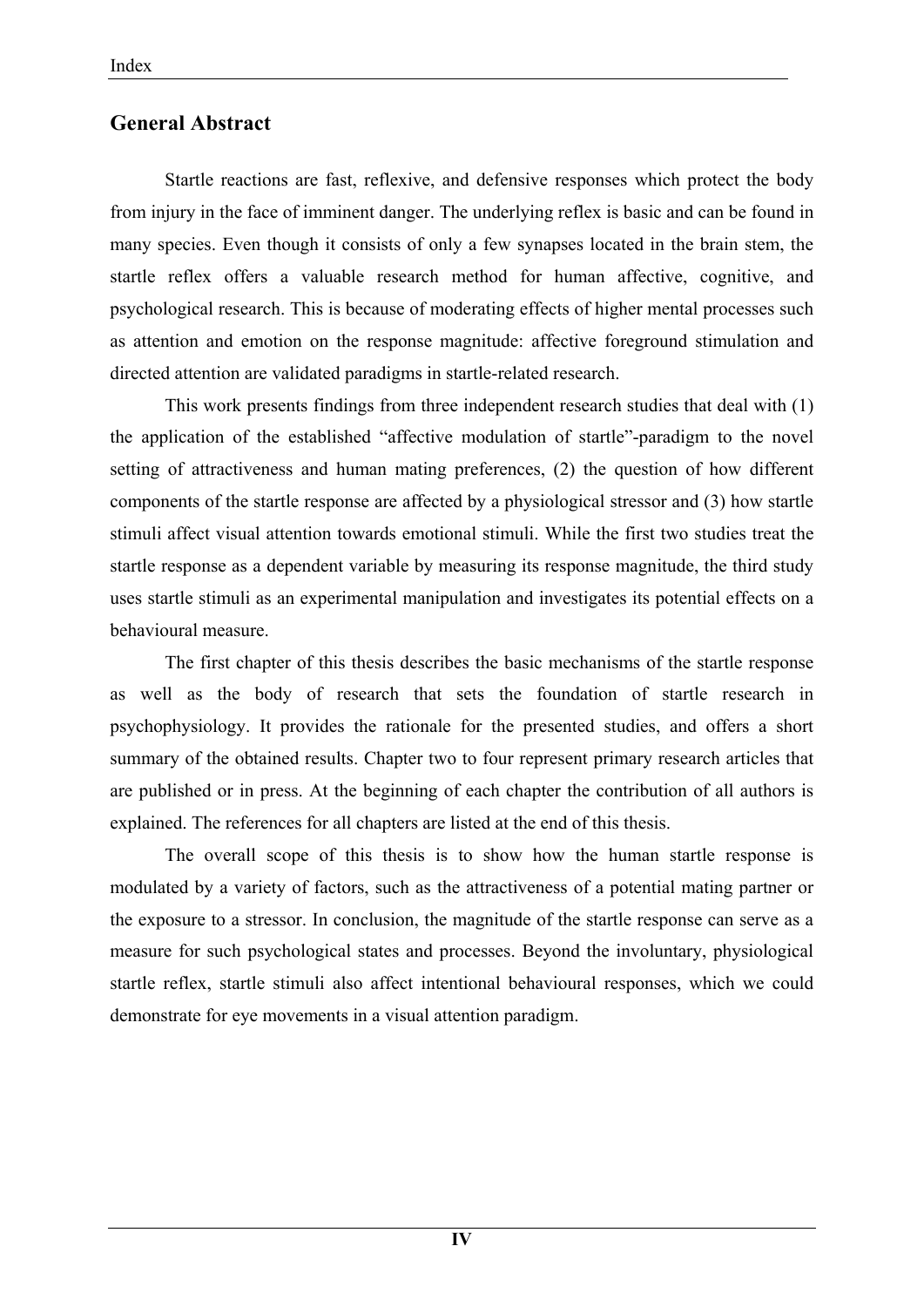## General Abstract

Startle reactions are fast, reflexive, and defensive responses which protect the body from injury in the face of imminent danger. The underlying reflex is basic and can be found in many species. Even though it consists of only a few synapses located in the brain stem, the startle reflex offers a valuable research method for human affective, cognitive, and psychological research. This is because of moderating effects of higher mental processes such as attention and emotion on the response magnitude: affective foreground stimulation and directed attention are validated paradigms in startle-related research.

This work presents findings from three independent research studies that deal with (1) the application of the established "affective modulation of startle"-paradigm to the novel setting of attractiveness and human mating preferences, (2) the question of how different components of the startle response are affected by a physiological stressor and (3) how startle stimuli affect visual attention towards emotional stimuli. While the first two studies treat the startle response as a dependent variable by measuring its response magnitude, the third study uses startle stimuli as an experimental manipulation and investigates its potential effects on a behavioural measure.

The first chapter of this thesis describes the basic mechanisms of the startle response as well as the body of research that sets the foundation of startle research in psychophysiology. It provides the rationale for the presented studies, and offers a short summary of the obtained results. Chapter two to four represent primary research articles that are published or in press. At the beginning of each chapter the contribution of all authors is explained. The references for all chapters are listed at the end of this thesis.

The overall scope of this thesis is to show how the human startle response is modulated by a variety of factors, such as the attractiveness of a potential mating partner or the exposure to a stressor. In conclusion, the magnitude of the startle response can serve as a measure for such psychological states and processes. Beyond the involuntary, physiological startle reflex, startle stimuli also affect intentional behavioural responses, which we could demonstrate for eye movements in a visual attention paradigm.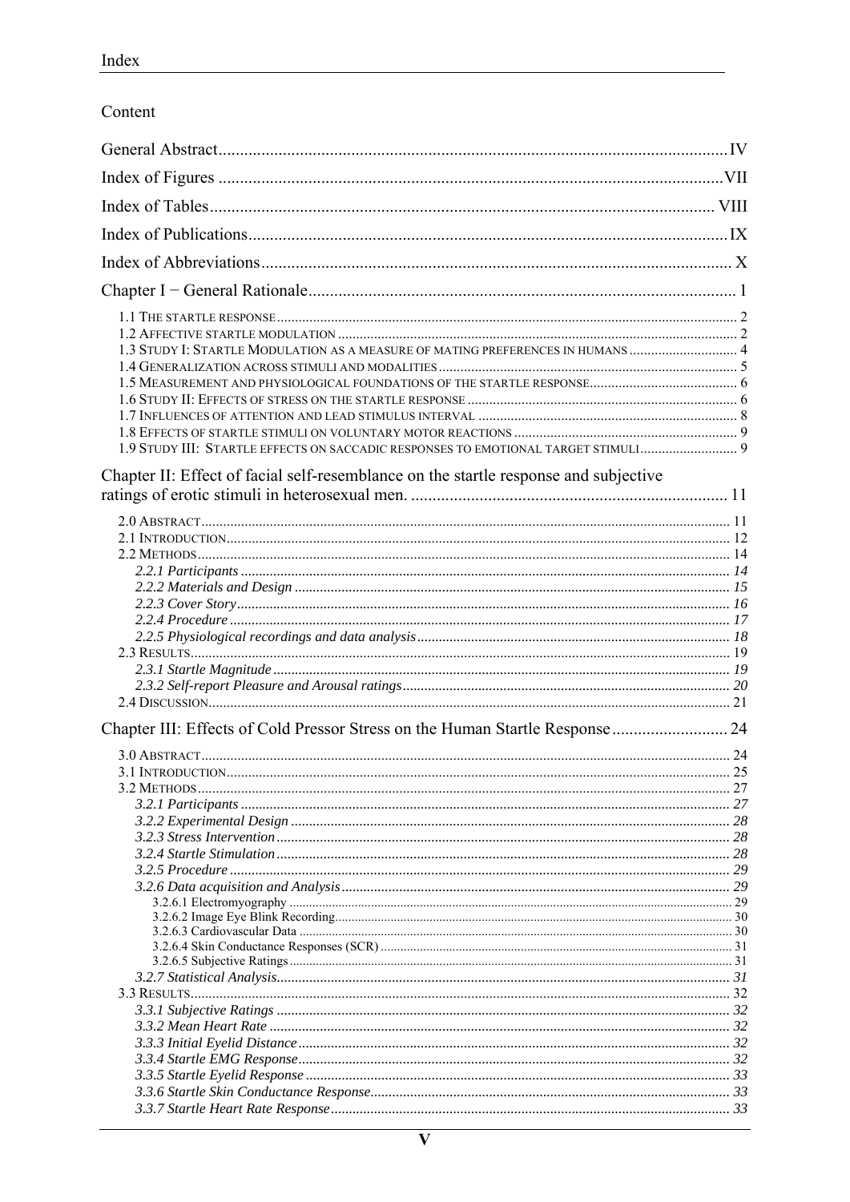Index

Content

General Abstract ........ IV

Index of Figures ........ VII

Index of Tables ........ VIII

Index of Publications ........ IX

Index of Abbreviations ........ X

Chapter I − General Rationale ........ 1

- 1.1 The startle response ........ 2
- 1.2 Affective startle modulation ........ 2
- 1.3 Study I: Startle Modulation as a measure of mating preferences in humans ........ 4
- 1.4 Generalization across stimuli and modalities ........ 5
- 1.5 Measurement and physiological foundations of the startle response ........ 6
- 1.6 Study II: Effects of stress on the startle response ........ 6
- 1.7 Influences of attention and lead stimulus interval ........ 8
- 1.8 Effects of startle stimuli on voluntary motor reactions ........ 9
- 1.9 Study III: Startle effects on saccadic responses to emotional target stimuli ........ 9

Chapter II: Effect of facial self-resemblance on the startle response and subjective ratings of erotic stimuli in heterosexual men. ........ 11

- 2.0 Abstract ........ 11
- 2.1 Introduction ........ 12
- 2.2 Methods ........ 14
  - *2.2.1 Participants* ........ *14*
  - *2.2.2 Materials and Design* ........ *15*
  - *2.2.3 Cover Story* ........ *16*
  - *2.2.4 Procedure* ........ *17*
  - *2.2.5 Physiological recordings and data analysis* ........ *18*
- 2.3 Results ........ 19
  - *2.3.1 Startle Magnitude* ........ *19*
  - *2.3.2 Self-report Pleasure and Arousal ratings* ........ *20*
- 2.4 Discussion ........ 21

Chapter III: Effects of Cold Pressor Stress on the Human Startle Response ........ 24

- 3.0 Abstract ........ 24
- 3.1 Introduction ........ 25
- 3.2 Methods ........ 27
  - *3.2.1 Participants* ........ *27*
  - *3.2.2 Experimental Design* ........ *28*
  - *3.2.3 Stress Intervention* ........ *28*
  - *3.2.4 Startle Stimulation* ........ *28*
  - *3.2.5 Procedure* ........ *29*
  - *3.2.6 Data acquisition and Analysis* ........ *29*
    - 3.2.6.1 Electromyography ........ 29
    - 3.2.6.2 Image Eye Blink Recording ........ 30
    - 3.2.6.3 Cardiovascular Data ........ 30
    - 3.2.6.4 Skin Conductance Responses (SCR) ........ 31
    - 3.2.6.5 Subjective Ratings ........ 31
  - *3.2.7 Statistical Analysis* ........ *31*
- 3.3 Results ........ 32
  - *3.3.1 Subjective Ratings* ........ *32*
  - *3.3.2 Mean Heart Rate* ........ *32*
  - *3.3.3 Initial Eyelid Distance* ........ *32*
  - *3.3.4 Startle EMG Response* ........ *32*
  - *3.3.5 Startle Eyelid Response* ........ *33*
  - *3.3.6 Startle Skin Conductance Response* ........ *33*
  - *3.3.7 Startle Heart Rate Response* ........ *33*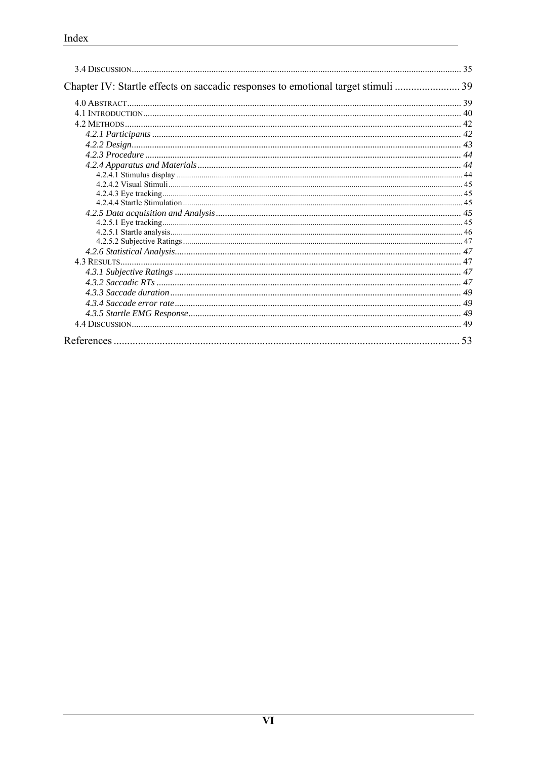3.4 Discussion ................................................................................ 35

Chapter IV: Startle effects on saccadic responses to emotional target stimuli ........................ 39

4.0 Abstract ................................................................................ 39
4.1 Introduction ................................................................................ 40
4.2 Methods ................................................................................ 42
*4.2.1 Participants* ................................................................................ 42
*4.2.2 Design* ................................................................................ 43
*4.2.3 Procedure* ................................................................................ 44
*4.2.4 Apparatus and Materials* ................................................................................ 44
4.2.4.1 Stimulus display ................................................................................ 44
4.2.4.2 Visual Stimuli ................................................................................ 45
4.2.4.3 Eye tracking ................................................................................ 45
4.2.4.4 Startle Stimulation ................................................................................ 45
*4.2.5 Data acquisition and Analysis* ................................................................................ 45
4.2.5.1 Eye tracking ................................................................................ 45
4.2.5.1 Startle analysis ................................................................................ 46
4.2.5.2 Subjective Ratings ................................................................................ 47
*4.2.6 Statistical Analysis* ................................................................................ 47
4.3 Results ................................................................................ 47
*4.3.1 Subjective Ratings* ................................................................................ 47
*4.3.2 Saccadic RTs* ................................................................................ 47
*4.3.3 Saccade duration* ................................................................................ 49
*4.3.4 Saccade error rate* ................................................................................ 49
*4.3.5 Startle EMG Response* ................................................................................ 49
4.4 Discussion ................................................................................ 49

References ................................................................................ 53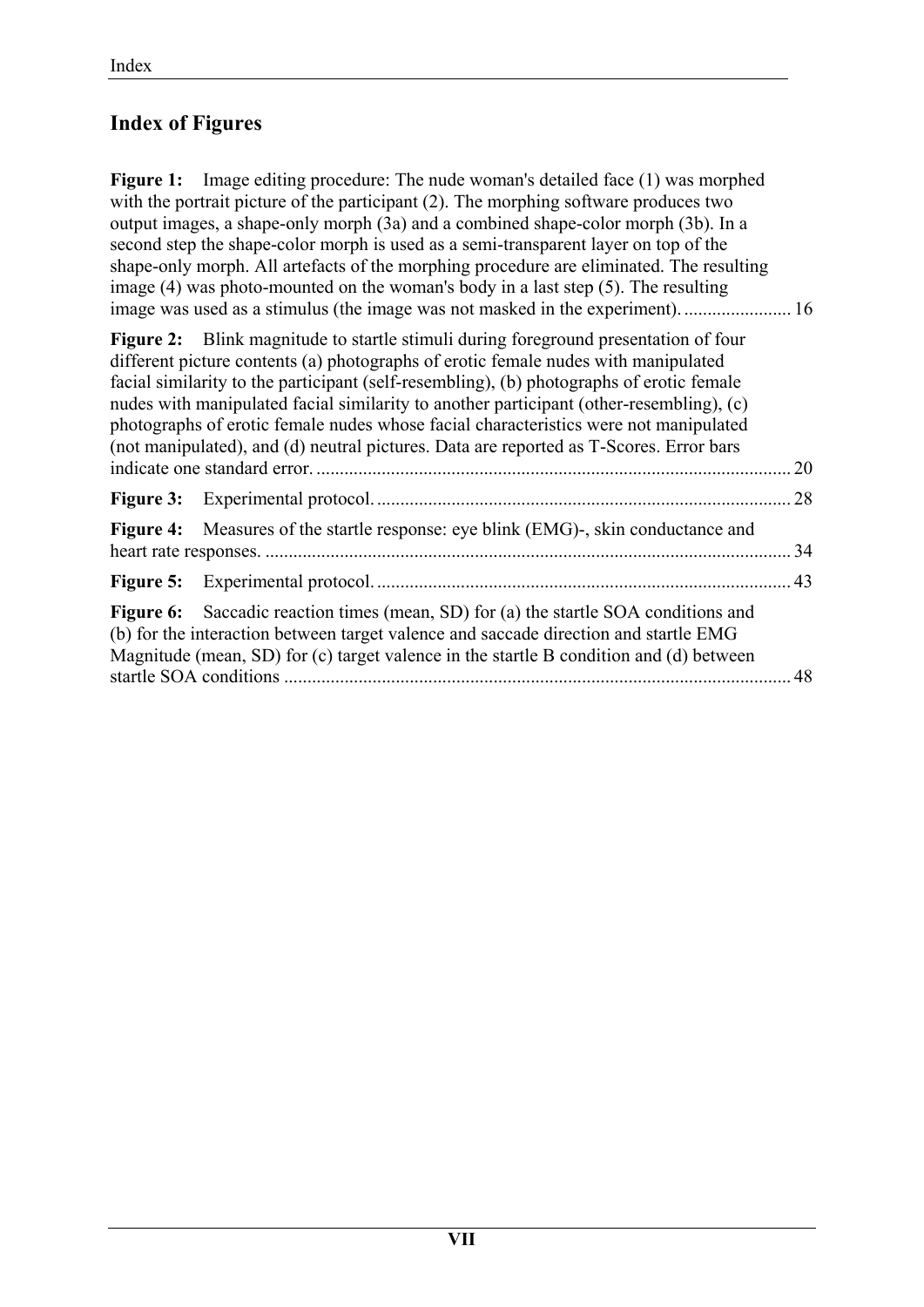## Index of Figures

**Figure 1:** Image editing procedure: The nude woman's detailed face (1) was morphed with the portrait picture of the participant (2). The morphing software produces two output images, a shape-only morph (3a) and a combined shape-color morph (3b). In a second step the shape-color morph is used as a semi-transparent layer on top of the shape-only morph. All artefacts of the morphing procedure are eliminated. The resulting image (4) was photo-mounted on the woman's body in a last step (5). The resulting image was used as a stimulus (the image was not masked in the experiment). ....................... 16

**Figure 2:** Blink magnitude to startle stimuli during foreground presentation of four different picture contents (a) photographs of erotic female nudes with manipulated facial similarity to the participant (self-resembling), (b) photographs of erotic female nudes with manipulated facial similarity to another participant (other-resembling), (c) photographs of erotic female nudes whose facial characteristics were not manipulated (not manipulated), and (d) neutral pictures. Data are reported as T-Scores. Error bars indicate one standard error. ..................................................................................................... 20

**Figure 3:** Experimental protocol. ........................................................................................ 28

**Figure 4:** Measures of the startle response: eye blink (EMG)-, skin conductance and heart rate responses. ................................................................................................................ 34

**Figure 5:** Experimental protocol. ........................................................................................ 43

**Figure 6:** Saccadic reaction times (mean, SD) for (a) the startle SOA conditions and (b) for the interaction between target valence and saccade direction and startle EMG Magnitude (mean, SD) for (c) target valence in the startle B condition and (d) between startle SOA conditions ............................................................................................................ 48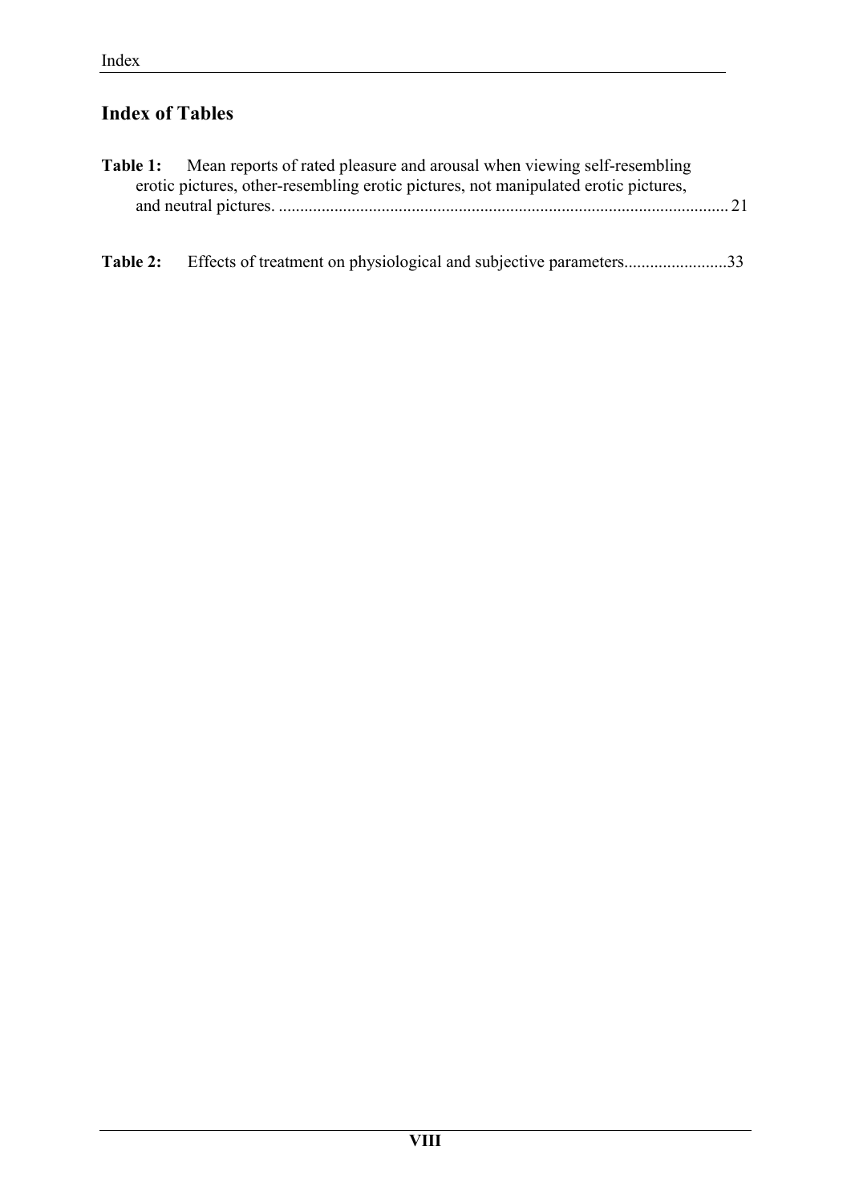## Index of Tables

**Table 1:** Mean reports of rated pleasure and arousal when viewing self-resembling erotic pictures, other-resembling erotic pictures, not manipulated erotic pictures, and neutral pictures. ........................................................................................................ 21

**Table 2:** Effects of treatment on physiological and subjective parameters........................33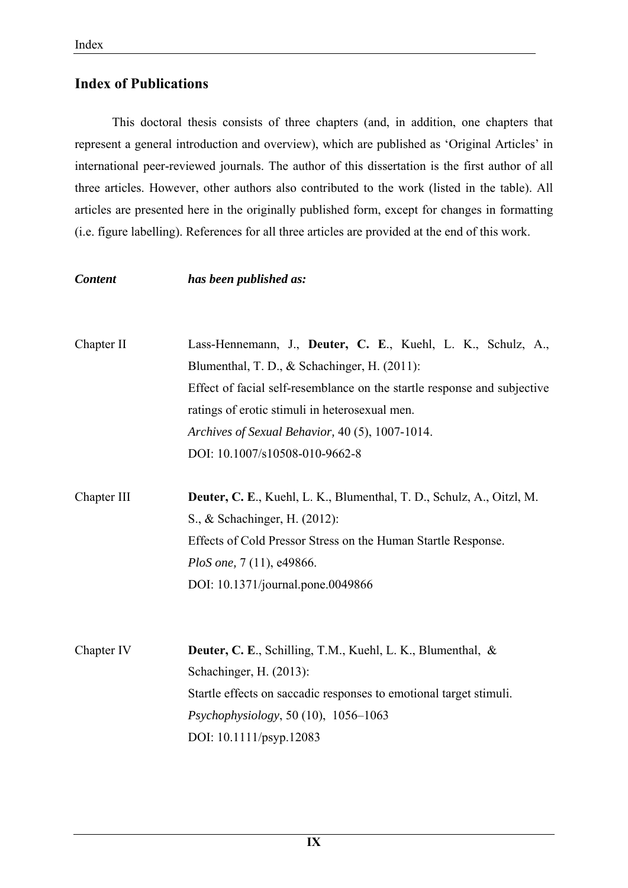## Index of Publications

This doctoral thesis consists of three chapters (and, in addition, one chapters that represent a general introduction and overview), which are published as 'Original Articles' in international peer-reviewed journals. The author of this dissertation is the first author of all three articles. However, other authors also contributed to the work (listed in the table). All articles are presented here in the originally published form, except for changes in formatting (i.e. figure labelling). References for all three articles are provided at the end of this work.

| ***Content*** | ***has been published as:*** |
|---|---|
| Chapter II | Lass-Hennemann, J., **Deuter, C. E**., Kuehl, L. K., Schulz, A., Blumenthal, T. D., & Schachinger, H. (2011): Effect of facial self-resemblance on the startle response and subjective ratings of erotic stimuli in heterosexual men. *Archives of Sexual Behavior,* 40 (5), 1007-1014. DOI: 10.1007/s10508-010-9662-8 |
| Chapter III | **Deuter, C. E**., Kuehl, L. K., Blumenthal, T. D., Schulz, A., Oitzl, M. S., & Schachinger, H. (2012): Effects of Cold Pressor Stress on the Human Startle Response. *PloS one,* 7 (11), e49866. DOI: 10.1371/journal.pone.0049866 |
| Chapter IV | **Deuter, C. E**., Schilling, T.M., Kuehl, L. K., Blumenthal, & Schachinger, H. (2013): Startle effects on saccadic responses to emotional target stimuli. *Psychophysiology*, 50 (10), 1056–1063 DOI: 10.1111/psyp.12083 |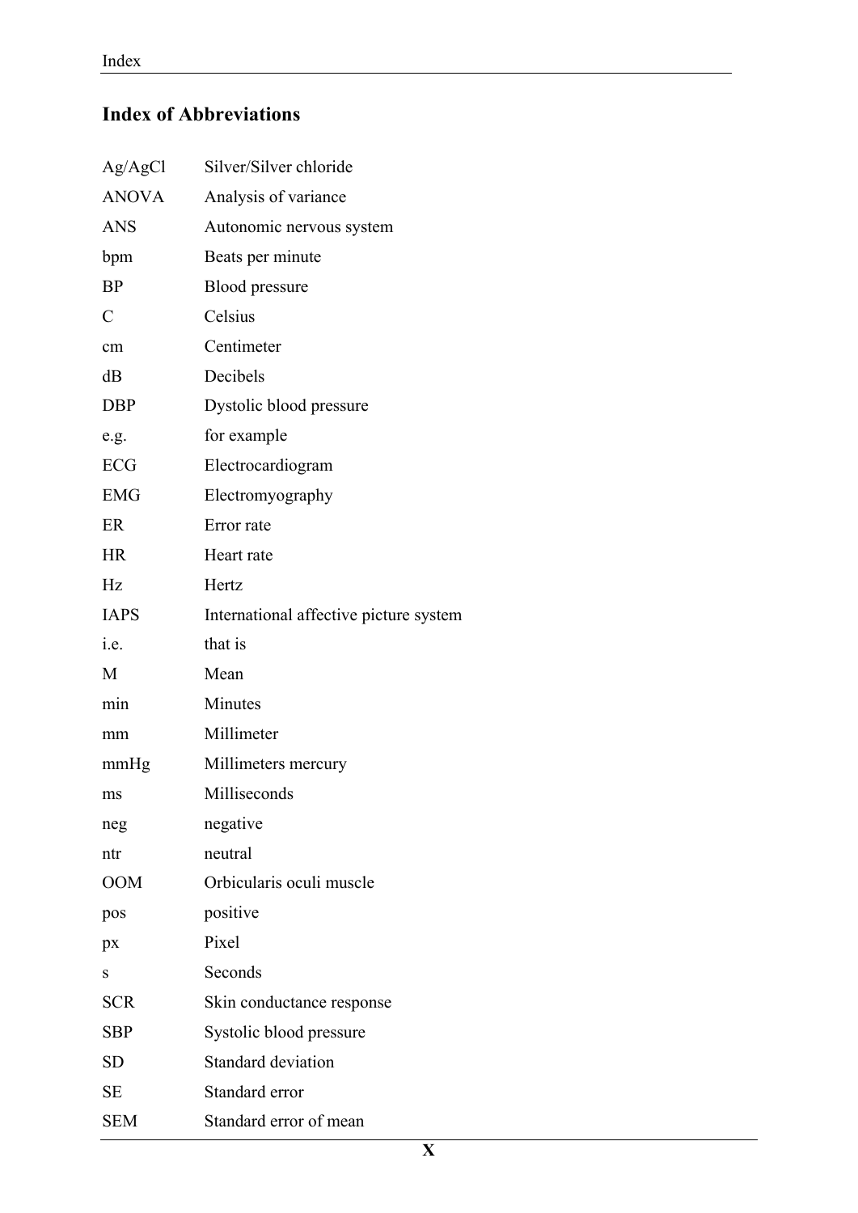## Index of Abbreviations

| | |
|---|---|
| Ag/AgCl | Silver/Silver chloride |
| ANOVA | Analysis of variance |
| ANS | Autonomic nervous system |
| bpm | Beats per minute |
| BP | Blood pressure |
| C | Celsius |
| cm | Centimeter |
| dB | Decibels |
| DBP | Dystolic blood pressure |
| e.g. | for example |
| ECG | Electrocardiogram |
| EMG | Electromyography |
| ER | Error rate |
| HR | Heart rate |
| Hz | Hertz |
| IAPS | International affective picture system |
| i.e. | that is |
| M | Mean |
| min | Minutes |
| mm | Millimeter |
| mmHg | Millimeters mercury |
| ms | Milliseconds |
| neg | negative |
| ntr | neutral |
| OOM | Orbicularis oculi muscle |
| pos | positive |
| px | Pixel |
| s | Seconds |
| SCR | Skin conductance response |
| SBP | Systolic blood pressure |
| SD | Standard deviation |
| SE | Standard error |
| SEM | Standard error of mean |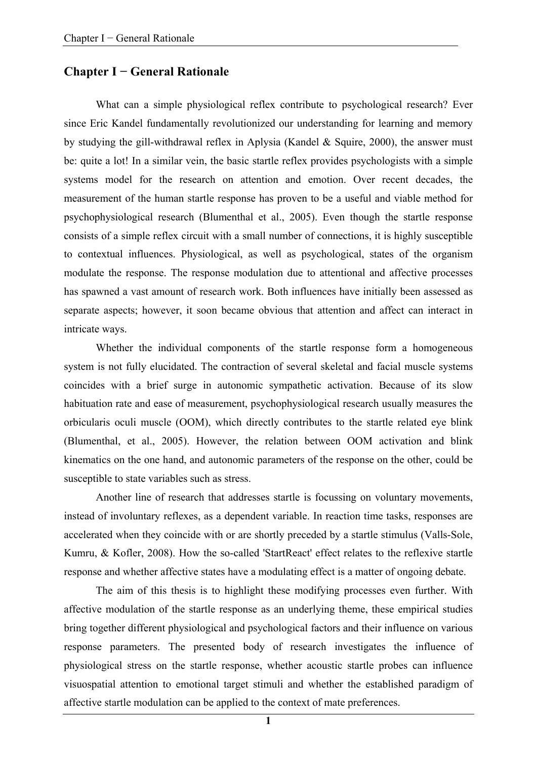# Chapter I − General Rationale

What can a simple physiological reflex contribute to psychological research? Ever since Eric Kandel fundamentally revolutionized our understanding for learning and memory by studying the gill-withdrawal reflex in Aplysia (Kandel & Squire, 2000), the answer must be: quite a lot! In a similar vein, the basic startle reflex provides psychologists with a simple systems model for the research on attention and emotion. Over recent decades, the measurement of the human startle response has proven to be a useful and viable method for psychophysiological research (Blumenthal et al., 2005). Even though the startle response consists of a simple reflex circuit with a small number of connections, it is highly susceptible to contextual influences. Physiological, as well as psychological, states of the organism modulate the response. The response modulation due to attentional and affective processes has spawned a vast amount of research work. Both influences have initially been assessed as separate aspects; however, it soon became obvious that attention and affect can interact in intricate ways.

Whether the individual components of the startle response form a homogeneous system is not fully elucidated. The contraction of several skeletal and facial muscle systems coincides with a brief surge in autonomic sympathetic activation. Because of its slow habituation rate and ease of measurement, psychophysiological research usually measures the orbicularis oculi muscle (OOM), which directly contributes to the startle related eye blink (Blumenthal, et al., 2005). However, the relation between OOM activation and blink kinematics on the one hand, and autonomic parameters of the response on the other, could be susceptible to state variables such as stress.

Another line of research that addresses startle is focussing on voluntary movements, instead of involuntary reflexes, as a dependent variable. In reaction time tasks, responses are accelerated when they coincide with or are shortly preceded by a startle stimulus (Valls-Sole, Kumru, & Kofler, 2008). How the so-called 'StartReact' effect relates to the reflexive startle response and whether affective states have a modulating effect is a matter of ongoing debate.

The aim of this thesis is to highlight these modifying processes even further. With affective modulation of the startle response as an underlying theme, these empirical studies bring together different physiological and psychological factors and their influence on various response parameters. The presented body of research investigates the influence of physiological stress on the startle response, whether acoustic startle probes can influence visuospatial attention to emotional target stimuli and whether the established paradigm of affective startle modulation can be applied to the context of mate preferences.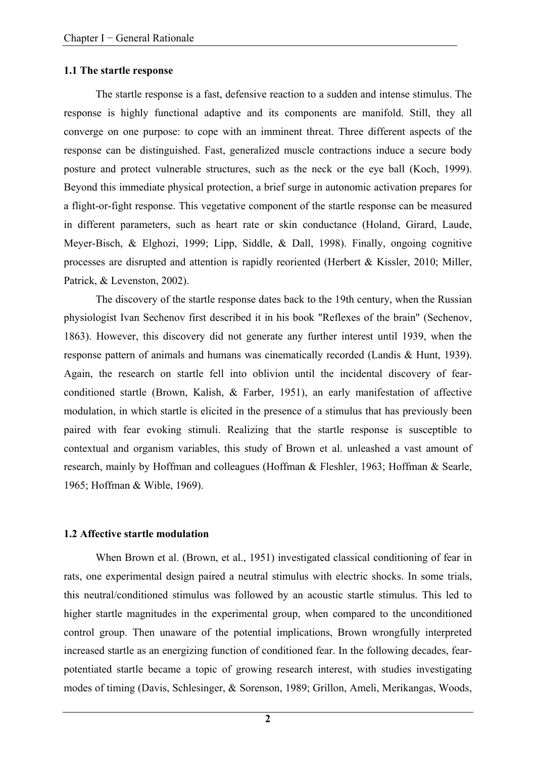### 1.1 The startle response

The startle response is a fast, defensive reaction to a sudden and intense stimulus. The response is highly functional adaptive and its components are manifold. Still, they all converge on one purpose: to cope with an imminent threat. Three different aspects of the response can be distinguished. Fast, generalized muscle contractions induce a secure body posture and protect vulnerable structures, such as the neck or the eye ball (Koch, 1999). Beyond this immediate physical protection, a brief surge in autonomic activation prepares for a flight-or-fight response. This vegetative component of the startle response can be measured in different parameters, such as heart rate or skin conductance (Holand, Girard, Laude, Meyer-Bisch, & Elghozi, 1999; Lipp, Siddle, & Dall, 1998). Finally, ongoing cognitive processes are disrupted and attention is rapidly reoriented (Herbert & Kissler, 2010; Miller, Patrick, & Levenston, 2002).

The discovery of the startle response dates back to the 19th century, when the Russian physiologist Ivan Sechenov first described it in his book "Reflexes of the brain" (Sechenov, 1863). However, this discovery did not generate any further interest until 1939, when the response pattern of animals and humans was cinematically recorded (Landis & Hunt, 1939). Again, the research on startle fell into oblivion until the incidental discovery of fear-conditioned startle (Brown, Kalish, & Farber, 1951), an early manifestation of affective modulation, in which startle is elicited in the presence of a stimulus that has previously been paired with fear evoking stimuli. Realizing that the startle response is susceptible to contextual and organism variables, this study of Brown et al. unleashed a vast amount of research, mainly by Hoffman and colleagues (Hoffman & Fleshler, 1963; Hoffman & Searle, 1965; Hoffman & Wible, 1969).

### 1.2 Affective startle modulation

When Brown et al. (Brown, et al., 1951) investigated classical conditioning of fear in rats, one experimental design paired a neutral stimulus with electric shocks. In some trials, this neutral/conditioned stimulus was followed by an acoustic startle stimulus. This led to higher startle magnitudes in the experimental group, when compared to the unconditioned control group. Then unaware of the potential implications, Brown wrongfully interpreted increased startle as an energizing function of conditioned fear. In the following decades, fear-potentiated startle became a topic of growing research interest, with studies investigating modes of timing (Davis, Schlesinger, & Sorenson, 1989; Grillon, Ameli, Merikangas, Woods,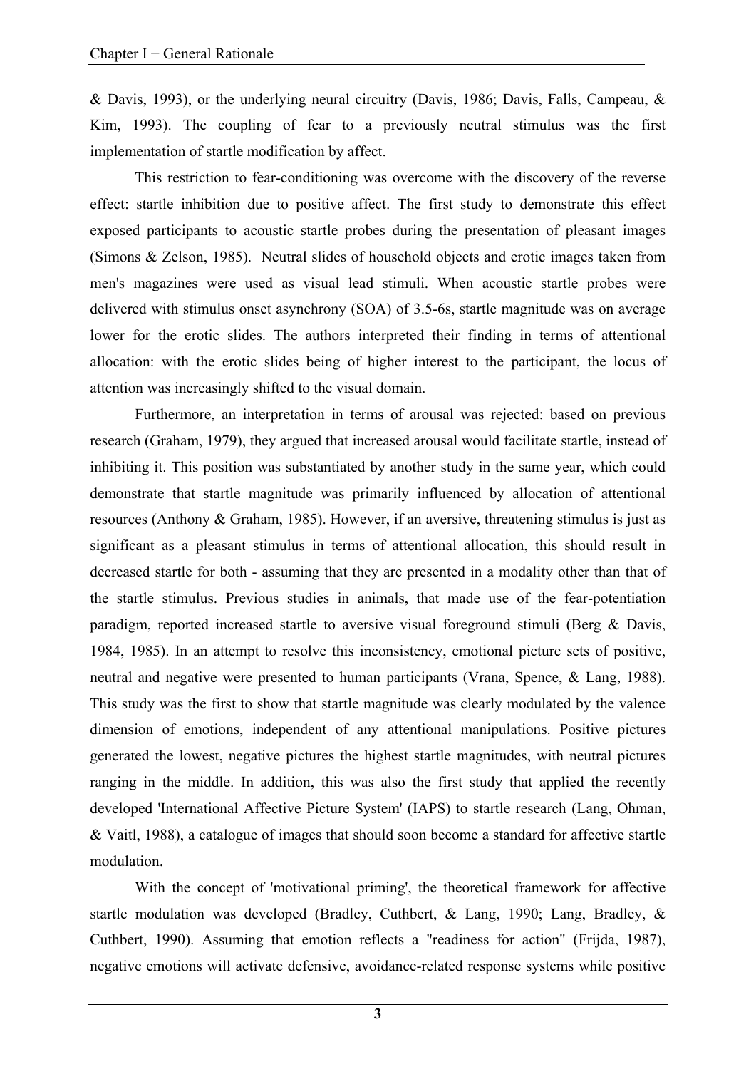& Davis, 1993), or the underlying neural circuitry (Davis, 1986; Davis, Falls, Campeau, & Kim, 1993). The coupling of fear to a previously neutral stimulus was the first implementation of startle modification by affect.

This restriction to fear-conditioning was overcome with the discovery of the reverse effect: startle inhibition due to positive affect. The first study to demonstrate this effect exposed participants to acoustic startle probes during the presentation of pleasant images (Simons & Zelson, 1985). Neutral slides of household objects and erotic images taken from men's magazines were used as visual lead stimuli. When acoustic startle probes were delivered with stimulus onset asynchrony (SOA) of 3.5-6s, startle magnitude was on average lower for the erotic slides. The authors interpreted their finding in terms of attentional allocation: with the erotic slides being of higher interest to the participant, the locus of attention was increasingly shifted to the visual domain.

Furthermore, an interpretation in terms of arousal was rejected: based on previous research (Graham, 1979), they argued that increased arousal would facilitate startle, instead of inhibiting it. This position was substantiated by another study in the same year, which could demonstrate that startle magnitude was primarily influenced by allocation of attentional resources (Anthony & Graham, 1985). However, if an aversive, threatening stimulus is just as significant as a pleasant stimulus in terms of attentional allocation, this should result in decreased startle for both - assuming that they are presented in a modality other than that of the startle stimulus. Previous studies in animals, that made use of the fear-potentiation paradigm, reported increased startle to aversive visual foreground stimuli (Berg & Davis, 1984, 1985). In an attempt to resolve this inconsistency, emotional picture sets of positive, neutral and negative were presented to human participants (Vrana, Spence, & Lang, 1988). This study was the first to show that startle magnitude was clearly modulated by the valence dimension of emotions, independent of any attentional manipulations. Positive pictures generated the lowest, negative pictures the highest startle magnitudes, with neutral pictures ranging in the middle. In addition, this was also the first study that applied the recently developed 'International Affective Picture System' (IAPS) to startle research (Lang, Ohman, & Vaitl, 1988), a catalogue of images that should soon become a standard for affective startle modulation.

With the concept of 'motivational priming', the theoretical framework for affective startle modulation was developed (Bradley, Cuthbert, & Lang, 1990; Lang, Bradley, & Cuthbert, 1990). Assuming that emotion reflects a "readiness for action" (Frijda, 1987), negative emotions will activate defensive, avoidance-related response systems while positive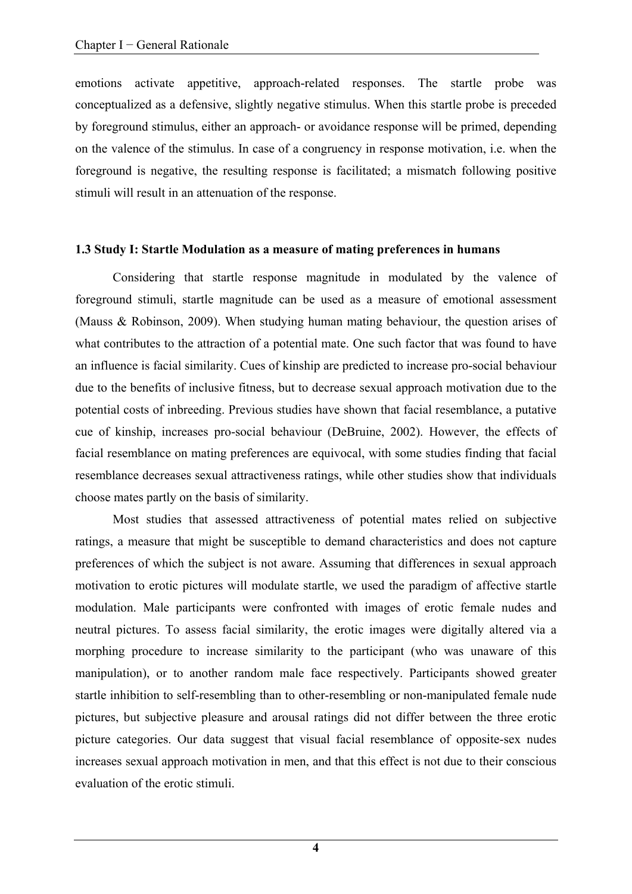emotions activate appetitive, approach-related responses. The startle probe was conceptualized as a defensive, slightly negative stimulus. When this startle probe is preceded by foreground stimulus, either an approach- or avoidance response will be primed, depending on the valence of the stimulus. In case of a congruency in response motivation, i.e. when the foreground is negative, the resulting response is facilitated; a mismatch following positive stimuli will result in an attenuation of the response.

### 1.3 Study I: Startle Modulation as a measure of mating preferences in humans

Considering that startle response magnitude in modulated by the valence of foreground stimuli, startle magnitude can be used as a measure of emotional assessment (Mauss & Robinson, 2009). When studying human mating behaviour, the question arises of what contributes to the attraction of a potential mate. One such factor that was found to have an influence is facial similarity. Cues of kinship are predicted to increase pro-social behaviour due to the benefits of inclusive fitness, but to decrease sexual approach motivation due to the potential costs of inbreeding. Previous studies have shown that facial resemblance, a putative cue of kinship, increases pro-social behaviour (DeBruine, 2002). However, the effects of facial resemblance on mating preferences are equivocal, with some studies finding that facial resemblance decreases sexual attractiveness ratings, while other studies show that individuals choose mates partly on the basis of similarity.

Most studies that assessed attractiveness of potential mates relied on subjective ratings, a measure that might be susceptible to demand characteristics and does not capture preferences of which the subject is not aware. Assuming that differences in sexual approach motivation to erotic pictures will modulate startle, we used the paradigm of affective startle modulation. Male participants were confronted with images of erotic female nudes and neutral pictures. To assess facial similarity, the erotic images were digitally altered via a morphing procedure to increase similarity to the participant (who was unaware of this manipulation), or to another random male face respectively. Participants showed greater startle inhibition to self-resembling than to other-resembling or non-manipulated female nude pictures, but subjective pleasure and arousal ratings did not differ between the three erotic picture categories. Our data suggest that visual facial resemblance of opposite-sex nudes increases sexual approach motivation in men, and that this effect is not due to their conscious evaluation of the erotic stimuli.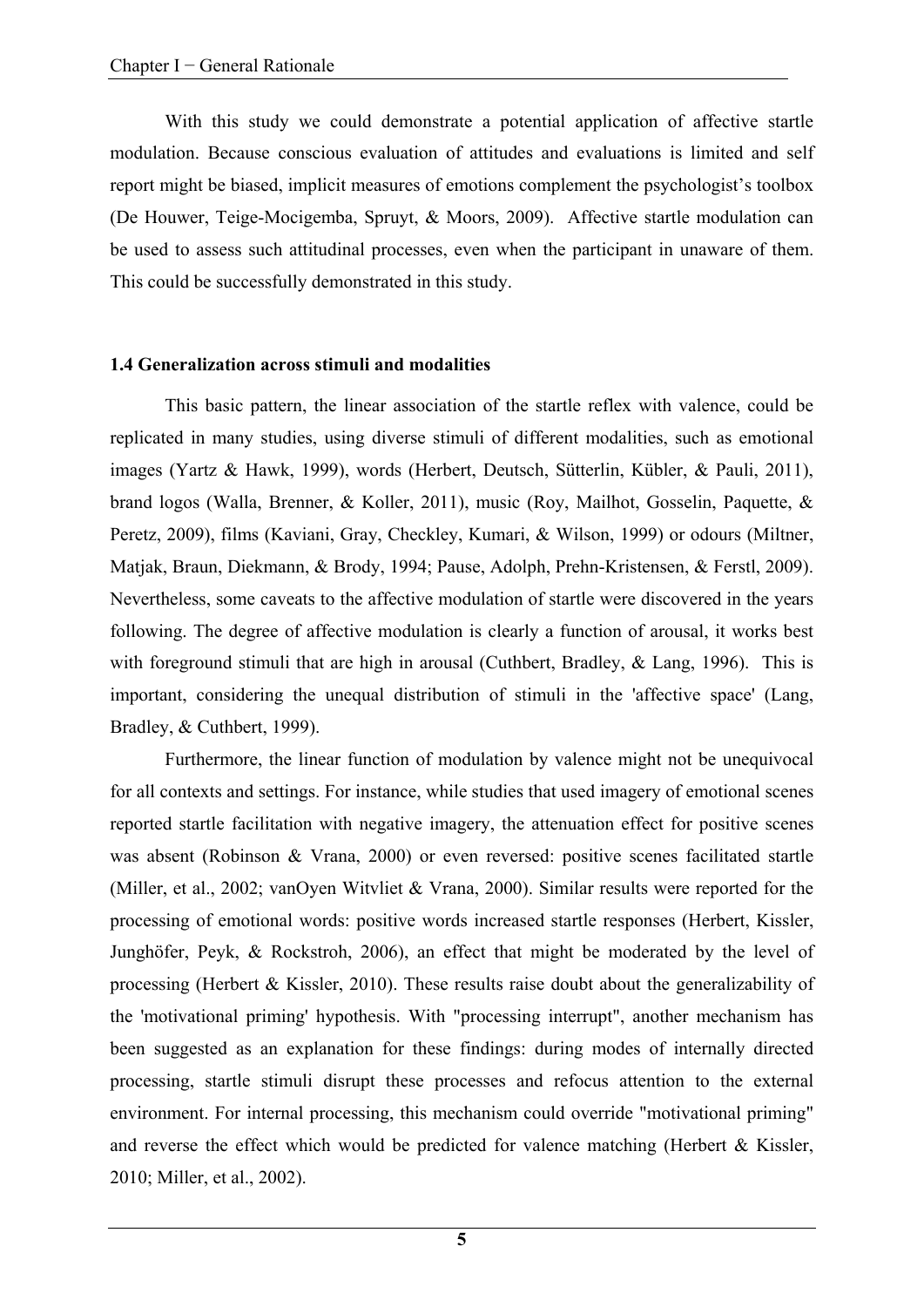With this study we could demonstrate a potential application of affective startle modulation. Because conscious evaluation of attitudes and evaluations is limited and self report might be biased, implicit measures of emotions complement the psychologist's toolbox (De Houwer, Teige-Mocigemba, Spruyt, & Moors, 2009). Affective startle modulation can be used to assess such attitudinal processes, even when the participant in unaware of them. This could be successfully demonstrated in this study.

### 1.4 Generalization across stimuli and modalities

This basic pattern, the linear association of the startle reflex with valence, could be replicated in many studies, using diverse stimuli of different modalities, such as emotional images (Yartz & Hawk, 1999), words (Herbert, Deutsch, Sütterlin, Kübler, & Pauli, 2011), brand logos (Walla, Brenner, & Koller, 2011), music (Roy, Mailhot, Gosselin, Paquette, & Peretz, 2009), films (Kaviani, Gray, Checkley, Kumari, & Wilson, 1999) or odours (Miltner, Matjak, Braun, Diekmann, & Brody, 1994; Pause, Adolph, Prehn-Kristensen, & Ferstl, 2009). Nevertheless, some caveats to the affective modulation of startle were discovered in the years following. The degree of affective modulation is clearly a function of arousal, it works best with foreground stimuli that are high in arousal (Cuthbert, Bradley, & Lang, 1996). This is important, considering the unequal distribution of stimuli in the 'affective space' (Lang, Bradley, & Cuthbert, 1999).

Furthermore, the linear function of modulation by valence might not be unequivocal for all contexts and settings. For instance, while studies that used imagery of emotional scenes reported startle facilitation with negative imagery, the attenuation effect for positive scenes was absent (Robinson & Vrana, 2000) or even reversed: positive scenes facilitated startle (Miller, et al., 2002; vanOyen Witvliet & Vrana, 2000). Similar results were reported for the processing of emotional words: positive words increased startle responses (Herbert, Kissler, Junghöfer, Peyk, & Rockstroh, 2006), an effect that might be moderated by the level of processing (Herbert & Kissler, 2010). These results raise doubt about the generalizability of the 'motivational priming' hypothesis. With "processing interrupt", another mechanism has been suggested as an explanation for these findings: during modes of internally directed processing, startle stimuli disrupt these processes and refocus attention to the external environment. For internal processing, this mechanism could override "motivational priming" and reverse the effect which would be predicted for valence matching (Herbert & Kissler, 2010; Miller, et al., 2002).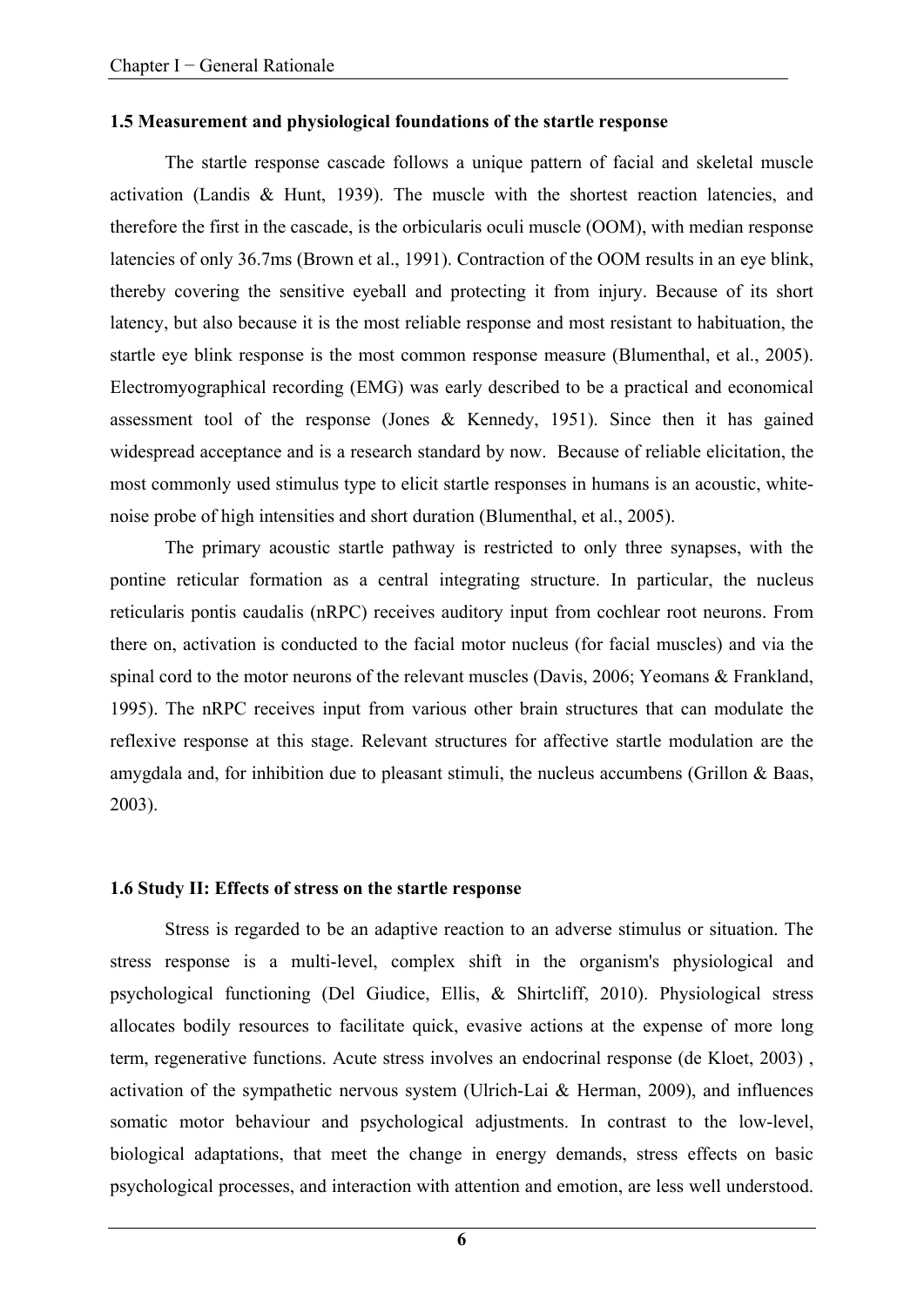### 1.5 Measurement and physiological foundations of the startle response

The startle response cascade follows a unique pattern of facial and skeletal muscle activation (Landis & Hunt, 1939). The muscle with the shortest reaction latencies, and therefore the first in the cascade, is the orbicularis oculi muscle (OOM), with median response latencies of only 36.7ms (Brown et al., 1991). Contraction of the OOM results in an eye blink, thereby covering the sensitive eyeball and protecting it from injury. Because of its short latency, but also because it is the most reliable response and most resistant to habituation, the startle eye blink response is the most common response measure (Blumenthal, et al., 2005). Electromyographical recording (EMG) was early described to be a practical and economical assessment tool of the response (Jones & Kennedy, 1951). Since then it has gained widespread acceptance and is a research standard by now. Because of reliable elicitation, the most commonly used stimulus type to elicit startle responses in humans is an acoustic, white-noise probe of high intensities and short duration (Blumenthal, et al., 2005).

The primary acoustic startle pathway is restricted to only three synapses, with the pontine reticular formation as a central integrating structure. In particular, the nucleus reticularis pontis caudalis (nRPC) receives auditory input from cochlear root neurons. From there on, activation is conducted to the facial motor nucleus (for facial muscles) and via the spinal cord to the motor neurons of the relevant muscles (Davis, 2006; Yeomans & Frankland, 1995). The nRPC receives input from various other brain structures that can modulate the reflexive response at this stage. Relevant structures for affective startle modulation are the amygdala and, for inhibition due to pleasant stimuli, the nucleus accumbens (Grillon & Baas, 2003).

### 1.6 Study II: Effects of stress on the startle response

Stress is regarded to be an adaptive reaction to an adverse stimulus or situation. The stress response is a multi-level, complex shift in the organism's physiological and psychological functioning (Del Giudice, Ellis, & Shirtcliff, 2010). Physiological stress allocates bodily resources to facilitate quick, evasive actions at the expense of more long term, regenerative functions. Acute stress involves an endocrinal response (de Kloet, 2003) , activation of the sympathetic nervous system (Ulrich-Lai & Herman, 2009), and influences somatic motor behaviour and psychological adjustments. In contrast to the low-level, biological adaptations, that meet the change in energy demands, stress effects on basic psychological processes, and interaction with attention and emotion, are less well understood.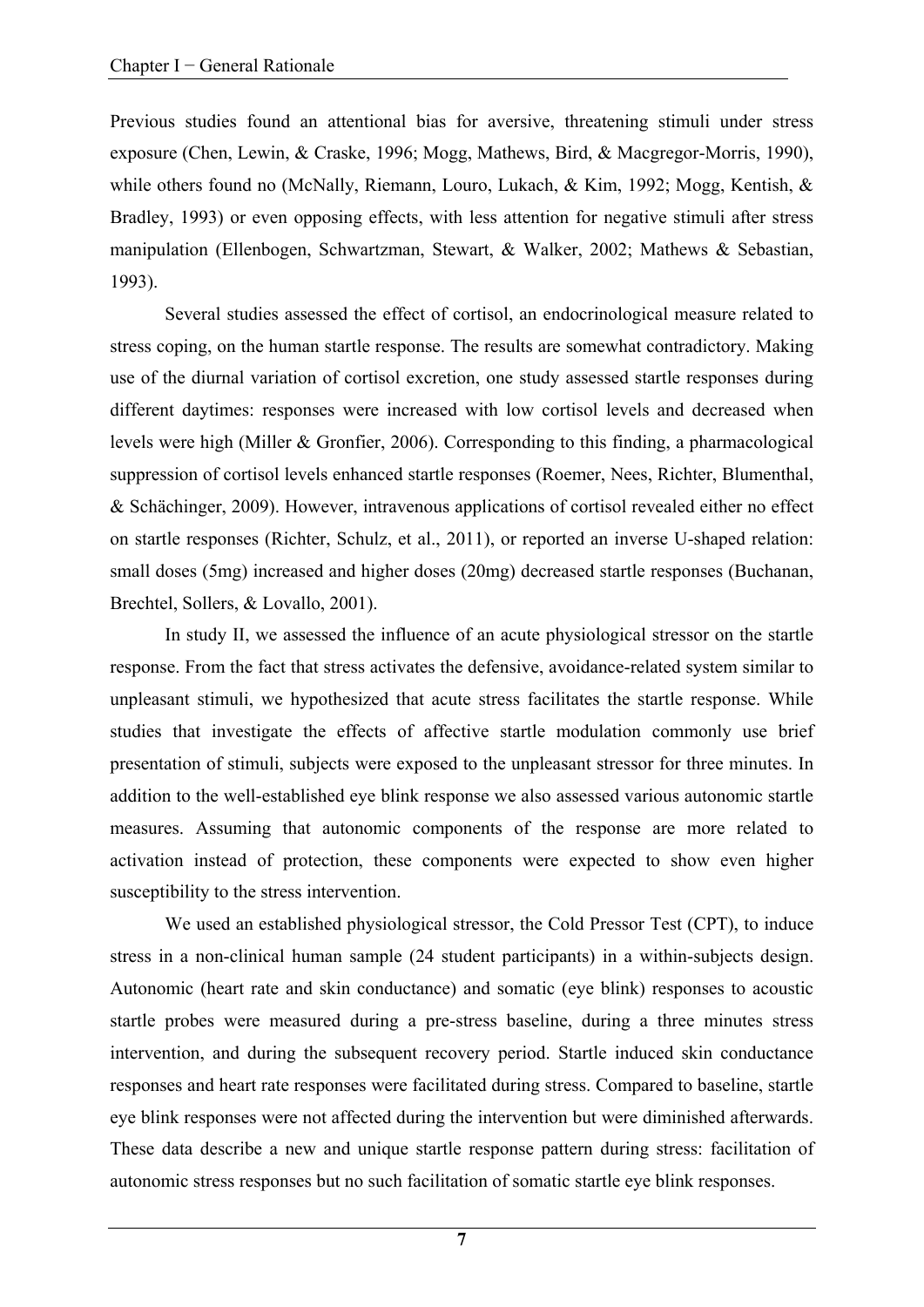Previous studies found an attentional bias for aversive, threatening stimuli under stress exposure (Chen, Lewin, & Craske, 1996; Mogg, Mathews, Bird, & Macgregor-Morris, 1990), while others found no (McNally, Riemann, Louro, Lukach, & Kim, 1992; Mogg, Kentish, & Bradley, 1993) or even opposing effects, with less attention for negative stimuli after stress manipulation (Ellenbogen, Schwartzman, Stewart, & Walker, 2002; Mathews & Sebastian, 1993).

Several studies assessed the effect of cortisol, an endocrinological measure related to stress coping, on the human startle response. The results are somewhat contradictory. Making use of the diurnal variation of cortisol excretion, one study assessed startle responses during different daytimes: responses were increased with low cortisol levels and decreased when levels were high (Miller & Gronfier, 2006). Corresponding to this finding, a pharmacological suppression of cortisol levels enhanced startle responses (Roemer, Nees, Richter, Blumenthal, & Schächinger, 2009). However, intravenous applications of cortisol revealed either no effect on startle responses (Richter, Schulz, et al., 2011), or reported an inverse U-shaped relation: small doses (5mg) increased and higher doses (20mg) decreased startle responses (Buchanan, Brechtel, Sollers, & Lovallo, 2001).

In study II, we assessed the influence of an acute physiological stressor on the startle response. From the fact that stress activates the defensive, avoidance-related system similar to unpleasant stimuli, we hypothesized that acute stress facilitates the startle response. While studies that investigate the effects of affective startle modulation commonly use brief presentation of stimuli, subjects were exposed to the unpleasant stressor for three minutes. In addition to the well-established eye blink response we also assessed various autonomic startle measures. Assuming that autonomic components of the response are more related to activation instead of protection, these components were expected to show even higher susceptibility to the stress intervention.

We used an established physiological stressor, the Cold Pressor Test (CPT), to induce stress in a non-clinical human sample (24 student participants) in a within-subjects design. Autonomic (heart rate and skin conductance) and somatic (eye blink) responses to acoustic startle probes were measured during a pre-stress baseline, during a three minutes stress intervention, and during the subsequent recovery period. Startle induced skin conductance responses and heart rate responses were facilitated during stress. Compared to baseline, startle eye blink responses were not affected during the intervention but were diminished afterwards. These data describe a new and unique startle response pattern during stress: facilitation of autonomic stress responses but no such facilitation of somatic startle eye blink responses.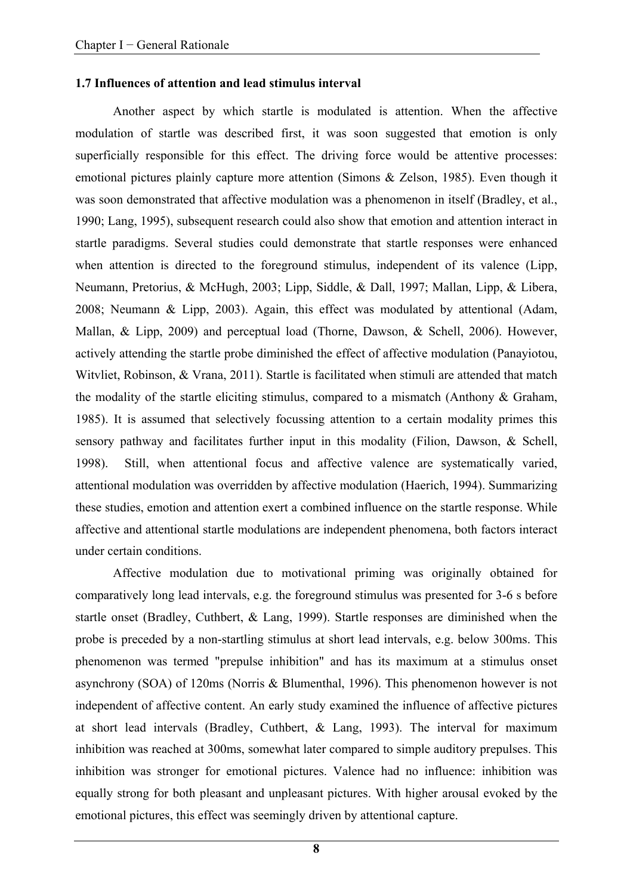### 1.7 Influences of attention and lead stimulus interval

Another aspect by which startle is modulated is attention. When the affective modulation of startle was described first, it was soon suggested that emotion is only superficially responsible for this effect. The driving force would be attentive processes: emotional pictures plainly capture more attention (Simons & Zelson, 1985). Even though it was soon demonstrated that affective modulation was a phenomenon in itself (Bradley, et al., 1990; Lang, 1995), subsequent research could also show that emotion and attention interact in startle paradigms. Several studies could demonstrate that startle responses were enhanced when attention is directed to the foreground stimulus, independent of its valence (Lipp, Neumann, Pretorius, & McHugh, 2003; Lipp, Siddle, & Dall, 1997; Mallan, Lipp, & Libera, 2008; Neumann & Lipp, 2003). Again, this effect was modulated by attentional (Adam, Mallan, & Lipp, 2009) and perceptual load (Thorne, Dawson, & Schell, 2006). However, actively attending the startle probe diminished the effect of affective modulation (Panayiotou, Witvliet, Robinson, & Vrana, 2011). Startle is facilitated when stimuli are attended that match the modality of the startle eliciting stimulus, compared to a mismatch (Anthony & Graham, 1985). It is assumed that selectively focussing attention to a certain modality primes this sensory pathway and facilitates further input in this modality (Filion, Dawson, & Schell, 1998). Still, when attentional focus and affective valence are systematically varied, attentional modulation was overridden by affective modulation (Haerich, 1994). Summarizing these studies, emotion and attention exert a combined influence on the startle response. While affective and attentional startle modulations are independent phenomena, both factors interact under certain conditions.

Affective modulation due to motivational priming was originally obtained for comparatively long lead intervals, e.g. the foreground stimulus was presented for 3-6 s before startle onset (Bradley, Cuthbert, & Lang, 1999). Startle responses are diminished when the probe is preceded by a non-startling stimulus at short lead intervals, e.g. below 300ms. This phenomenon was termed "prepulse inhibition" and has its maximum at a stimulus onset asynchrony (SOA) of 120ms (Norris & Blumenthal, 1996). This phenomenon however is not independent of affective content. An early study examined the influence of affective pictures at short lead intervals (Bradley, Cuthbert, & Lang, 1993). The interval for maximum inhibition was reached at 300ms, somewhat later compared to simple auditory prepulses. This inhibition was stronger for emotional pictures. Valence had no influence: inhibition was equally strong for both pleasant and unpleasant pictures. With higher arousal evoked by the emotional pictures, this effect was seemingly driven by attentional capture.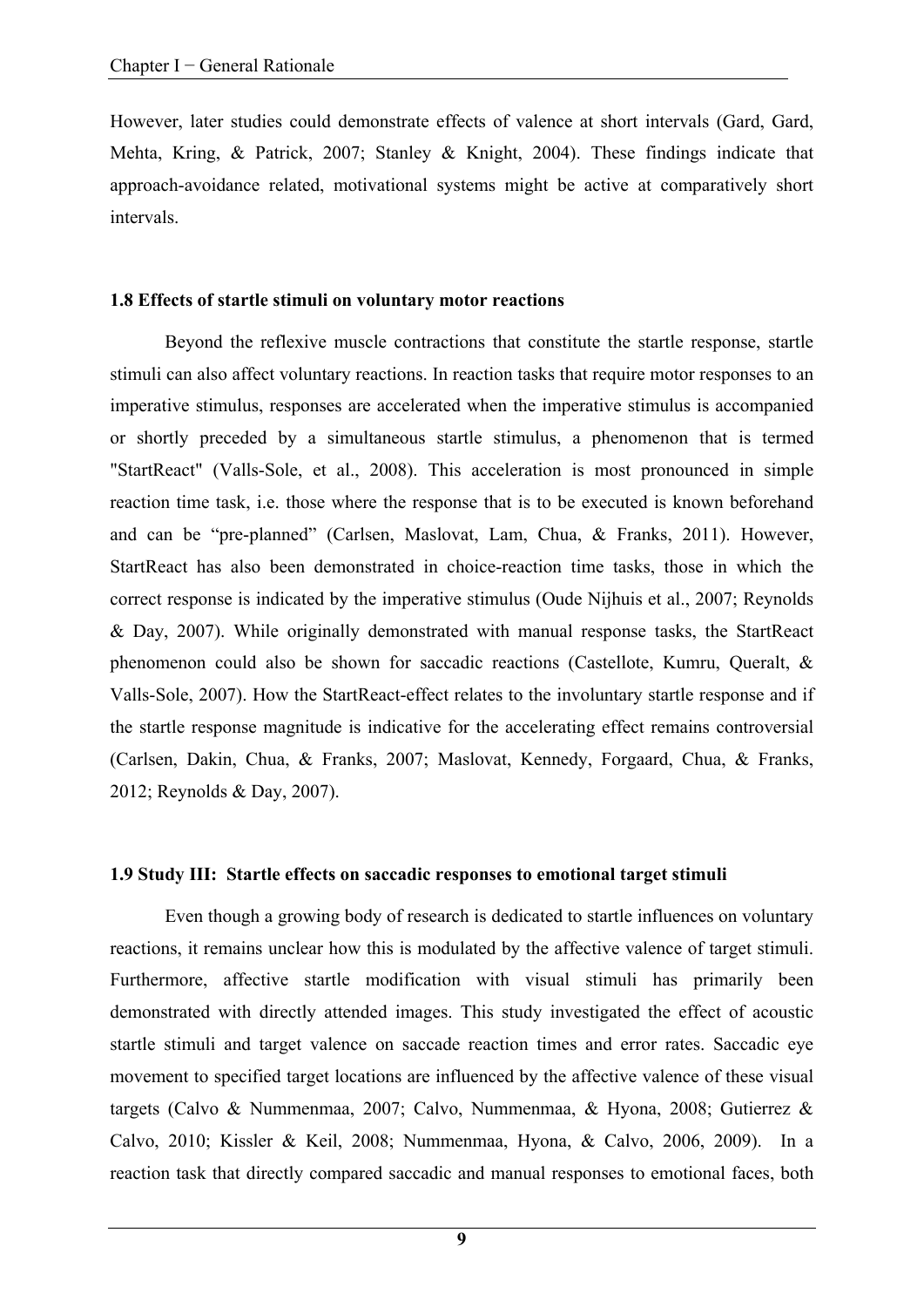However, later studies could demonstrate effects of valence at short intervals (Gard, Gard, Mehta, Kring, & Patrick, 2007; Stanley & Knight, 2004). These findings indicate that approach-avoidance related, motivational systems might be active at comparatively short intervals.

### 1.8 Effects of startle stimuli on voluntary motor reactions

Beyond the reflexive muscle contractions that constitute the startle response, startle stimuli can also affect voluntary reactions. In reaction tasks that require motor responses to an imperative stimulus, responses are accelerated when the imperative stimulus is accompanied or shortly preceded by a simultaneous startle stimulus, a phenomenon that is termed "StartReact" (Valls-Sole, et al., 2008). This acceleration is most pronounced in simple reaction time task, i.e. those where the response that is to be executed is known beforehand and can be "pre-planned" (Carlsen, Maslovat, Lam, Chua, & Franks, 2011). However, StartReact has also been demonstrated in choice-reaction time tasks, those in which the correct response is indicated by the imperative stimulus (Oude Nijhuis et al., 2007; Reynolds & Day, 2007). While originally demonstrated with manual response tasks, the StartReact phenomenon could also be shown for saccadic reactions (Castellote, Kumru, Queralt, & Valls-Sole, 2007). How the StartReact-effect relates to the involuntary startle response and if the startle response magnitude is indicative for the accelerating effect remains controversial (Carlsen, Dakin, Chua, & Franks, 2007; Maslovat, Kennedy, Forgaard, Chua, & Franks, 2012; Reynolds & Day, 2007).

### 1.9 Study III: Startle effects on saccadic responses to emotional target stimuli

Even though a growing body of research is dedicated to startle influences on voluntary reactions, it remains unclear how this is modulated by the affective valence of target stimuli. Furthermore, affective startle modification with visual stimuli has primarily been demonstrated with directly attended images. This study investigated the effect of acoustic startle stimuli and target valence on saccade reaction times and error rates. Saccadic eye movement to specified target locations are influenced by the affective valence of these visual targets (Calvo & Nummenmaa, 2007; Calvo, Nummenmaa, & Hyona, 2008; Gutierrez & Calvo, 2010; Kissler & Keil, 2008; Nummenmaa, Hyona, & Calvo, 2006, 2009). In a reaction task that directly compared saccadic and manual responses to emotional faces, both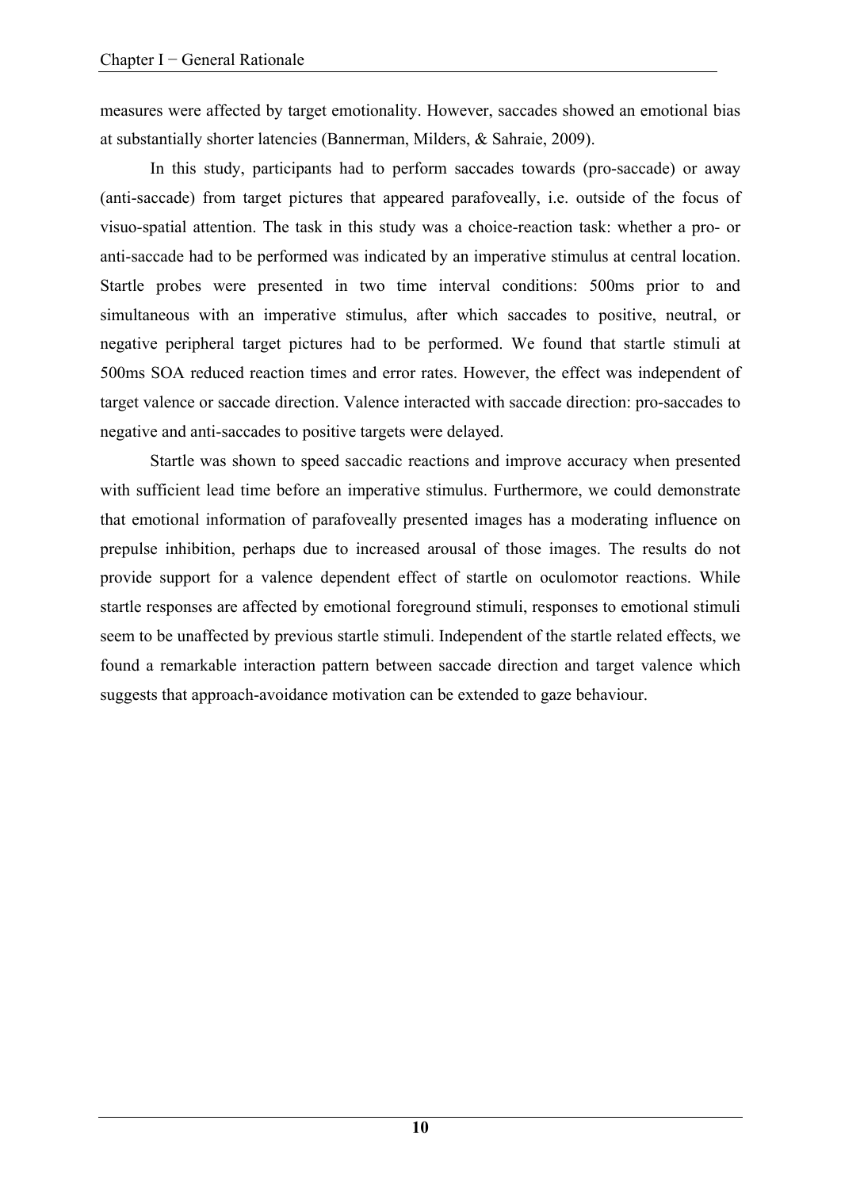measures were affected by target emotionality. However, saccades showed an emotional bias at substantially shorter latencies (Bannerman, Milders, & Sahraie, 2009).

In this study, participants had to perform saccades towards (pro-saccade) or away (anti-saccade) from target pictures that appeared parafoveally, i.e. outside of the focus of visuo-spatial attention. The task in this study was a choice-reaction task: whether a pro- or anti-saccade had to be performed was indicated by an imperative stimulus at central location. Startle probes were presented in two time interval conditions: 500ms prior to and simultaneous with an imperative stimulus, after which saccades to positive, neutral, or negative peripheral target pictures had to be performed. We found that startle stimuli at 500ms SOA reduced reaction times and error rates. However, the effect was independent of target valence or saccade direction. Valence interacted with saccade direction: pro-saccades to negative and anti-saccades to positive targets were delayed.

Startle was shown to speed saccadic reactions and improve accuracy when presented with sufficient lead time before an imperative stimulus. Furthermore, we could demonstrate that emotional information of parafoveally presented images has a moderating influence on prepulse inhibition, perhaps due to increased arousal of those images. The results do not provide support for a valence dependent effect of startle on oculomotor reactions. While startle responses are affected by emotional foreground stimuli, responses to emotional stimuli seem to be unaffected by previous startle stimuli. Independent of the startle related effects, we found a remarkable interaction pattern between saccade direction and target valence which suggests that approach-avoidance motivation can be extended to gaze behaviour.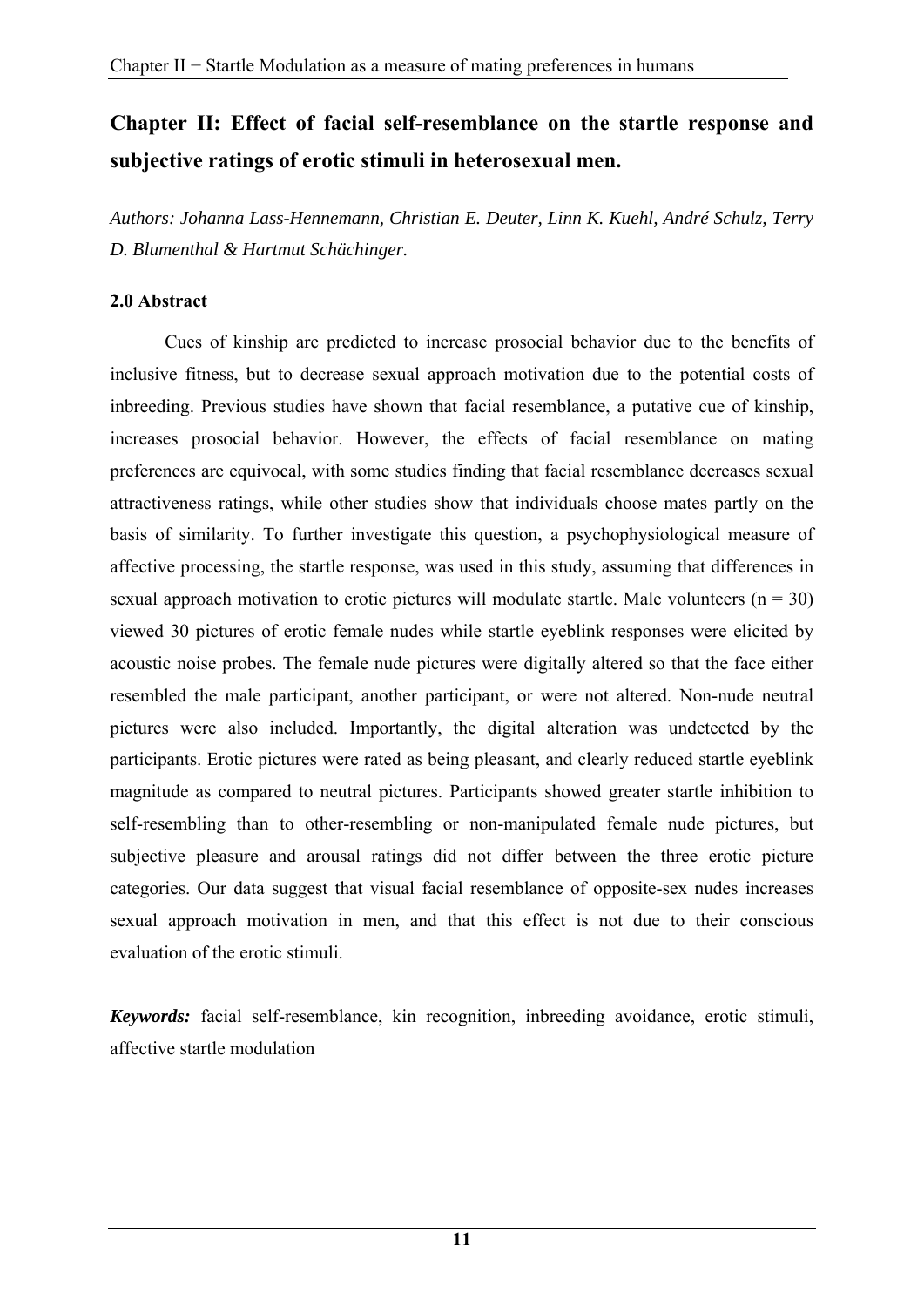# Chapter II: Effect of facial self-resemblance on the startle response and subjective ratings of erotic stimuli in heterosexual men.

*Authors: Johanna Lass-Hennemann, Christian E. Deuter, Linn K. Kuehl, André Schulz, Terry D. Blumenthal & Hartmut Schächinger.*

### 2.0 Abstract

Cues of kinship are predicted to increase prosocial behavior due to the benefits of inclusive fitness, but to decrease sexual approach motivation due to the potential costs of inbreeding. Previous studies have shown that facial resemblance, a putative cue of kinship, increases prosocial behavior. However, the effects of facial resemblance on mating preferences are equivocal, with some studies finding that facial resemblance decreases sexual attractiveness ratings, while other studies show that individuals choose mates partly on the basis of similarity. To further investigate this question, a psychophysiological measure of affective processing, the startle response, was used in this study, assuming that differences in sexual approach motivation to erotic pictures will modulate startle. Male volunteers ($n = 30$) viewed 30 pictures of erotic female nudes while startle eyeblink responses were elicited by acoustic noise probes. The female nude pictures were digitally altered so that the face either resembled the male participant, another participant, or were not altered. Non-nude neutral pictures were also included. Importantly, the digital alteration was undetected by the participants. Erotic pictures were rated as being pleasant, and clearly reduced startle eyeblink magnitude as compared to neutral pictures. Participants showed greater startle inhibition to self-resembling than to other-resembling or non-manipulated female nude pictures, but subjective pleasure and arousal ratings did not differ between the three erotic picture categories. Our data suggest that visual facial resemblance of opposite-sex nudes increases sexual approach motivation in men, and that this effect is not due to their conscious evaluation of the erotic stimuli.

***Keywords:*** facial self-resemblance, kin recognition, inbreeding avoidance, erotic stimuli, affective startle modulation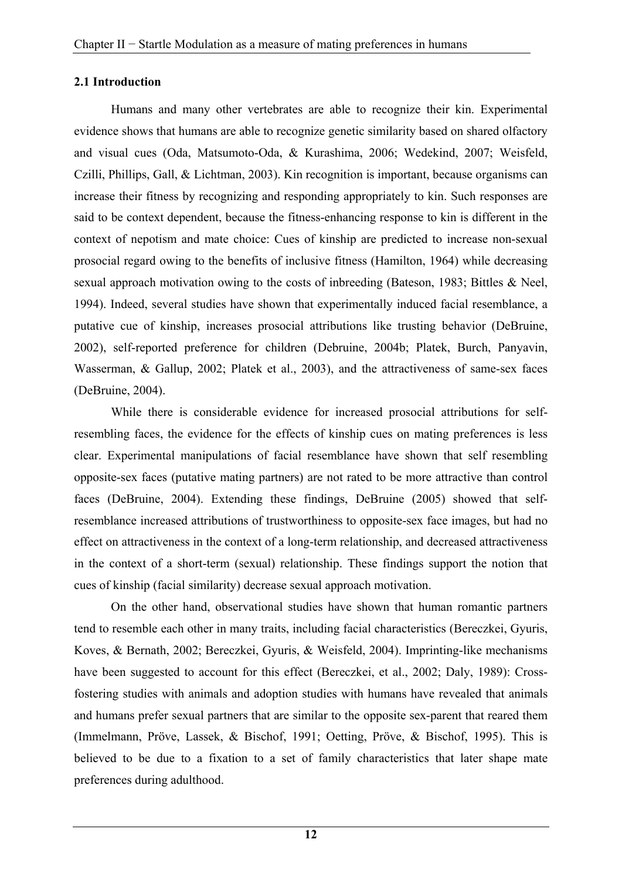## 2.1 Introduction

Humans and many other vertebrates are able to recognize their kin. Experimental evidence shows that humans are able to recognize genetic similarity based on shared olfactory and visual cues (Oda, Matsumoto-Oda, & Kurashima, 2006; Wedekind, 2007; Weisfeld, Czilli, Phillips, Gall, & Lichtman, 2003). Kin recognition is important, because organisms can increase their fitness by recognizing and responding appropriately to kin. Such responses are said to be context dependent, because the fitness-enhancing response to kin is different in the context of nepotism and mate choice: Cues of kinship are predicted to increase non-sexual prosocial regard owing to the benefits of inclusive fitness (Hamilton, 1964) while decreasing sexual approach motivation owing to the costs of inbreeding (Bateson, 1983; Bittles & Neel, 1994). Indeed, several studies have shown that experimentally induced facial resemblance, a putative cue of kinship, increases prosocial attributions like trusting behavior (DeBruine, 2002), self-reported preference for children (Debruine, 2004b; Platek, Burch, Panyavin, Wasserman, & Gallup, 2002; Platek et al., 2003), and the attractiveness of same-sex faces (DeBruine, 2004).

While there is considerable evidence for increased prosocial attributions for self-resembling faces, the evidence for the effects of kinship cues on mating preferences is less clear. Experimental manipulations of facial resemblance have shown that self resembling opposite-sex faces (putative mating partners) are not rated to be more attractive than control faces (DeBruine, 2004). Extending these findings, DeBruine (2005) showed that self-resemblance increased attributions of trustworthiness to opposite-sex face images, but had no effect on attractiveness in the context of a long-term relationship, and decreased attractiveness in the context of a short-term (sexual) relationship. These findings support the notion that cues of kinship (facial similarity) decrease sexual approach motivation.

On the other hand, observational studies have shown that human romantic partners tend to resemble each other in many traits, including facial characteristics (Bereczkei, Gyuris, Koves, & Bernath, 2002; Bereczkei, Gyuris, & Weisfeld, 2004). Imprinting-like mechanisms have been suggested to account for this effect (Bereczkei, et al., 2002; Daly, 1989): Cross-fostering studies with animals and adoption studies with humans have revealed that animals and humans prefer sexual partners that are similar to the opposite sex-parent that reared them (Immelmann, Pröve, Lassek, & Bischof, 1991; Oetting, Pröve, & Bischof, 1995). This is believed to be due to a fixation to a set of family characteristics that later shape mate preferences during adulthood.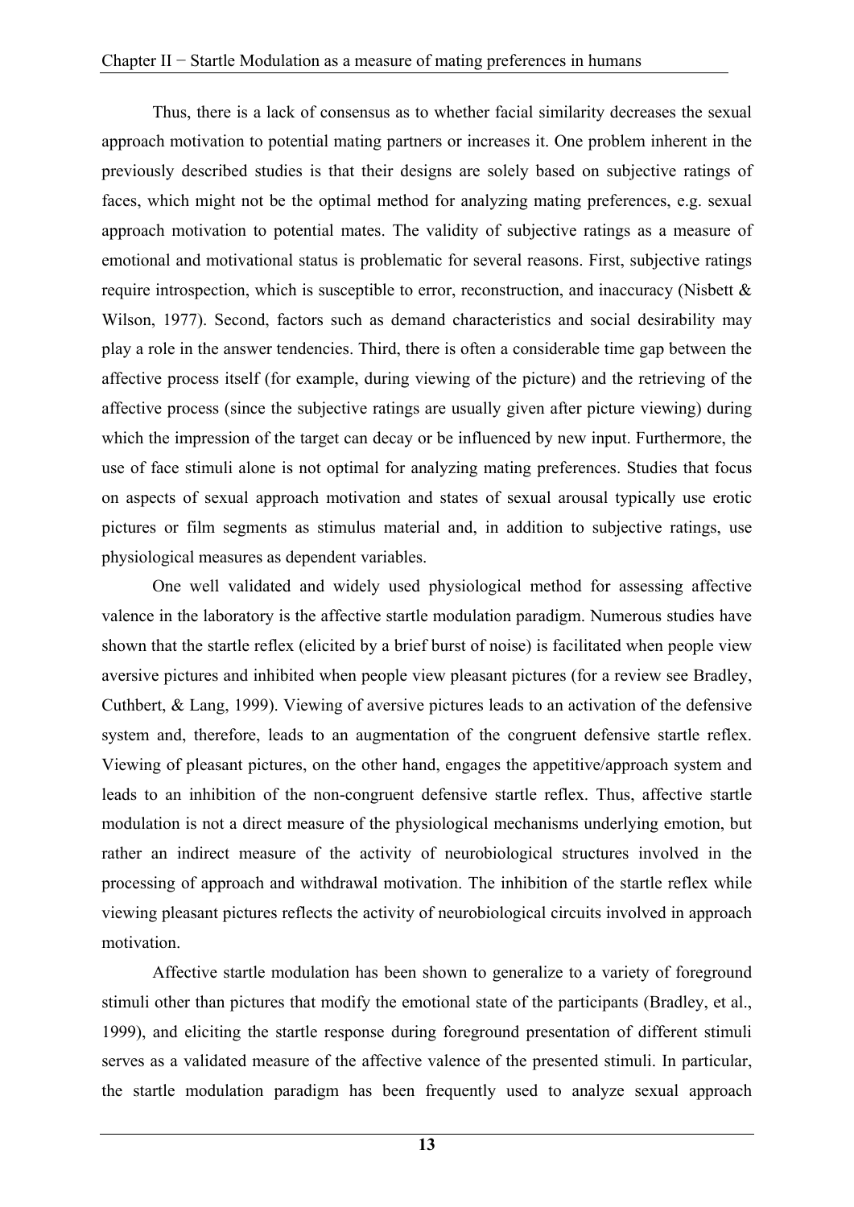Thus, there is a lack of consensus as to whether facial similarity decreases the sexual approach motivation to potential mating partners or increases it. One problem inherent in the previously described studies is that their designs are solely based on subjective ratings of faces, which might not be the optimal method for analyzing mating preferences, e.g. sexual approach motivation to potential mates. The validity of subjective ratings as a measure of emotional and motivational status is problematic for several reasons. First, subjective ratings require introspection, which is susceptible to error, reconstruction, and inaccuracy (Nisbett & Wilson, 1977). Second, factors such as demand characteristics and social desirability may play a role in the answer tendencies. Third, there is often a considerable time gap between the affective process itself (for example, during viewing of the picture) and the retrieving of the affective process (since the subjective ratings are usually given after picture viewing) during which the impression of the target can decay or be influenced by new input. Furthermore, the use of face stimuli alone is not optimal for analyzing mating preferences. Studies that focus on aspects of sexual approach motivation and states of sexual arousal typically use erotic pictures or film segments as stimulus material and, in addition to subjective ratings, use physiological measures as dependent variables.

One well validated and widely used physiological method for assessing affective valence in the laboratory is the affective startle modulation paradigm. Numerous studies have shown that the startle reflex (elicited by a brief burst of noise) is facilitated when people view aversive pictures and inhibited when people view pleasant pictures (for a review see Bradley, Cuthbert, & Lang, 1999). Viewing of aversive pictures leads to an activation of the defensive system and, therefore, leads to an augmentation of the congruent defensive startle reflex. Viewing of pleasant pictures, on the other hand, engages the appetitive/approach system and leads to an inhibition of the non-congruent defensive startle reflex. Thus, affective startle modulation is not a direct measure of the physiological mechanisms underlying emotion, but rather an indirect measure of the activity of neurobiological structures involved in the processing of approach and withdrawal motivation. The inhibition of the startle reflex while viewing pleasant pictures reflects the activity of neurobiological circuits involved in approach motivation.

Affective startle modulation has been shown to generalize to a variety of foreground stimuli other than pictures that modify the emotional state of the participants (Bradley, et al., 1999), and eliciting the startle response during foreground presentation of different stimuli serves as a validated measure of the affective valence of the presented stimuli. In particular, the startle modulation paradigm has been frequently used to analyze sexual approach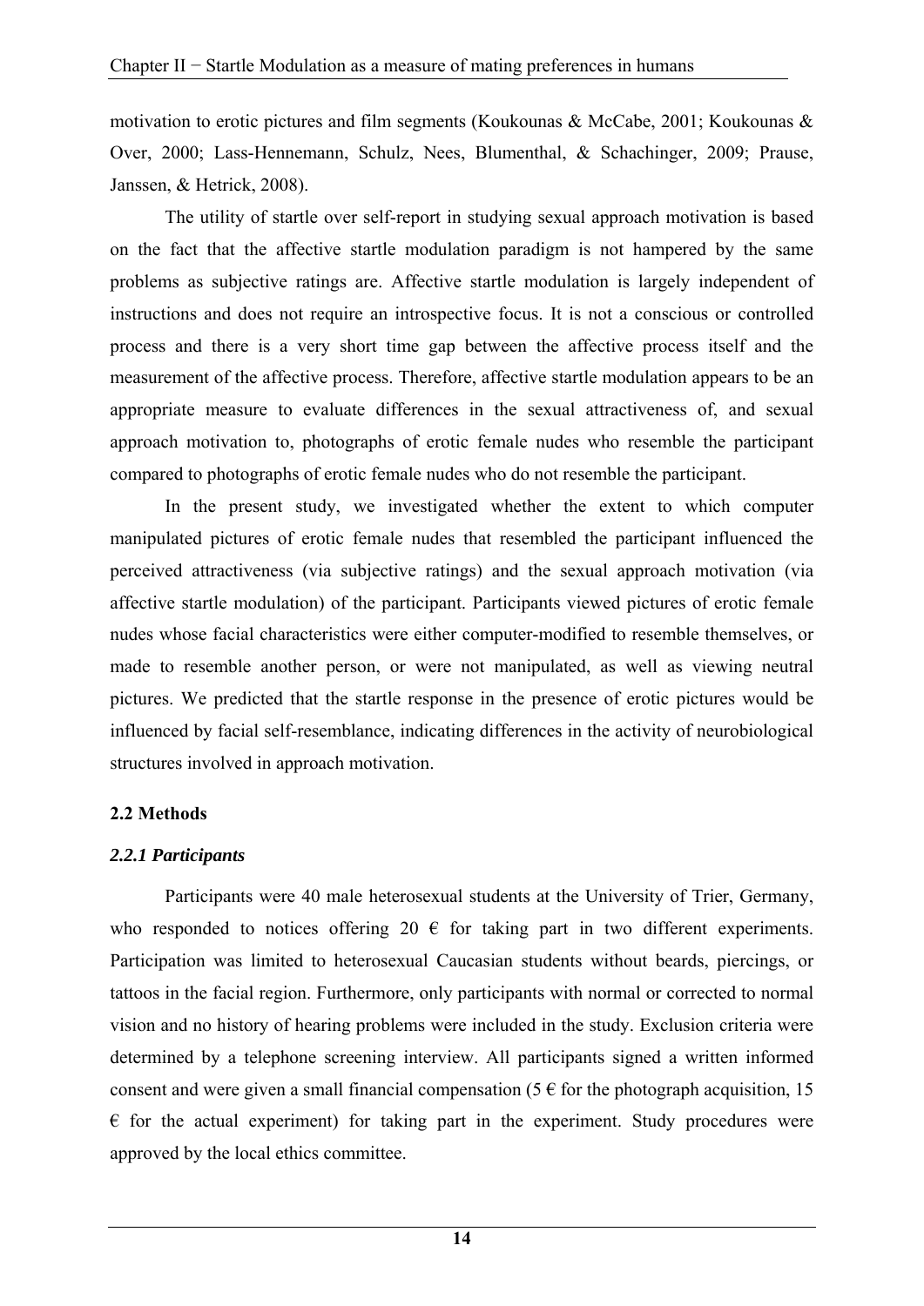motivation to erotic pictures and film segments (Koukounas & McCabe, 2001; Koukounas & Over, 2000; Lass-Hennemann, Schulz, Nees, Blumenthal, & Schachinger, 2009; Prause, Janssen, & Hetrick, 2008).

The utility of startle over self-report in studying sexual approach motivation is based on the fact that the affective startle modulation paradigm is not hampered by the same problems as subjective ratings are. Affective startle modulation is largely independent of instructions and does not require an introspective focus. It is not a conscious or controlled process and there is a very short time gap between the affective process itself and the measurement of the affective process. Therefore, affective startle modulation appears to be an appropriate measure to evaluate differences in the sexual attractiveness of, and sexual approach motivation to, photographs of erotic female nudes who resemble the participant compared to photographs of erotic female nudes who do not resemble the participant.

In the present study, we investigated whether the extent to which computer manipulated pictures of erotic female nudes that resembled the participant influenced the perceived attractiveness (via subjective ratings) and the sexual approach motivation (via affective startle modulation) of the participant. Participants viewed pictures of erotic female nudes whose facial characteristics were either computer-modified to resemble themselves, or made to resemble another person, or were not manipulated, as well as viewing neutral pictures. We predicted that the startle response in the presence of erotic pictures would be influenced by facial self-resemblance, indicating differences in the activity of neurobiological structures involved in approach motivation.

## 2.2 Methods

### *2.2.1 Participants*

Participants were 40 male heterosexual students at the University of Trier, Germany, who responded to notices offering 20 € for taking part in two different experiments. Participation was limited to heterosexual Caucasian students without beards, piercings, or tattoos in the facial region. Furthermore, only participants with normal or corrected to normal vision and no history of hearing problems were included in the study. Exclusion criteria were determined by a telephone screening interview. All participants signed a written informed consent and were given a small financial compensation (5 € for the photograph acquisition, 15 € for the actual experiment) for taking part in the experiment. Study procedures were approved by the local ethics committee.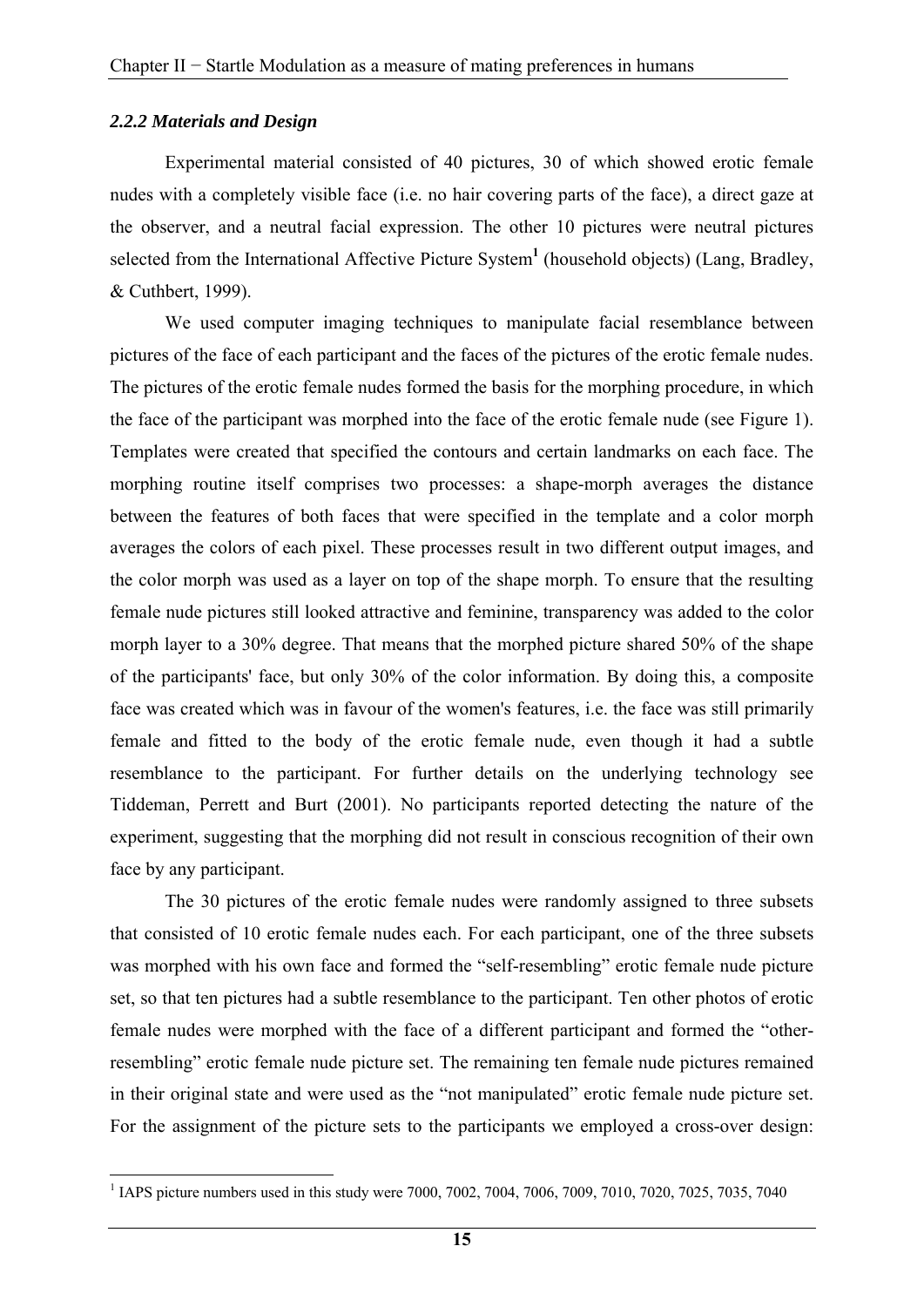### *2.2.2 Materials and Design*

Experimental material consisted of 40 pictures, 30 of which showed erotic female nudes with a completely visible face (i.e. no hair covering parts of the face), a direct gaze at the observer, and a neutral facial expression. The other 10 pictures were neutral pictures selected from the International Affective Picture System[1] (household objects) (Lang, Bradley, & Cuthbert, 1999).

We used computer imaging techniques to manipulate facial resemblance between pictures of the face of each participant and the faces of the pictures of the erotic female nudes. The pictures of the erotic female nudes formed the basis for the morphing procedure, in which the face of the participant was morphed into the face of the erotic female nude (see Figure 1). Templates were created that specified the contours and certain landmarks on each face. The morphing routine itself comprises two processes: a shape-morph averages the distance between the features of both faces that were specified in the template and a color morph averages the colors of each pixel. These processes result in two different output images, and the color morph was used as a layer on top of the shape morph. To ensure that the resulting female nude pictures still looked attractive and feminine, transparency was added to the color morph layer to a 30% degree. That means that the morphed picture shared 50% of the shape of the participants' face, but only 30% of the color information. By doing this, a composite face was created which was in favour of the women's features, i.e. the face was still primarily female and fitted to the body of the erotic female nude, even though it had a subtle resemblance to the participant. For further details on the underlying technology see Tiddeman, Perrett and Burt (2001). No participants reported detecting the nature of the experiment, suggesting that the morphing did not result in conscious recognition of their own face by any participant.

The 30 pictures of the erotic female nudes were randomly assigned to three subsets that consisted of 10 erotic female nudes each. For each participant, one of the three subsets was morphed with his own face and formed the "self-resembling" erotic female nude picture set, so that ten pictures had a subtle resemblance to the participant. Ten other photos of erotic female nudes were morphed with the face of a different participant and formed the "other-resembling" erotic female nude picture set. The remaining ten female nude pictures remained in their original state and were used as the "not manipulated" erotic female nude picture set. For the assignment of the picture sets to the participants we employed a cross-over design:

[1] IAPS picture numbers used in this study were 7000, 7002, 7004, 7006, 7009, 7010, 7020, 7025, 7035, 7040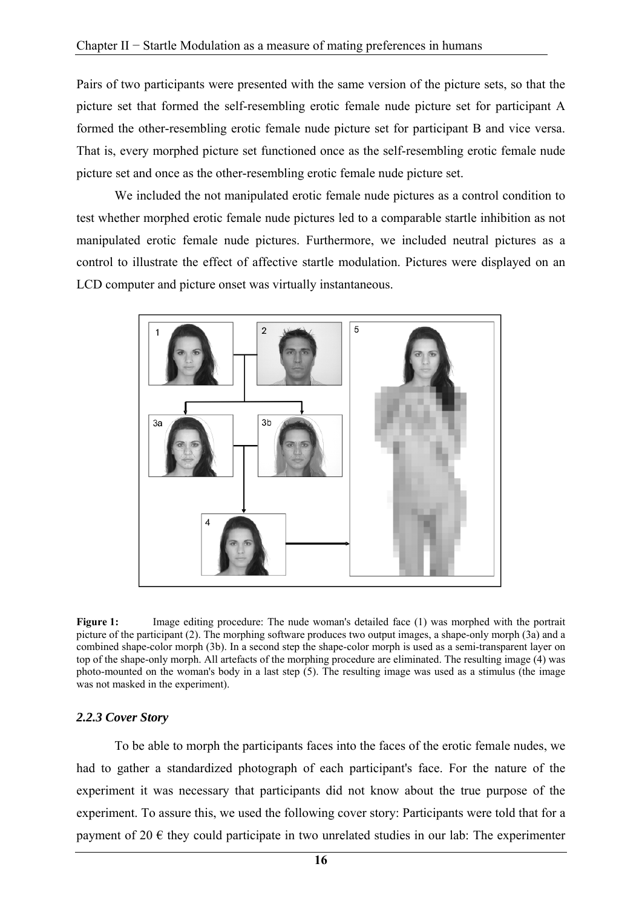Pairs of two participants were presented with the same version of the picture sets, so that the picture set that formed the self-resembling erotic female nude picture set for participant A formed the other-resembling erotic female nude picture set for participant B and vice versa. That is, every morphed picture set functioned once as the self-resembling erotic female nude picture set and once as the other-resembling erotic female nude picture set.

We included the not manipulated erotic female nude pictures as a control condition to test whether morphed erotic female nude pictures led to a comparable startle inhibition as not manipulated erotic female nude pictures. Furthermore, we included neutral pictures as a control to illustrate the effect of affective startle modulation. Pictures were displayed on an LCD computer and picture onset was virtually instantaneous.

**Figure 1:** Image editing procedure: The nude woman's detailed face (1) was morphed with the portrait picture of the participant (2). The morphing software produces two output images, a shape-only morph (3a) and a combined shape-color morph (3b). In a second step the shape-color morph is used as a semi-transparent layer on top of the shape-only morph. All artefacts of the morphing procedure are eliminated. The resulting image (4) was photo-mounted on the woman's body in a last step (5). The resulting image was used as a stimulus (the image was not masked in the experiment).

### *2.2.3 Cover Story*

To be able to morph the participants faces into the faces of the erotic female nudes, we had to gather a standardized photograph of each participant's face. For the nature of the experiment it was necessary that participants did not know about the true purpose of the experiment. To assure this, we used the following cover story: Participants were told that for a payment of 20 € they could participate in two unrelated studies in our lab: The experimenter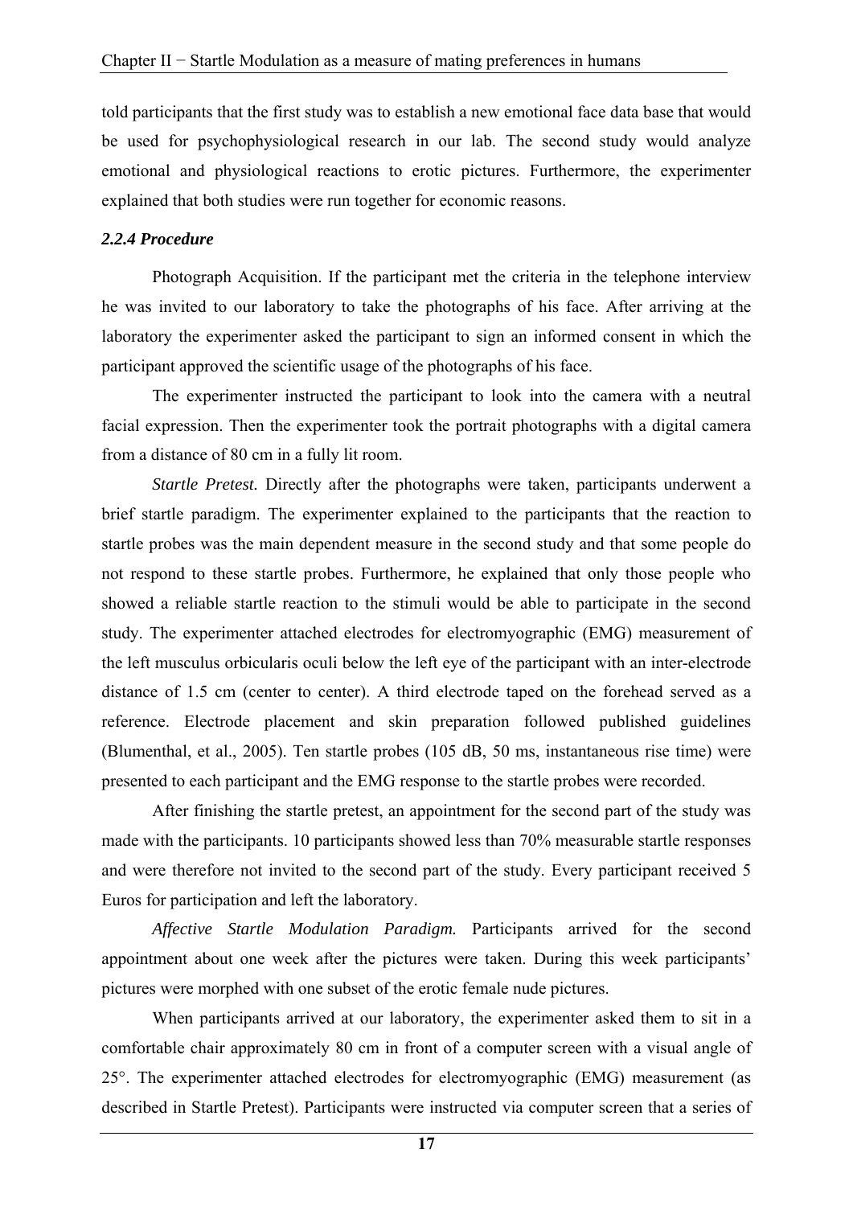told participants that the first study was to establish a new emotional face data base that would be used for psychophysiological research in our lab. The second study would analyze emotional and physiological reactions to erotic pictures. Furthermore, the experimenter explained that both studies were run together for economic reasons.

### *2.2.4 Procedure*

Photograph Acquisition. If the participant met the criteria in the telephone interview he was invited to our laboratory to take the photographs of his face. After arriving at the laboratory the experimenter asked the participant to sign an informed consent in which the participant approved the scientific usage of the photographs of his face.

The experimenter instructed the participant to look into the camera with a neutral facial expression. Then the experimenter took the portrait photographs with a digital camera from a distance of 80 cm in a fully lit room.

*Startle Pretest.* Directly after the photographs were taken, participants underwent a brief startle paradigm. The experimenter explained to the participants that the reaction to startle probes was the main dependent measure in the second study and that some people do not respond to these startle probes. Furthermore, he explained that only those people who showed a reliable startle reaction to the stimuli would be able to participate in the second study. The experimenter attached electrodes for electromyographic (EMG) measurement of the left musculus orbicularis oculi below the left eye of the participant with an inter-electrode distance of 1.5 cm (center to center). A third electrode taped on the forehead served as a reference. Electrode placement and skin preparation followed published guidelines (Blumenthal, et al., 2005). Ten startle probes (105 dB, 50 ms, instantaneous rise time) were presented to each participant and the EMG response to the startle probes were recorded.

After finishing the startle pretest, an appointment for the second part of the study was made with the participants. 10 participants showed less than 70% measurable startle responses and were therefore not invited to the second part of the study. Every participant received 5 Euros for participation and left the laboratory.

*Affective Startle Modulation Paradigm.* Participants arrived for the second appointment about one week after the pictures were taken. During this week participants' pictures were morphed with one subset of the erotic female nude pictures.

When participants arrived at our laboratory, the experimenter asked them to sit in a comfortable chair approximately 80 cm in front of a computer screen with a visual angle of 25°. The experimenter attached electrodes for electromyographic (EMG) measurement (as described in Startle Pretest). Participants were instructed via computer screen that a series of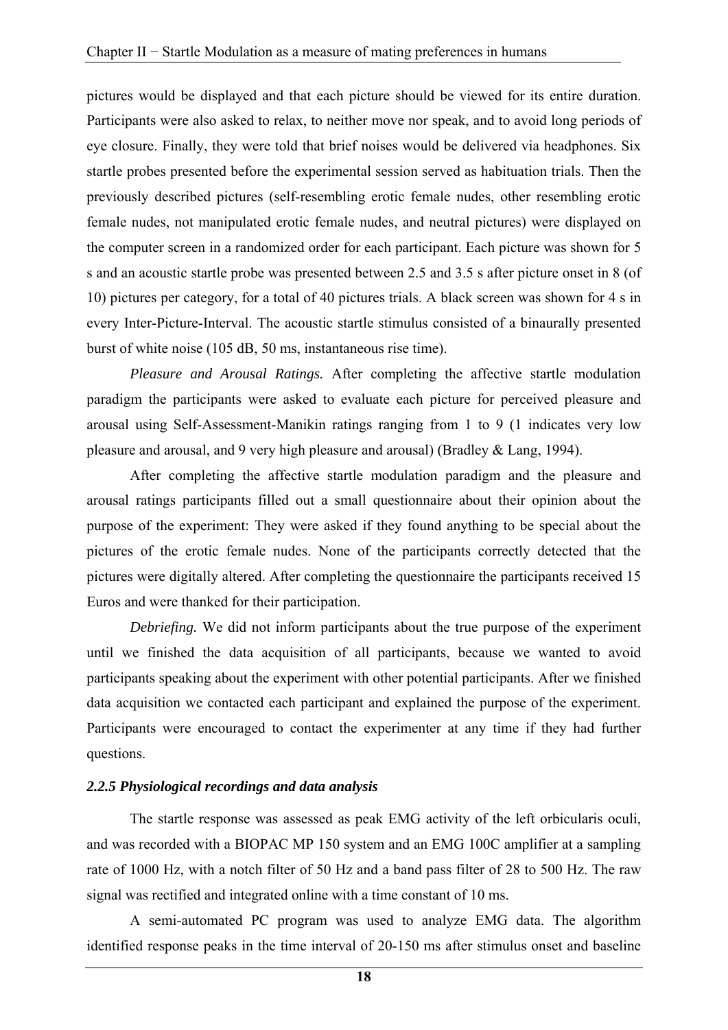pictures would be displayed and that each picture should be viewed for its entire duration. Participants were also asked to relax, to neither move nor speak, and to avoid long periods of eye closure. Finally, they were told that brief noises would be delivered via headphones. Six startle probes presented before the experimental session served as habituation trials. Then the previously described pictures (self-resembling erotic female nudes, other resembling erotic female nudes, not manipulated erotic female nudes, and neutral pictures) were displayed on the computer screen in a randomized order for each participant. Each picture was shown for 5 s and an acoustic startle probe was presented between 2.5 and 3.5 s after picture onset in 8 (of 10) pictures per category, for a total of 40 pictures trials. A black screen was shown for 4 s in every Inter-Picture-Interval. The acoustic startle stimulus consisted of a binaurally presented burst of white noise (105 dB, 50 ms, instantaneous rise time).

*Pleasure and Arousal Ratings.* After completing the affective startle modulation paradigm the participants were asked to evaluate each picture for perceived pleasure and arousal using Self-Assessment-Manikin ratings ranging from 1 to 9 (1 indicates very low pleasure and arousal, and 9 very high pleasure and arousal) (Bradley & Lang, 1994).

After completing the affective startle modulation paradigm and the pleasure and arousal ratings participants filled out a small questionnaire about their opinion about the purpose of the experiment: They were asked if they found anything to be special about the pictures of the erotic female nudes. None of the participants correctly detected that the pictures were digitally altered. After completing the questionnaire the participants received 15 Euros and were thanked for their participation.

*Debriefing.* We did not inform participants about the true purpose of the experiment until we finished the data acquisition of all participants, because we wanted to avoid participants speaking about the experiment with other potential participants. After we finished data acquisition we contacted each participant and explained the purpose of the experiment. Participants were encouraged to contact the experimenter at any time if they had further questions.

### *2.2.5 Physiological recordings and data analysis*

The startle response was assessed as peak EMG activity of the left orbicularis oculi, and was recorded with a BIOPAC MP 150 system and an EMG 100C amplifier at a sampling rate of 1000 Hz, with a notch filter of 50 Hz and a band pass filter of 28 to 500 Hz. The raw signal was rectified and integrated online with a time constant of 10 ms.

A semi-automated PC program was used to analyze EMG data. The algorithm identified response peaks in the time interval of 20-150 ms after stimulus onset and baseline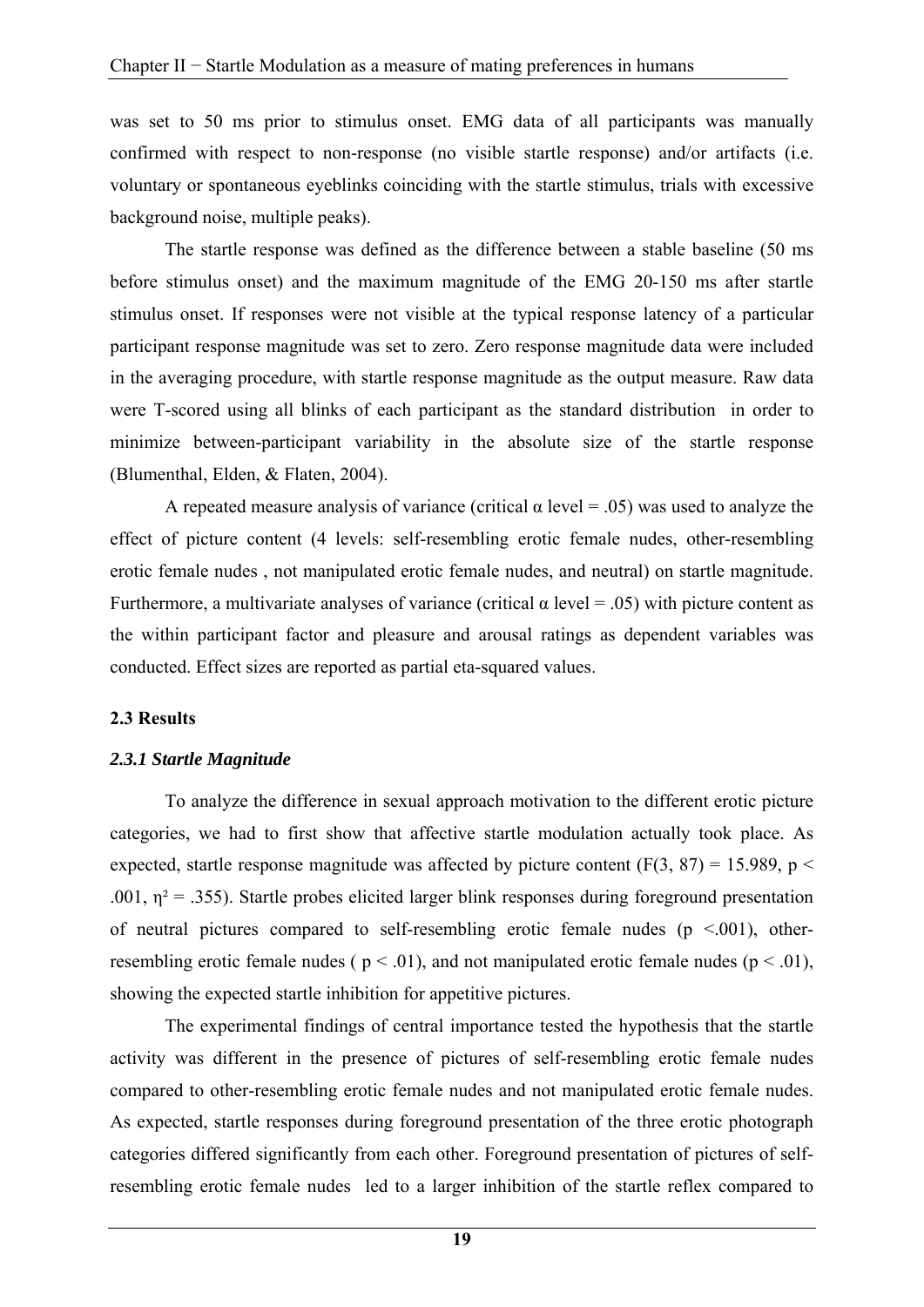was set to 50 ms prior to stimulus onset. EMG data of all participants was manually confirmed with respect to non-response (no visible startle response) and/or artifacts (i.e. voluntary or spontaneous eyeblinks coinciding with the startle stimulus, trials with excessive background noise, multiple peaks).

The startle response was defined as the difference between a stable baseline (50 ms before stimulus onset) and the maximum magnitude of the EMG 20-150 ms after startle stimulus onset. If responses were not visible at the typical response latency of a particular participant response magnitude was set to zero. Zero response magnitude data were included in the averaging procedure, with startle response magnitude as the output measure. Raw data were T-scored using all blinks of each participant as the standard distribution in order to minimize between-participant variability in the absolute size of the startle response (Blumenthal, Elden, & Flaten, 2004).

A repeated measure analysis of variance (critical $\alpha$ level = .05) was used to analyze the effect of picture content (4 levels: self-resembling erotic female nudes, other-resembling erotic female nudes , not manipulated erotic female nudes, and neutral) on startle magnitude. Furthermore, a multivariate analyses of variance (critical $\alpha$ level = .05) with picture content as the within participant factor and pleasure and arousal ratings as dependent variables was conducted. Effect sizes are reported as partial eta-squared values.

### 2.3 Results

#### *2.3.1 Startle Magnitude*

To analyze the difference in sexual approach motivation to the different erotic picture categories, we had to first show that affective startle modulation actually took place. As expected, startle response magnitude was affected by picture content ($F(3, 87) = 15.989$, $p < .001$, $\eta^2 = .355$). Startle probes elicited larger blink responses during foreground presentation of neutral pictures compared to self-resembling erotic female nudes ($p < .001$), other-resembling erotic female nudes ( $p < .01$), and not manipulated erotic female nudes ($p < .01$), showing the expected startle inhibition for appetitive pictures.

The experimental findings of central importance tested the hypothesis that the startle activity was different in the presence of pictures of self-resembling erotic female nudes compared to other-resembling erotic female nudes and not manipulated erotic female nudes. As expected, startle responses during foreground presentation of the three erotic photograph categories differed significantly from each other. Foreground presentation of pictures of self-resembling erotic female nudes led to a larger inhibition of the startle reflex compared to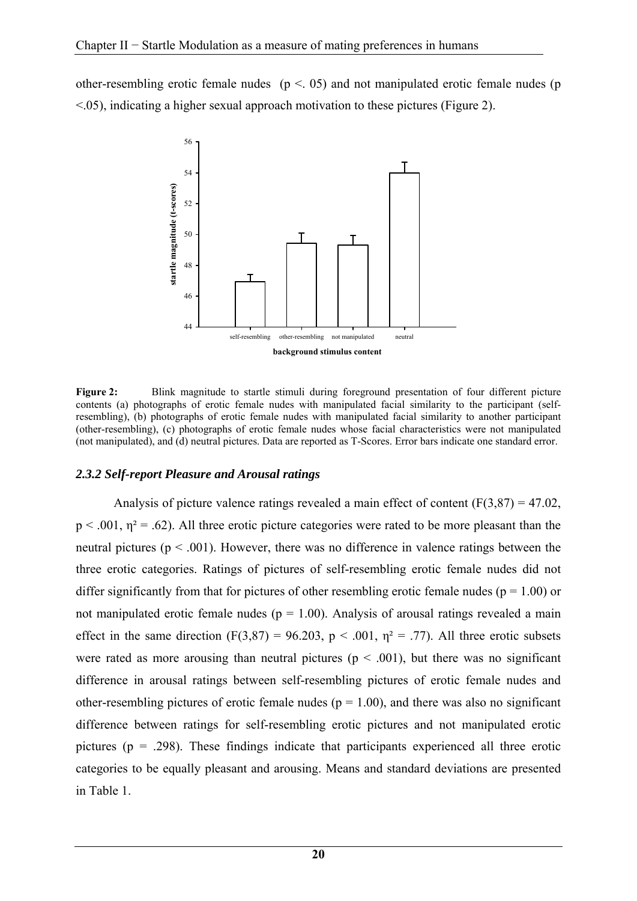other-resembling erotic female nudes ($p < .05$) and not manipulated erotic female nudes ($p < .05$), indicating a higher sexual approach motivation to these pictures (Figure 2).

**Figure 2:** Blink magnitude to startle stimuli during foreground presentation of four different picture contents (a) photographs of erotic female nudes with manipulated facial similarity to the participant (self-resembling), (b) photographs of erotic female nudes with manipulated facial similarity to another participant (other-resembling), (c) photographs of erotic female nudes whose facial characteristics were not manipulated (not manipulated), and (d) neutral pictures. Data are reported as T-Scores. Error bars indicate one standard error.

### *2.3.2 Self-report Pleasure and Arousal ratings*

Analysis of picture valence ratings revealed a main effect of content ($F(3,87) = 47.02$, $p < .001$, $\eta^2 = .62$). All three erotic picture categories were rated to be more pleasant than the neutral pictures ($p < .001$). However, there was no difference in valence ratings between the three erotic categories. Ratings of pictures of self-resembling erotic female nudes did not differ significantly from that for pictures of other resembling erotic female nudes ($p = 1.00$) or not manipulated erotic female nudes ($p = 1.00$). Analysis of arousal ratings revealed a main effect in the same direction ($F(3,87) = 96.203$, $p < .001$, $\eta^2 = .77$). All three erotic subsets were rated as more arousing than neutral pictures ($p < .001$), but there was no significant difference in arousal ratings between self-resembling pictures of erotic female nudes and other-resembling pictures of erotic female nudes ($p = 1.00$), and there was also no significant difference between ratings for self-resembling erotic pictures and not manipulated erotic pictures ($p = .298$). These findings indicate that participants experienced all three erotic categories to be equally pleasant and arousing. Means and standard deviations are presented in Table 1.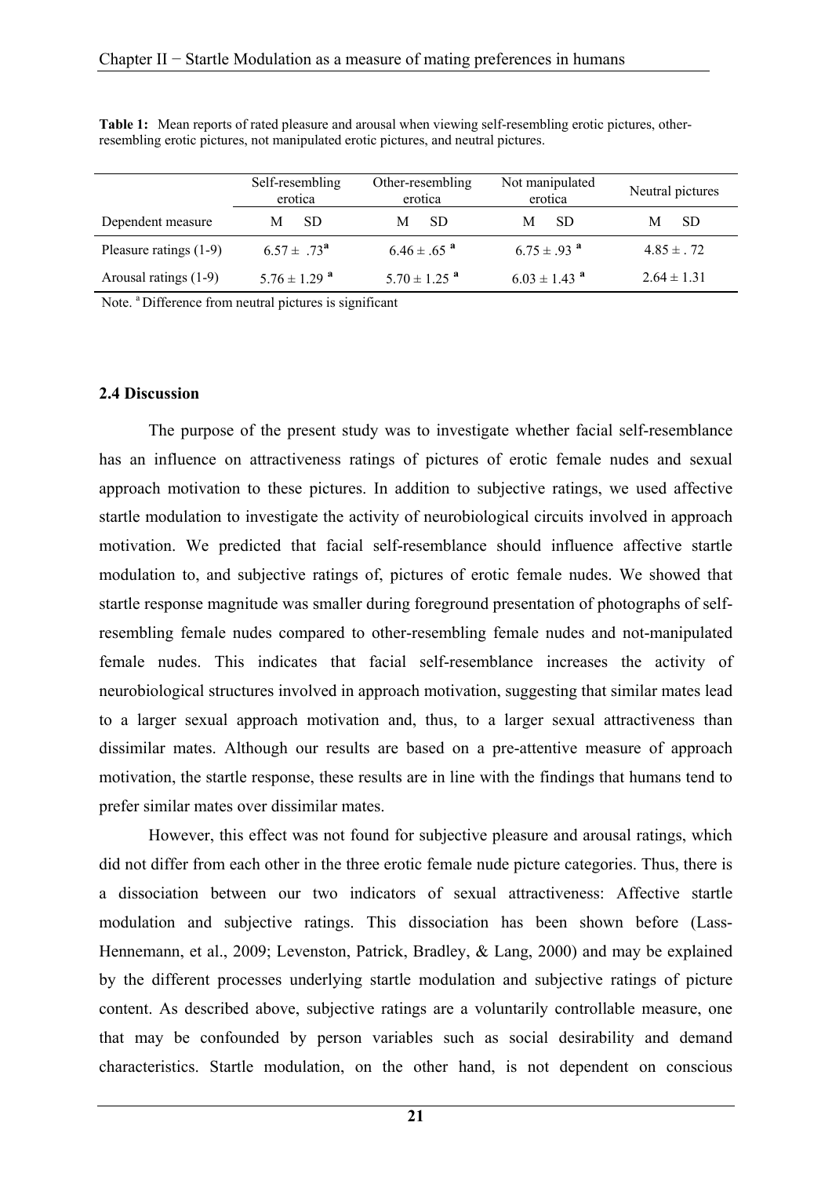**Table 1:** Mean reports of rated pleasure and arousal when viewing self-resembling erotic pictures, other-resembling erotic pictures, not manipulated erotic pictures, and neutral pictures.

| | Self-resembling erotica | Other-resembling erotica | Not manipulated erotica | Neutral pictures |
|---|---|---|---|---|
| Dependent measure | M SD | M SD | M SD | M SD |
| Pleasure ratings (1-9) | 6.57 ± .73[a] | 6.46 ± .65 [a] | 6.75 ± .93 [a] | 4.85 ± . 72 |
| Arousal ratings (1-9) | 5.76 ± 1.29 [a] | 5.70 ± 1.25 [a] | 6.03 ± 1.43 [a] | 2.64 ± 1.31 |

Note. [a] Difference from neutral pictures is significant

### 2.4 Discussion

The purpose of the present study was to investigate whether facial self-resemblance has an influence on attractiveness ratings of pictures of erotic female nudes and sexual approach motivation to these pictures. In addition to subjective ratings, we used affective startle modulation to investigate the activity of neurobiological circuits involved in approach motivation. We predicted that facial self-resemblance should influence affective startle modulation to, and subjective ratings of, pictures of erotic female nudes. We showed that startle response magnitude was smaller during foreground presentation of photographs of self-resembling female nudes compared to other-resembling female nudes and not-manipulated female nudes. This indicates that facial self-resemblance increases the activity of neurobiological structures involved in approach motivation, suggesting that similar mates lead to a larger sexual approach motivation and, thus, to a larger sexual attractiveness than dissimilar mates. Although our results are based on a pre-attentive measure of approach motivation, the startle response, these results are in line with the findings that humans tend to prefer similar mates over dissimilar mates.

However, this effect was not found for subjective pleasure and arousal ratings, which did not differ from each other in the three erotic female nude picture categories. Thus, there is a dissociation between our two indicators of sexual attractiveness: Affective startle modulation and subjective ratings. This dissociation has been shown before (Lass-Hennemann, et al., 2009; Levenston, Patrick, Bradley, & Lang, 2000) and may be explained by the different processes underlying startle modulation and subjective ratings of picture content. As described above, subjective ratings are a voluntarily controllable measure, one that may be confounded by person variables such as social desirability and demand characteristics. Startle modulation, on the other hand, is not dependent on conscious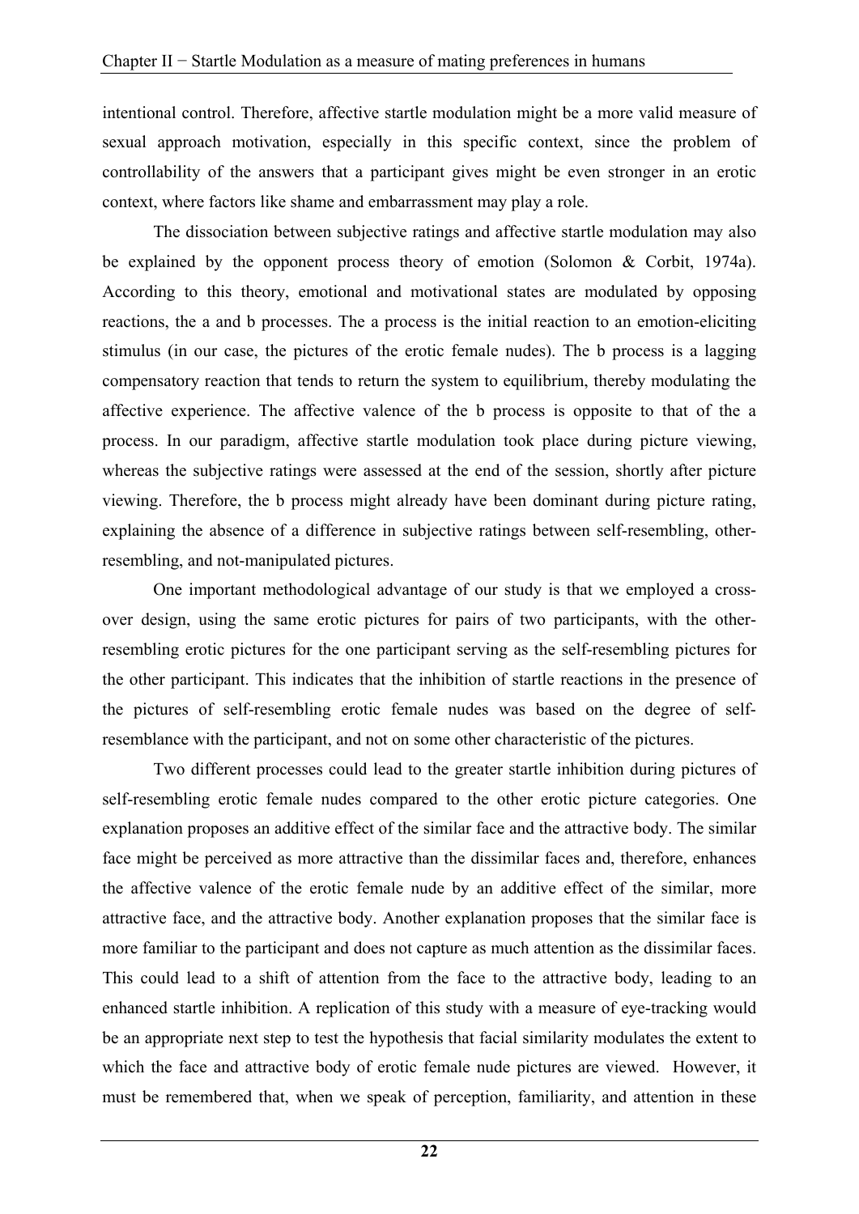intentional control. Therefore, affective startle modulation might be a more valid measure of sexual approach motivation, especially in this specific context, since the problem of controllability of the answers that a participant gives might be even stronger in an erotic context, where factors like shame and embarrassment may play a role.

The dissociation between subjective ratings and affective startle modulation may also be explained by the opponent process theory of emotion (Solomon & Corbit, 1974a). According to this theory, emotional and motivational states are modulated by opposing reactions, the a and b processes. The a process is the initial reaction to an emotion-eliciting stimulus (in our case, the pictures of the erotic female nudes). The b process is a lagging compensatory reaction that tends to return the system to equilibrium, thereby modulating the affective experience. The affective valence of the b process is opposite to that of the a process. In our paradigm, affective startle modulation took place during picture viewing, whereas the subjective ratings were assessed at the end of the session, shortly after picture viewing. Therefore, the b process might already have been dominant during picture rating, explaining the absence of a difference in subjective ratings between self-resembling, other-resembling, and not-manipulated pictures.

One important methodological advantage of our study is that we employed a cross-over design, using the same erotic pictures for pairs of two participants, with the other-resembling erotic pictures for the one participant serving as the self-resembling pictures for the other participant. This indicates that the inhibition of startle reactions in the presence of the pictures of self-resembling erotic female nudes was based on the degree of self-resemblance with the participant, and not on some other characteristic of the pictures.

Two different processes could lead to the greater startle inhibition during pictures of self-resembling erotic female nudes compared to the other erotic picture categories. One explanation proposes an additive effect of the similar face and the attractive body. The similar face might be perceived as more attractive than the dissimilar faces and, therefore, enhances the affective valence of the erotic female nude by an additive effect of the similar, more attractive face, and the attractive body. Another explanation proposes that the similar face is more familiar to the participant and does not capture as much attention as the dissimilar faces. This could lead to a shift of attention from the face to the attractive body, leading to an enhanced startle inhibition. A replication of this study with a measure of eye-tracking would be an appropriate next step to test the hypothesis that facial similarity modulates the extent to which the face and attractive body of erotic female nude pictures are viewed. However, it must be remembered that, when we speak of perception, familiarity, and attention in these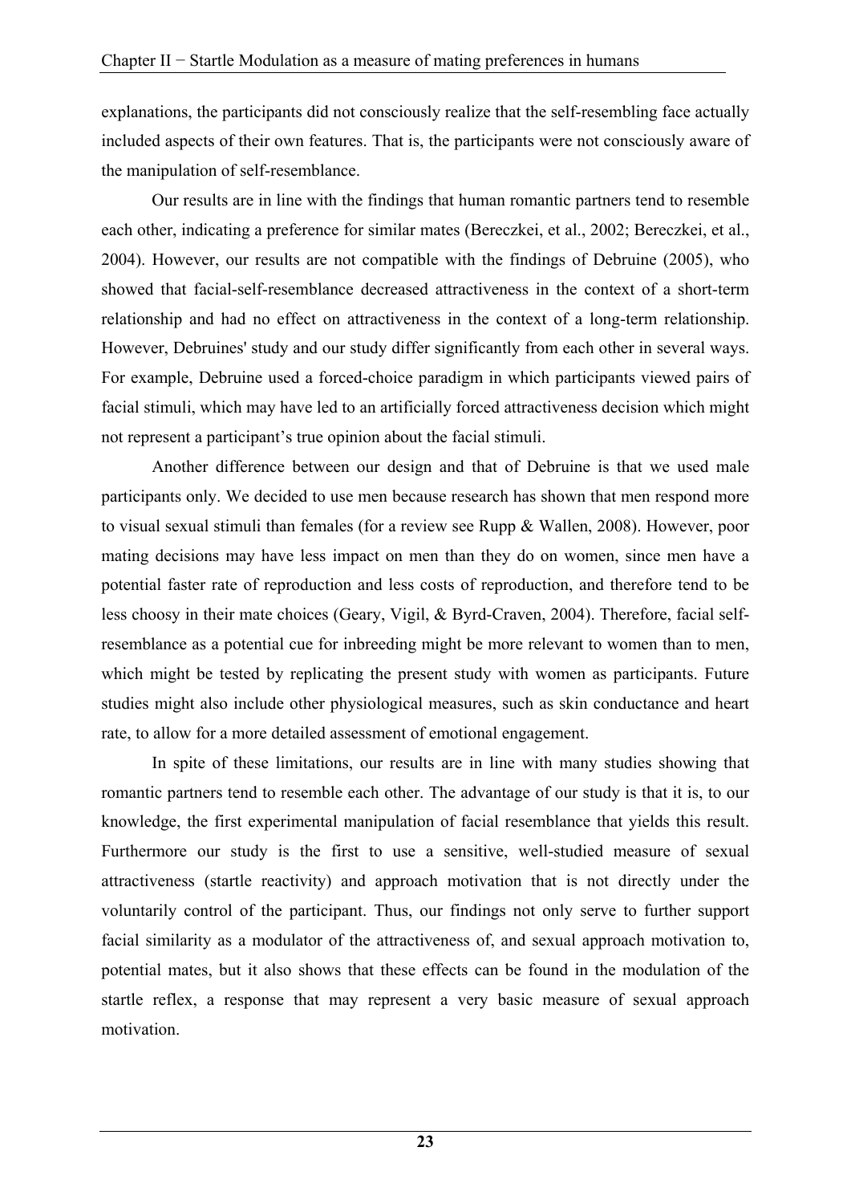explanations, the participants did not consciously realize that the self-resembling face actually included aspects of their own features. That is, the participants were not consciously aware of the manipulation of self-resemblance.

Our results are in line with the findings that human romantic partners tend to resemble each other, indicating a preference for similar mates (Bereczkei, et al., 2002; Bereczkei, et al., 2004). However, our results are not compatible with the findings of Debruine (2005), who showed that facial-self-resemblance decreased attractiveness in the context of a short-term relationship and had no effect on attractiveness in the context of a long-term relationship. However, Debruines' study and our study differ significantly from each other in several ways. For example, Debruine used a forced-choice paradigm in which participants viewed pairs of facial stimuli, which may have led to an artificially forced attractiveness decision which might not represent a participant's true opinion about the facial stimuli.

Another difference between our design and that of Debruine is that we used male participants only. We decided to use men because research has shown that men respond more to visual sexual stimuli than females (for a review see Rupp & Wallen, 2008). However, poor mating decisions may have less impact on men than they do on women, since men have a potential faster rate of reproduction and less costs of reproduction, and therefore tend to be less choosy in their mate choices (Geary, Vigil, & Byrd-Craven, 2004). Therefore, facial self-resemblance as a potential cue for inbreeding might be more relevant to women than to men, which might be tested by replicating the present study with women as participants. Future studies might also include other physiological measures, such as skin conductance and heart rate, to allow for a more detailed assessment of emotional engagement.

In spite of these limitations, our results are in line with many studies showing that romantic partners tend to resemble each other. The advantage of our study is that it is, to our knowledge, the first experimental manipulation of facial resemblance that yields this result. Furthermore our study is the first to use a sensitive, well-studied measure of sexual attractiveness (startle reactivity) and approach motivation that is not directly under the voluntarily control of the participant. Thus, our findings not only serve to further support facial similarity as a modulator of the attractiveness of, and sexual approach motivation to, potential mates, but it also shows that these effects can be found in the modulation of the startle reflex, a response that may represent a very basic measure of sexual approach motivation.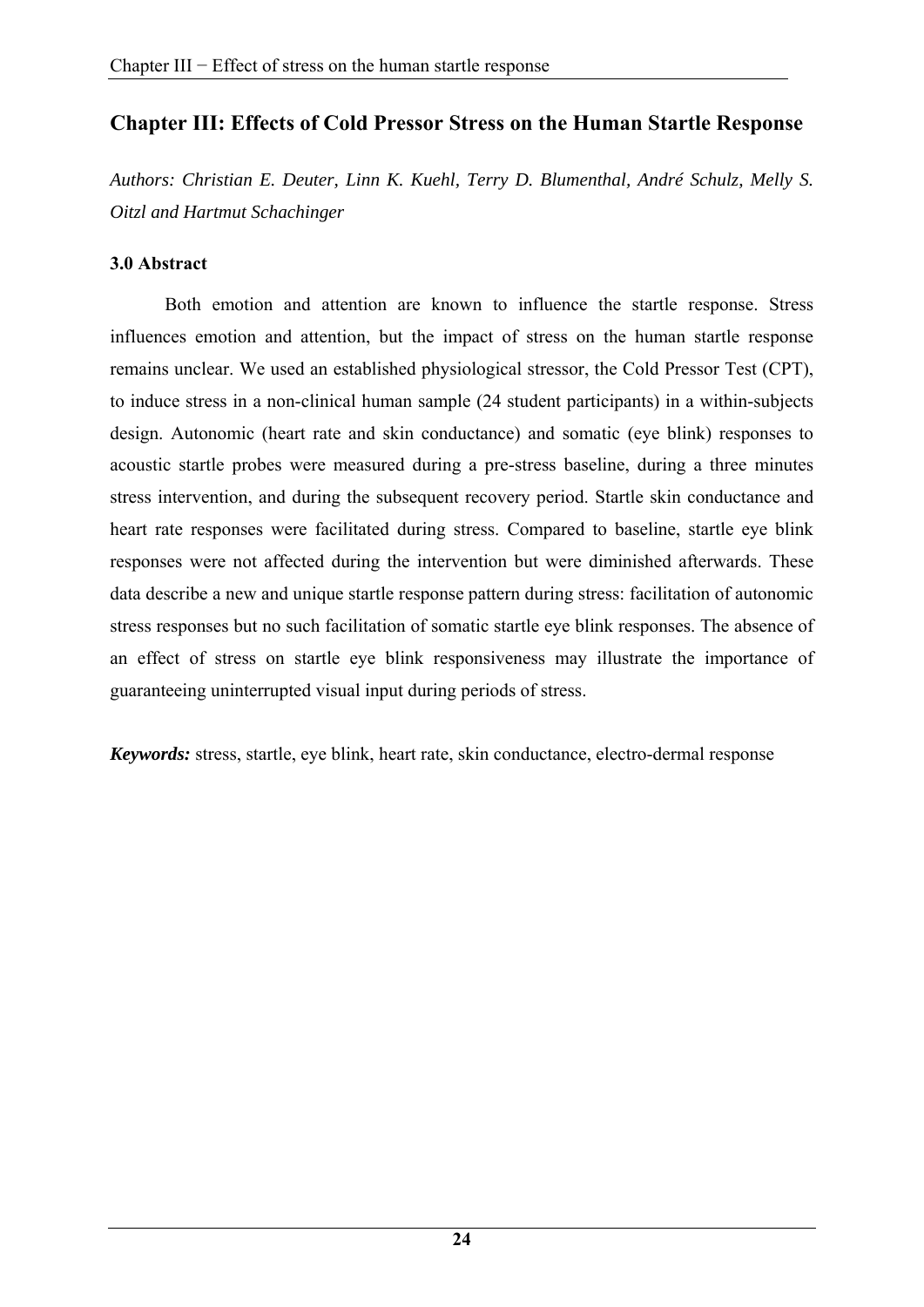# Chapter III: Effects of Cold Pressor Stress on the Human Startle Response

*Authors: Christian E. Deuter, Linn K. Kuehl, Terry D. Blumenthal, André Schulz, Melly S. Oitzl and Hartmut Schachinger*

### 3.0 Abstract

Both emotion and attention are known to influence the startle response. Stress influences emotion and attention, but the impact of stress on the human startle response remains unclear. We used an established physiological stressor, the Cold Pressor Test (CPT), to induce stress in a non-clinical human sample (24 student participants) in a within-subjects design. Autonomic (heart rate and skin conductance) and somatic (eye blink) responses to acoustic startle probes were measured during a pre-stress baseline, during a three minutes stress intervention, and during the subsequent recovery period. Startle skin conductance and heart rate responses were facilitated during stress. Compared to baseline, startle eye blink responses were not affected during the intervention but were diminished afterwards. These data describe a new and unique startle response pattern during stress: facilitation of autonomic stress responses but no such facilitation of somatic startle eye blink responses. The absence of an effect of stress on startle eye blink responsiveness may illustrate the importance of guaranteeing uninterrupted visual input during periods of stress.

***Keywords:*** stress, startle, eye blink, heart rate, skin conductance, electro-dermal response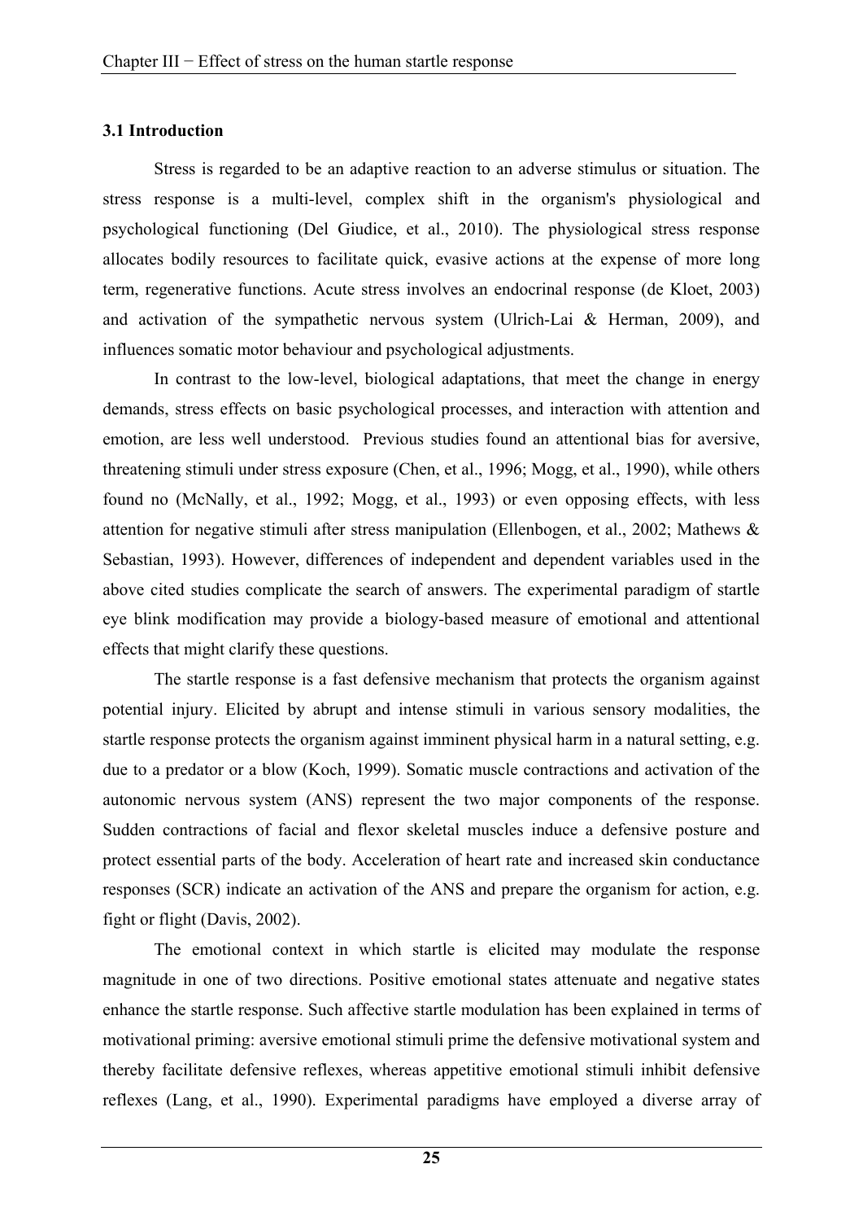### 3.1 Introduction

Stress is regarded to be an adaptive reaction to an adverse stimulus or situation. The stress response is a multi-level, complex shift in the organism's physiological and psychological functioning (Del Giudice, et al., 2010). The physiological stress response allocates bodily resources to facilitate quick, evasive actions at the expense of more long term, regenerative functions. Acute stress involves an endocrinal response (de Kloet, 2003) and activation of the sympathetic nervous system (Ulrich-Lai & Herman, 2009), and influences somatic motor behaviour and psychological adjustments.

In contrast to the low-level, biological adaptations, that meet the change in energy demands, stress effects on basic psychological processes, and interaction with attention and emotion, are less well understood. Previous studies found an attentional bias for aversive, threatening stimuli under stress exposure (Chen, et al., 1996; Mogg, et al., 1990), while others found no (McNally, et al., 1992; Mogg, et al., 1993) or even opposing effects, with less attention for negative stimuli after stress manipulation (Ellenbogen, et al., 2002; Mathews & Sebastian, 1993). However, differences of independent and dependent variables used in the above cited studies complicate the search of answers. The experimental paradigm of startle eye blink modification may provide a biology-based measure of emotional and attentional effects that might clarify these questions.

The startle response is a fast defensive mechanism that protects the organism against potential injury. Elicited by abrupt and intense stimuli in various sensory modalities, the startle response protects the organism against imminent physical harm in a natural setting, e.g. due to a predator or a blow (Koch, 1999). Somatic muscle contractions and activation of the autonomic nervous system (ANS) represent the two major components of the response. Sudden contractions of facial and flexor skeletal muscles induce a defensive posture and protect essential parts of the body. Acceleration of heart rate and increased skin conductance responses (SCR) indicate an activation of the ANS and prepare the organism for action, e.g. fight or flight (Davis, 2002).

The emotional context in which startle is elicited may modulate the response magnitude in one of two directions. Positive emotional states attenuate and negative states enhance the startle response. Such affective startle modulation has been explained in terms of motivational priming: aversive emotional stimuli prime the defensive motivational system and thereby facilitate defensive reflexes, whereas appetitive emotional stimuli inhibit defensive reflexes (Lang, et al., 1990). Experimental paradigms have employed a diverse array of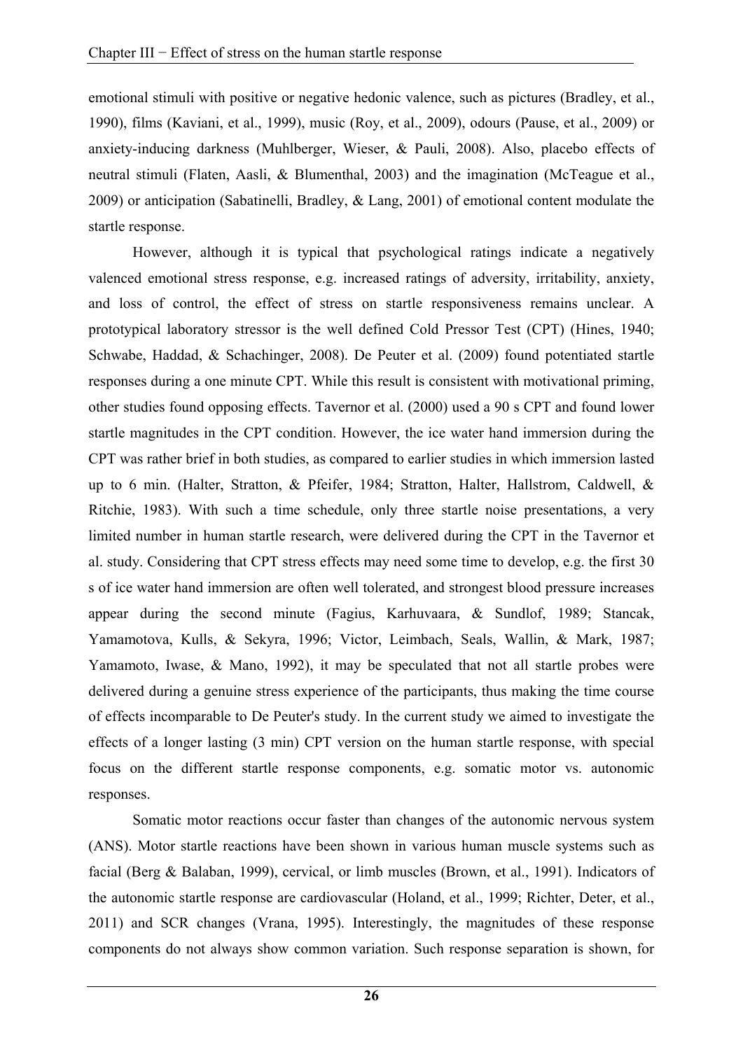emotional stimuli with positive or negative hedonic valence, such as pictures (Bradley, et al., 1990), films (Kaviani, et al., 1999), music (Roy, et al., 2009), odours (Pause, et al., 2009) or anxiety-inducing darkness (Muhlberger, Wieser, & Pauli, 2008). Also, placebo effects of neutral stimuli (Flaten, Aasli, & Blumenthal, 2003) and the imagination (McTeague et al., 2009) or anticipation (Sabatinelli, Bradley, & Lang, 2001) of emotional content modulate the startle response.

However, although it is typical that psychological ratings indicate a negatively valenced emotional stress response, e.g. increased ratings of adversity, irritability, anxiety, and loss of control, the effect of stress on startle responsiveness remains unclear. A prototypical laboratory stressor is the well defined Cold Pressor Test (CPT) (Hines, 1940; Schwabe, Haddad, & Schachinger, 2008). De Peuter et al. (2009) found potentiated startle responses during a one minute CPT. While this result is consistent with motivational priming, other studies found opposing effects. Tavernor et al. (2000) used a 90 s CPT and found lower startle magnitudes in the CPT condition. However, the ice water hand immersion during the CPT was rather brief in both studies, as compared to earlier studies in which immersion lasted up to 6 min. (Halter, Stratton, & Pfeifer, 1984; Stratton, Halter, Hallstrom, Caldwell, & Ritchie, 1983). With such a time schedule, only three startle noise presentations, a very limited number in human startle research, were delivered during the CPT in the Tavernor et al. study. Considering that CPT stress effects may need some time to develop, e.g. the first 30 s of ice water hand immersion are often well tolerated, and strongest blood pressure increases appear during the second minute (Fagius, Karhuvaara, & Sundlof, 1989; Stancak, Yamamotova, Kulls, & Sekyra, 1996; Victor, Leimbach, Seals, Wallin, & Mark, 1987; Yamamoto, Iwase, & Mano, 1992), it may be speculated that not all startle probes were delivered during a genuine stress experience of the participants, thus making the time course of effects incomparable to De Peuter's study. In the current study we aimed to investigate the effects of a longer lasting (3 min) CPT version on the human startle response, with special focus on the different startle response components, e.g. somatic motor vs. autonomic responses.

Somatic motor reactions occur faster than changes of the autonomic nervous system (ANS). Motor startle reactions have been shown in various human muscle systems such as facial (Berg & Balaban, 1999), cervical, or limb muscles (Brown, et al., 1991). Indicators of the autonomic startle response are cardiovascular (Holand, et al., 1999; Richter, Deter, et al., 2011) and SCR changes (Vrana, 1995). Interestingly, the magnitudes of these response components do not always show common variation. Such response separation is shown, for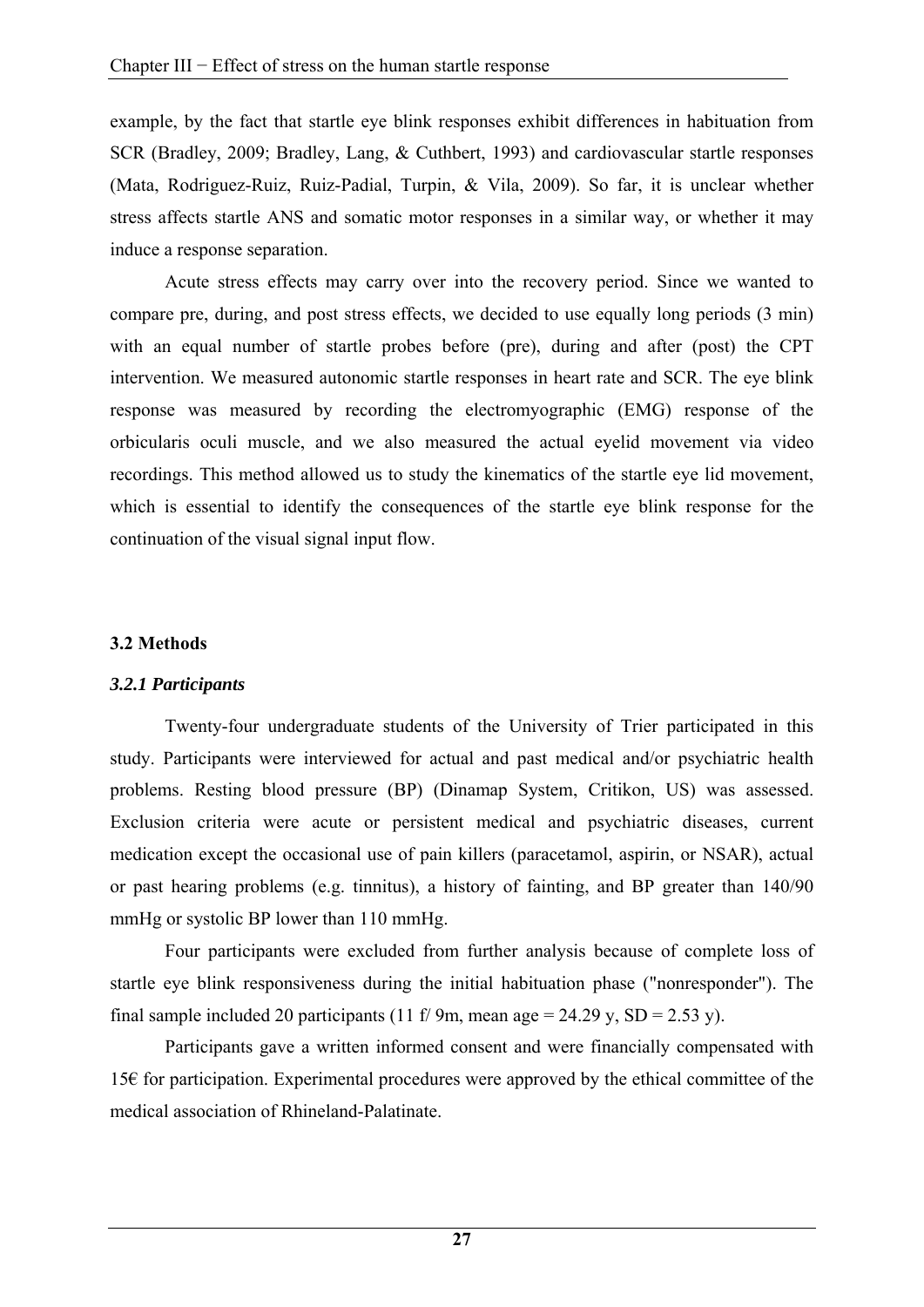example, by the fact that startle eye blink responses exhibit differences in habituation from SCR (Bradley, 2009; Bradley, Lang, & Cuthbert, 1993) and cardiovascular startle responses (Mata, Rodriguez-Ruiz, Ruiz-Padial, Turpin, & Vila, 2009). So far, it is unclear whether stress affects startle ANS and somatic motor responses in a similar way, or whether it may induce a response separation.

Acute stress effects may carry over into the recovery period. Since we wanted to compare pre, during, and post stress effects, we decided to use equally long periods (3 min) with an equal number of startle probes before (pre), during and after (post) the CPT intervention. We measured autonomic startle responses in heart rate and SCR. The eye blink response was measured by recording the electromyographic (EMG) response of the orbicularis oculi muscle, and we also measured the actual eyelid movement via video recordings. This method allowed us to study the kinematics of the startle eye lid movement, which is essential to identify the consequences of the startle eye blink response for the continuation of the visual signal input flow.

## 3.2 Methods

### *3.2.1 Participants*

Twenty-four undergraduate students of the University of Trier participated in this study. Participants were interviewed for actual and past medical and/or psychiatric health problems. Resting blood pressure (BP) (Dinamap System, Critikon, US) was assessed. Exclusion criteria were acute or persistent medical and psychiatric diseases, current medication except the occasional use of pain killers (paracetamol, aspirin, or NSAR), actual or past hearing problems (e.g. tinnitus), a history of fainting, and BP greater than 140/90 mmHg or systolic BP lower than 110 mmHg.

Four participants were excluded from further analysis because of complete loss of startle eye blink responsiveness during the initial habituation phase ("nonresponder"). The final sample included 20 participants (11 f/ 9m, mean age = 24.29 y, SD = 2.53 y).

Participants gave a written informed consent and were financially compensated with 15€ for participation. Experimental procedures were approved by the ethical committee of the medical association of Rhineland-Palatinate.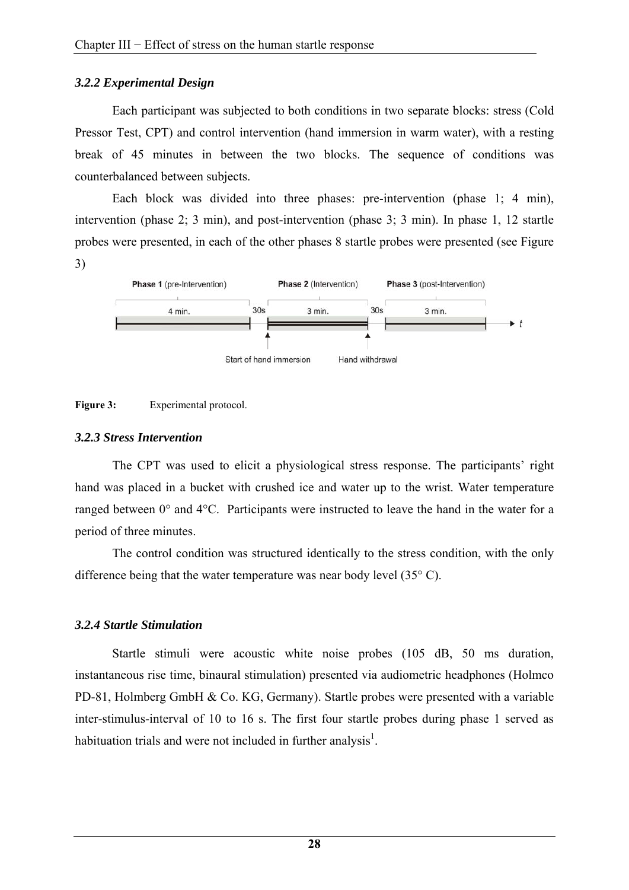### *3.2.2 Experimental Design*

Each participant was subjected to both conditions in two separate blocks: stress (Cold Pressor Test, CPT) and control intervention (hand immersion in warm water), with a resting break of 45 minutes in between the two blocks. The sequence of conditions was counterbalanced between subjects.

Each block was divided into three phases: pre-intervention (phase 1; 4 min), intervention (phase 2; 3 min), and post-intervention (phase 3; 3 min). In phase 1, 12 startle probes were presented, in each of the other phases 8 startle probes were presented (see Figure 3)

**Figure 3:** Experimental protocol.

### *3.2.3 Stress Intervention*

The CPT was used to elicit a physiological stress response. The participants' right hand was placed in a bucket with crushed ice and water up to the wrist. Water temperature ranged between 0° and 4°C. Participants were instructed to leave the hand in the water for a period of three minutes.

The control condition was structured identically to the stress condition, with the only difference being that the water temperature was near body level (35° C).

### *3.2.4 Startle Stimulation*

Startle stimuli were acoustic white noise probes (105 dB, 50 ms duration, instantaneous rise time, binaural stimulation) presented via audiometric headphones (Holmco PD-81, Holmberg GmbH & Co. KG, Germany). Startle probes were presented with a variable inter-stimulus-interval of 10 to 16 s. The first four startle probes during phase 1 served as habituation trials and were not included in further analysis[1].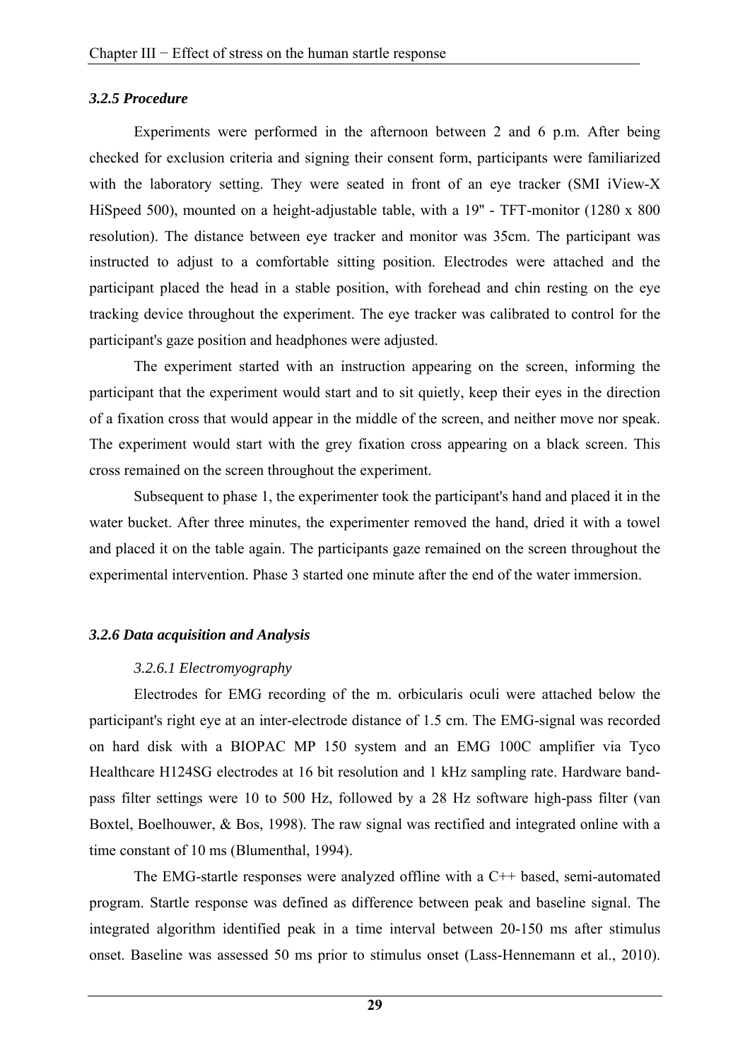### *3.2.5 Procedure*

Experiments were performed in the afternoon between 2 and 6 p.m. After being checked for exclusion criteria and signing their consent form, participants were familiarized with the laboratory setting. They were seated in front of an eye tracker (SMI iView-X HiSpeed 500), mounted on a height-adjustable table, with a 19'' - TFT-monitor (1280 x 800 resolution). The distance between eye tracker and monitor was 35cm. The participant was instructed to adjust to a comfortable sitting position. Electrodes were attached and the participant placed the head in a stable position, with forehead and chin resting on the eye tracking device throughout the experiment. The eye tracker was calibrated to control for the participant's gaze position and headphones were adjusted.

The experiment started with an instruction appearing on the screen, informing the participant that the experiment would start and to sit quietly, keep their eyes in the direction of a fixation cross that would appear in the middle of the screen, and neither move nor speak. The experiment would start with the grey fixation cross appearing on a black screen. This cross remained on the screen throughout the experiment.

Subsequent to phase 1, the experimenter took the participant's hand and placed it in the water bucket. After three minutes, the experimenter removed the hand, dried it with a towel and placed it on the table again. The participants gaze remained on the screen throughout the experimental intervention. Phase 3 started one minute after the end of the water immersion.

### *3.2.6 Data acquisition and Analysis*

#### *3.2.6.1 Electromyography*

Electrodes for EMG recording of the m. orbicularis oculi were attached below the participant's right eye at an inter-electrode distance of 1.5 cm. The EMG-signal was recorded on hard disk with a BIOPAC MP 150 system and an EMG 100C amplifier via Tyco Healthcare H124SG electrodes at 16 bit resolution and 1 kHz sampling rate. Hardware band-pass filter settings were 10 to 500 Hz, followed by a 28 Hz software high-pass filter (van Boxtel, Boelhouwer, & Bos, 1998). The raw signal was rectified and integrated online with a time constant of 10 ms (Blumenthal, 1994).

The EMG-startle responses were analyzed offline with a C++ based, semi-automated program. Startle response was defined as difference between peak and baseline signal. The integrated algorithm identified peak in a time interval between 20-150 ms after stimulus onset. Baseline was assessed 50 ms prior to stimulus onset (Lass-Hennemann et al., 2010).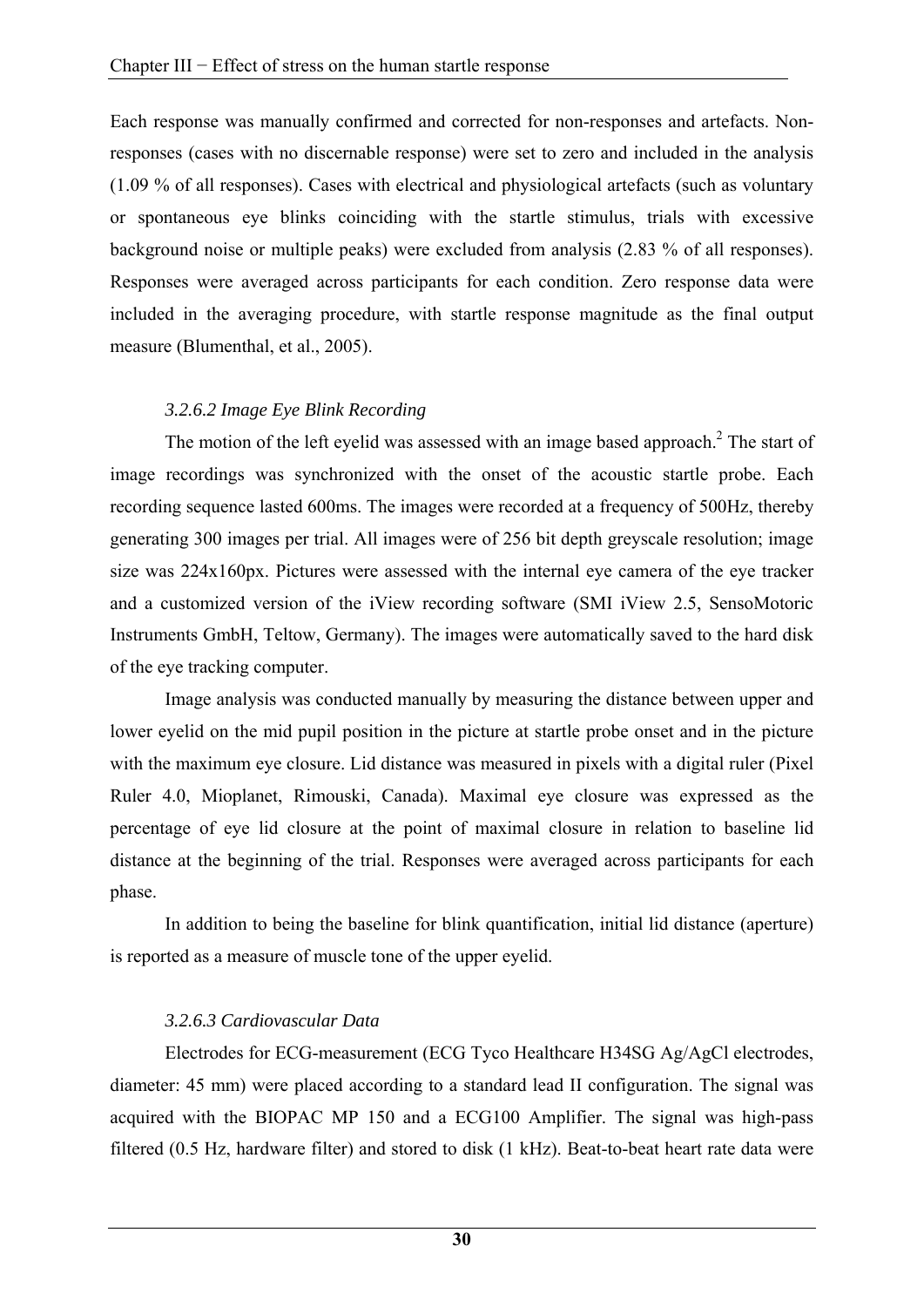Each response was manually confirmed and corrected for non-responses and artefacts. Non-responses (cases with no discernable response) were set to zero and included in the analysis (1.09 % of all responses). Cases with electrical and physiological artefacts (such as voluntary or spontaneous eye blinks coinciding with the startle stimulus, trials with excessive background noise or multiple peaks) were excluded from analysis (2.83 % of all responses). Responses were averaged across participants for each condition. Zero response data were included in the averaging procedure, with startle response magnitude as the final output measure (Blumenthal, et al., 2005).

### *3.2.6.2 Image Eye Blink Recording*

The motion of the left eyelid was assessed with an image based approach.[2] The start of image recordings was synchronized with the onset of the acoustic startle probe. Each recording sequence lasted 600ms. The images were recorded at a frequency of 500Hz, thereby generating 300 images per trial. All images were of 256 bit depth greyscale resolution; image size was 224x160px. Pictures were assessed with the internal eye camera of the eye tracker and a customized version of the iView recording software (SMI iView 2.5, SensoMotoric Instruments GmbH, Teltow, Germany). The images were automatically saved to the hard disk of the eye tracking computer.

Image analysis was conducted manually by measuring the distance between upper and lower eyelid on the mid pupil position in the picture at startle probe onset and in the picture with the maximum eye closure. Lid distance was measured in pixels with a digital ruler (Pixel Ruler 4.0, Mioplanet, Rimouski, Canada). Maximal eye closure was expressed as the percentage of eye lid closure at the point of maximal closure in relation to baseline lid distance at the beginning of the trial. Responses were averaged across participants for each phase.

In addition to being the baseline for blink quantification, initial lid distance (aperture) is reported as a measure of muscle tone of the upper eyelid.

### *3.2.6.3 Cardiovascular Data*

Electrodes for ECG-measurement (ECG Tyco Healthcare H34SG Ag/AgCl electrodes, diameter: 45 mm) were placed according to a standard lead II configuration. The signal was acquired with the BIOPAC MP 150 and a ECG100 Amplifier. The signal was high-pass filtered (0.5 Hz, hardware filter) and stored to disk (1 kHz). Beat-to-beat heart rate data were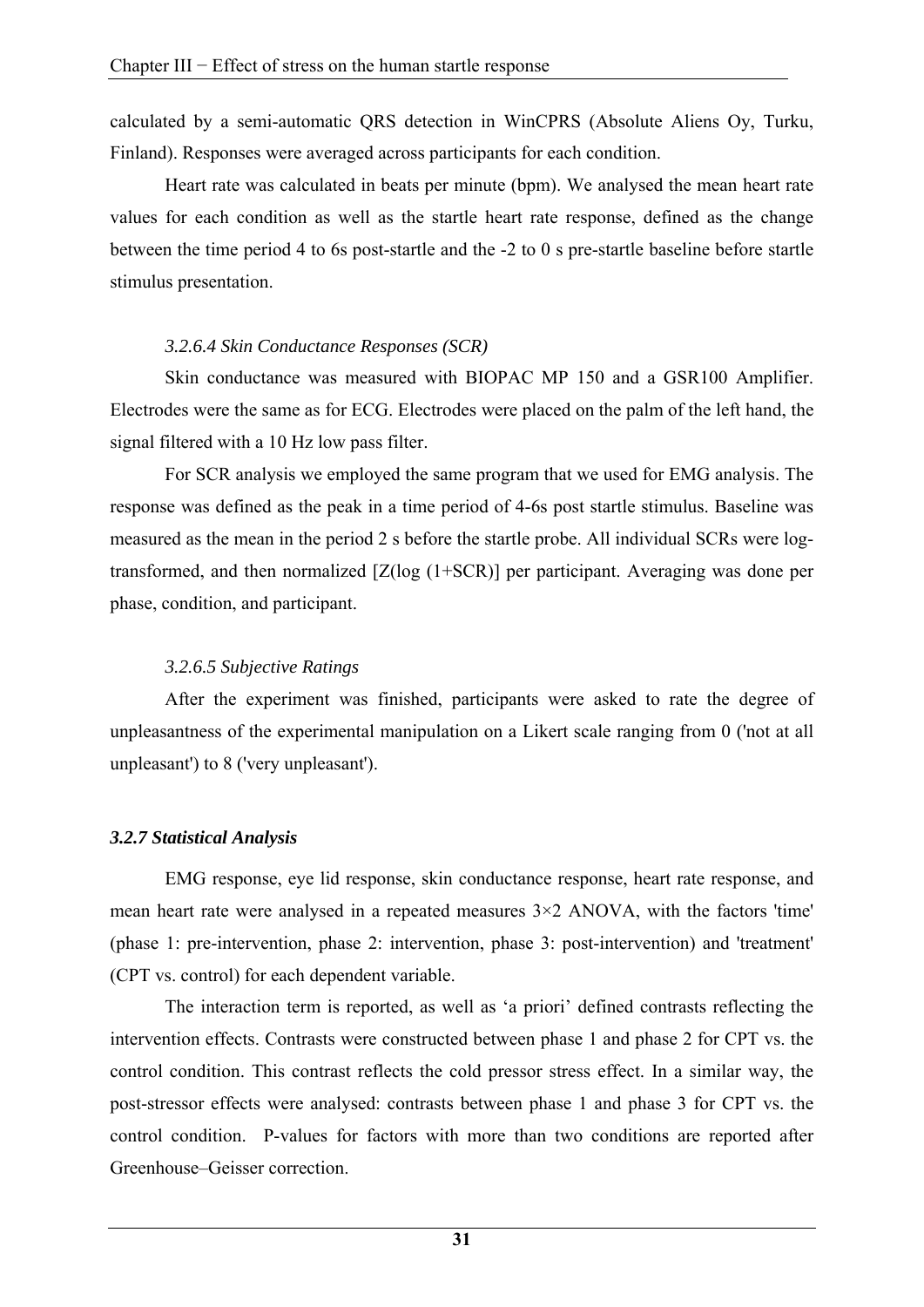calculated by a semi-automatic QRS detection in WinCPRS (Absolute Aliens Oy, Turku, Finland). Responses were averaged across participants for each condition.

Heart rate was calculated in beats per minute (bpm). We analysed the mean heart rate values for each condition as well as the startle heart rate response, defined as the change between the time period 4 to 6s post-startle and the -2 to 0 s pre-startle baseline before startle stimulus presentation.

#### *3.2.6.4 Skin Conductance Responses (SCR)*

Skin conductance was measured with BIOPAC MP 150 and a GSR100 Amplifier. Electrodes were the same as for ECG. Electrodes were placed on the palm of the left hand, the signal filtered with a 10 Hz low pass filter.

For SCR analysis we employed the same program that we used for EMG analysis. The response was defined as the peak in a time period of 4-6s post startle stimulus. Baseline was measured as the mean in the period 2 s before the startle probe. All individual SCRs were log-transformed, and then normalized [Z(log (1+SCR)] per participant. Averaging was done per phase, condition, and participant.

#### *3.2.6.5 Subjective Ratings*

After the experiment was finished, participants were asked to rate the degree of unpleasantness of the experimental manipulation on a Likert scale ranging from 0 ('not at all unpleasant') to 8 ('very unpleasant').

### ***3.2.7 Statistical Analysis***

EMG response, eye lid response, skin conductance response, heart rate response, and mean heart rate were analysed in a repeated measures 3×2 ANOVA, with the factors 'time' (phase 1: pre-intervention, phase 2: intervention, phase 3: post-intervention) and 'treatment' (CPT vs. control) for each dependent variable.

The interaction term is reported, as well as 'a priori' defined contrasts reflecting the intervention effects. Contrasts were constructed between phase 1 and phase 2 for CPT vs. the control condition. This contrast reflects the cold pressor stress effect. In a similar way, the post-stressor effects were analysed: contrasts between phase 1 and phase 3 for CPT vs. the control condition. P-values for factors with more than two conditions are reported after Greenhouse–Geisser correction.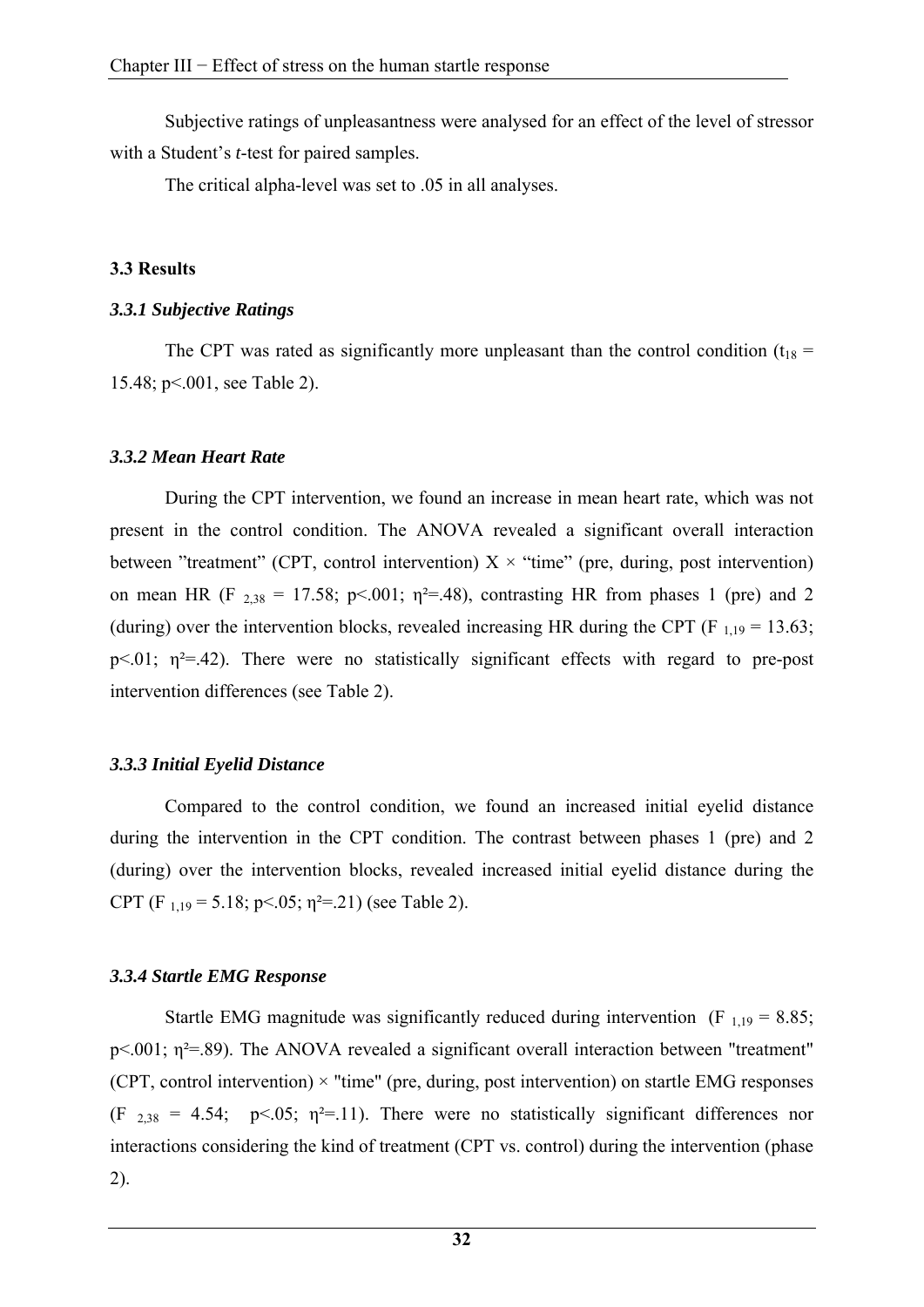Subjective ratings of unpleasantness were analysed for an effect of the level of stressor with a Student's *t*-test for paired samples.

The critical alpha-level was set to .05 in all analyses.

### 3.3 Results

#### *3.3.1 Subjective Ratings*

The CPT was rated as significantly more unpleasant than the control condition ($t_{18}$ = 15.48; $p<.001$, see Table 2).

#### *3.3.2 Mean Heart Rate*

During the CPT intervention, we found an increase in mean heart rate, which was not present in the control condition. The ANOVA revealed a significant overall interaction between "treatment" (CPT, control intervention) X × "time" (pre, during, post intervention) on mean HR ($F_{2,38}$ = 17.58; $p<.001$; $\eta^2$=.48), contrasting HR from phases 1 (pre) and 2 (during) over the intervention blocks, revealed increasing HR during the CPT ($F_{1,19}$ = 13.63; $p<.01$; $\eta^2$=.42). There were no statistically significant effects with regard to pre-post intervention differences (see Table 2).

#### *3.3.3 Initial Eyelid Distance*

Compared to the control condition, we found an increased initial eyelid distance during the intervention in the CPT condition. The contrast between phases 1 (pre) and 2 (during) over the intervention blocks, revealed increased initial eyelid distance during the CPT ($F_{1,19}$ = 5.18; $p<.05$; $\eta^2$=.21) (see Table 2).

#### *3.3.4 Startle EMG Response*

Startle EMG magnitude was significantly reduced during intervention ($F_{1,19}$ = 8.85; $p<.001$; $\eta^2$=.89). The ANOVA revealed a significant overall interaction between "treatment" (CPT, control intervention) × "time" (pre, during, post intervention) on startle EMG responses ($F_{2,38}$ = 4.54; $p<.05$; $\eta^2$=.11). There were no statistically significant differences nor interactions considering the kind of treatment (CPT vs. control) during the intervention (phase 2).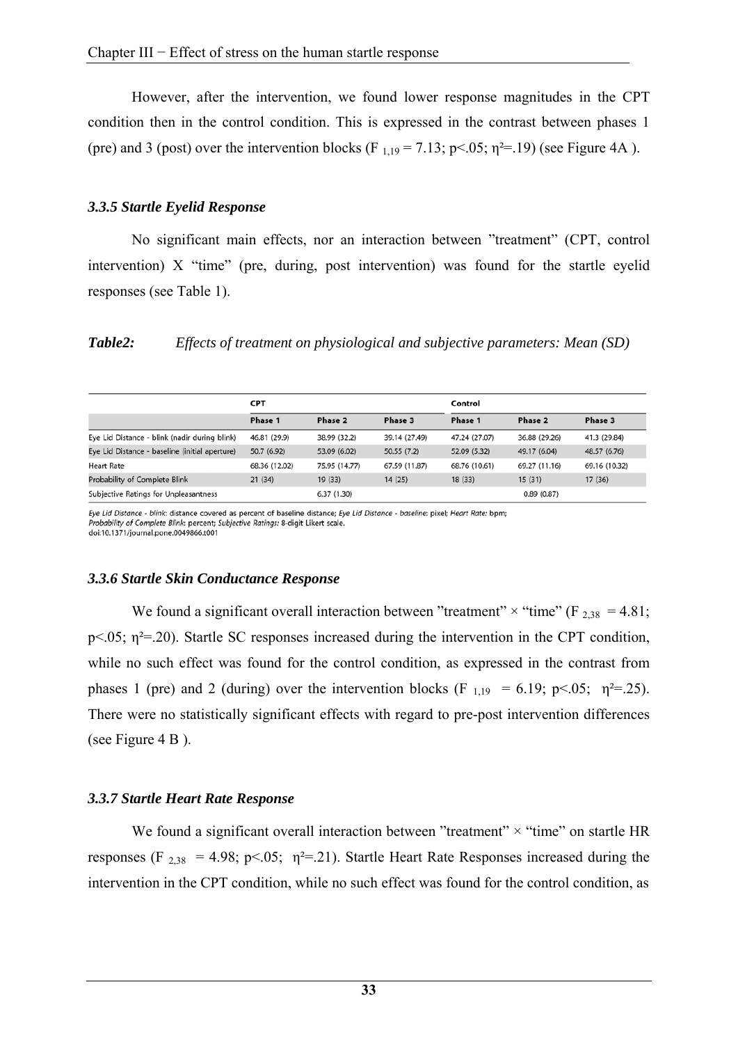However, after the intervention, we found lower response magnitudes in the CPT condition then in the control condition. This is expressed in the contrast between phases 1 (pre) and 3 (post) over the intervention blocks ($F_{1,19} = 7.13$; $p<.05$; $\eta^2=.19$) (see Figure 4A ).

### *3.3.5 Startle Eyelid Response*

No significant main effects, nor an interaction between "treatment" (CPT, control intervention) X "time" (pre, during, post intervention) was found for the startle eyelid responses (see Table 1).

***Table2:*** *Effects of treatment on physiological and subjective parameters: Mean (SD)*

| | CPT | | | Control | | |
|---|---|---|---|---|---|---|
| | Phase 1 | Phase 2 | Phase 3 | Phase 1 | Phase 2 | Phase 3 |
| Eye Lid Distance - blink (nadir during blink) | 46.81 (29.9) | 38.99 (32.2) | 39.14 (27.49) | 47.24 (27.07) | 36.88 (29.26) | 41.3 (29.84) |
| Eye Lid Distance - baseline (initial aperture) | 50.7 (6.92) | 53.09 (6.02) | 50.55 (7.2) | 52.09 (5.32) | 49.17 (6.04) | 48.57 (6.76) |
| Heart Rate | 68.36 (12.02) | 75.95 (14.77) | 67.59 (11.87) | 68.76 (10.61) | 69.27 (11.16) | 69.16 (10.32) |
| Probability of Complete Blink | 21 (34) | 19 (33) | 14 (25) | 18 (33) | 15 (31) | 17 (36) |
| Subjective Ratings for Unpleasantness | | 6.37 (1.30) | | | 0.89 (0.87) | |

*Eye Lid Distance - blink*: distance covered as percent of baseline distance; *Eye Lid Distance - baseline*: pixel; *Heart Rate*: bpm;
*Probability of Complete Blink*: percent; *Subjective Ratings*: 8-digit Likert scale.
doi:10.1371/journal.pone.0049866.t001

### *3.3.6 Startle Skin Conductance Response*

We found a significant overall interaction between "treatment" × "time" ($F_{2,38} = 4.81$; $p<.05$; $\eta^2=.20$). Startle SC responses increased during the intervention in the CPT condition, while no such effect was found for the control condition, as expressed in the contrast from phases 1 (pre) and 2 (during) over the intervention blocks ($F_{1,19} = 6.19$; $p<.05$; $\eta^2=.25$). There were no statistically significant effects with regard to pre-post intervention differences (see Figure 4 B ).

### *3.3.7 Startle Heart Rate Response*

We found a significant overall interaction between "treatment" × "time" on startle HR responses ($F_{2,38} = 4.98$; $p<.05$; $\eta^2=.21$). Startle Heart Rate Responses increased during the intervention in the CPT condition, while no such effect was found for the control condition, as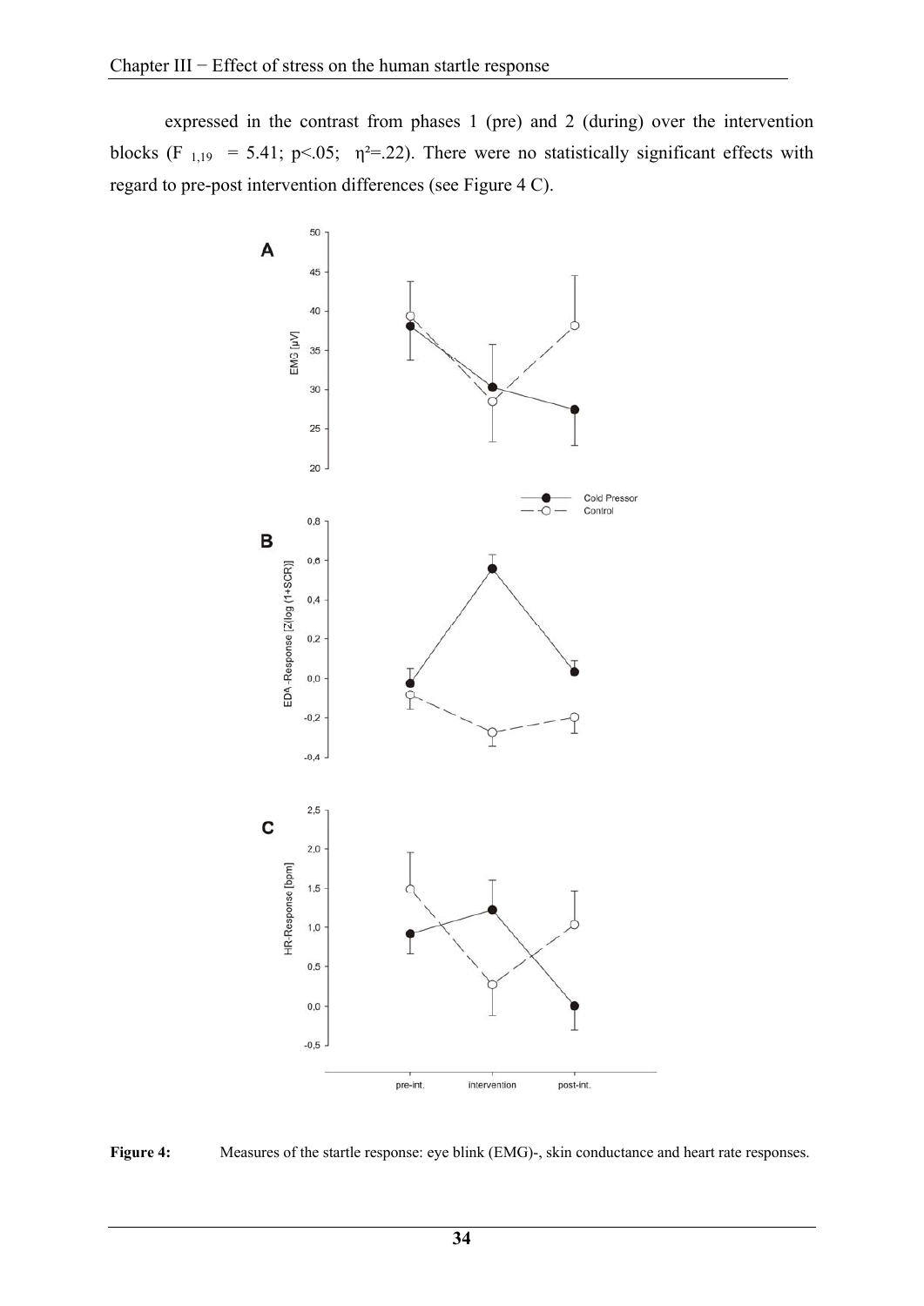expressed in the contrast from phases 1 (pre) and 2 (during) over the intervention blocks ($F_{1,19} = 5.41$; $p<.05$; $\eta^2=.22$). There were no statistically significant effects with regard to pre-post intervention differences (see Figure 4 C).

**Figure 4:** Measures of the startle response: eye blink (EMG)-, skin conductance and heart rate responses.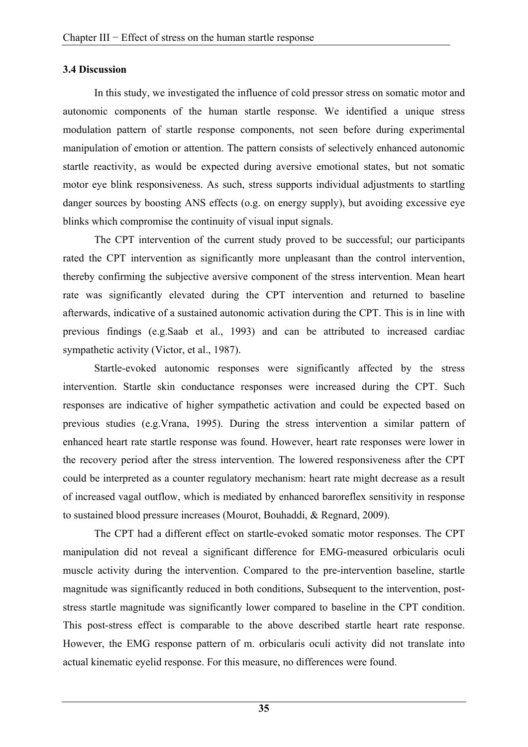### 3.4 Discussion

In this study, we investigated the influence of cold pressor stress on somatic motor and autonomic components of the human startle response. We identified a unique stress modulation pattern of startle response components, not seen before during experimental manipulation of emotion or attention. The pattern consists of selectively enhanced autonomic startle reactivity, as would be expected during aversive emotional states, but not somatic motor eye blink responsiveness. As such, stress supports individual adjustments to startling danger sources by boosting ANS effects (o.g. on energy supply), but avoiding excessive eye blinks which compromise the continuity of visual input signals.

The CPT intervention of the current study proved to be successful; our participants rated the CPT intervention as significantly more unpleasant than the control intervention, thereby confirming the subjective aversive component of the stress intervention. Mean heart rate was significantly elevated during the CPT intervention and returned to baseline afterwards, indicative of a sustained autonomic activation during the CPT. This is in line with previous findings (e.g.Saab et al., 1993) and can be attributed to increased cardiac sympathetic activity (Victor, et al., 1987).

Startle-evoked autonomic responses were significantly affected by the stress intervention. Startle skin conductance responses were increased during the CPT. Such responses are indicative of higher sympathetic activation and could be expected based on previous studies (e.g.Vrana, 1995). During the stress intervention a similar pattern of enhanced heart rate startle response was found. However, heart rate responses were lower in the recovery period after the stress intervention. The lowered responsiveness after the CPT could be interpreted as a counter regulatory mechanism: heart rate might decrease as a result of increased vagal outflow, which is mediated by enhanced baroreflex sensitivity in response to sustained blood pressure increases (Mourot, Bouhaddi, & Regnard, 2009).

The CPT had a different effect on startle-evoked somatic motor responses. The CPT manipulation did not reveal a significant difference for EMG-measured orbicularis oculi muscle activity during the intervention. Compared to the pre-intervention baseline, startle magnitude was significantly reduced in both conditions, Subsequent to the intervention, post-stress startle magnitude was significantly lower compared to baseline in the CPT condition. This post-stress effect is comparable to the above described startle heart rate response. However, the EMG response pattern of m. orbicularis oculi activity did not translate into actual kinematic eyelid response. For this measure, no differences were found.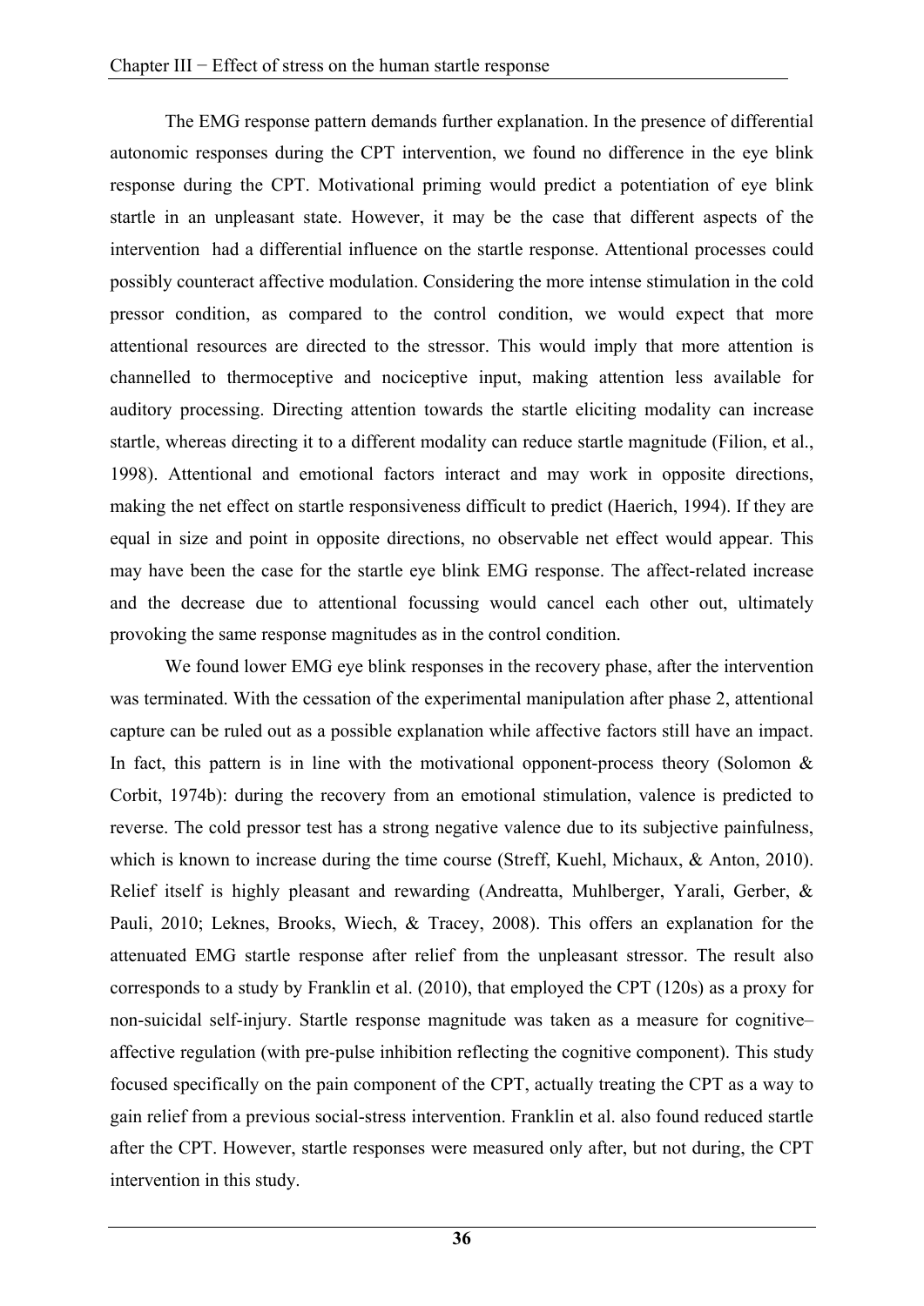The EMG response pattern demands further explanation. In the presence of differential autonomic responses during the CPT intervention, we found no difference in the eye blink response during the CPT. Motivational priming would predict a potentiation of eye blink startle in an unpleasant state. However, it may be the case that different aspects of the intervention had a differential influence on the startle response. Attentional processes could possibly counteract affective modulation. Considering the more intense stimulation in the cold pressor condition, as compared to the control condition, we would expect that more attentional resources are directed to the stressor. This would imply that more attention is channelled to thermoceptive and nociceptive input, making attention less available for auditory processing. Directing attention towards the startle eliciting modality can increase startle, whereas directing it to a different modality can reduce startle magnitude (Filion, et al., 1998). Attentional and emotional factors interact and may work in opposite directions, making the net effect on startle responsiveness difficult to predict (Haerich, 1994). If they are equal in size and point in opposite directions, no observable net effect would appear. This may have been the case for the startle eye blink EMG response. The affect-related increase and the decrease due to attentional focussing would cancel each other out, ultimately provoking the same response magnitudes as in the control condition.

We found lower EMG eye blink responses in the recovery phase, after the intervention was terminated. With the cessation of the experimental manipulation after phase 2, attentional capture can be ruled out as a possible explanation while affective factors still have an impact. In fact, this pattern is in line with the motivational opponent-process theory (Solomon & Corbit, 1974b): during the recovery from an emotional stimulation, valence is predicted to reverse. The cold pressor test has a strong negative valence due to its subjective painfulness, which is known to increase during the time course (Streff, Kuehl, Michaux, & Anton, 2010). Relief itself is highly pleasant and rewarding (Andreatta, Muhlberger, Yarali, Gerber, & Pauli, 2010; Leknes, Brooks, Wiech, & Tracey, 2008). This offers an explanation for the attenuated EMG startle response after relief from the unpleasant stressor. The result also corresponds to a study by Franklin et al. (2010), that employed the CPT (120s) as a proxy for non-suicidal self-injury. Startle response magnitude was taken as a measure for cognitive–affective regulation (with pre-pulse inhibition reflecting the cognitive component). This study focused specifically on the pain component of the CPT, actually treating the CPT as a way to gain relief from a previous social-stress intervention. Franklin et al. also found reduced startle after the CPT. However, startle responses were measured only after, but not during, the CPT intervention in this study.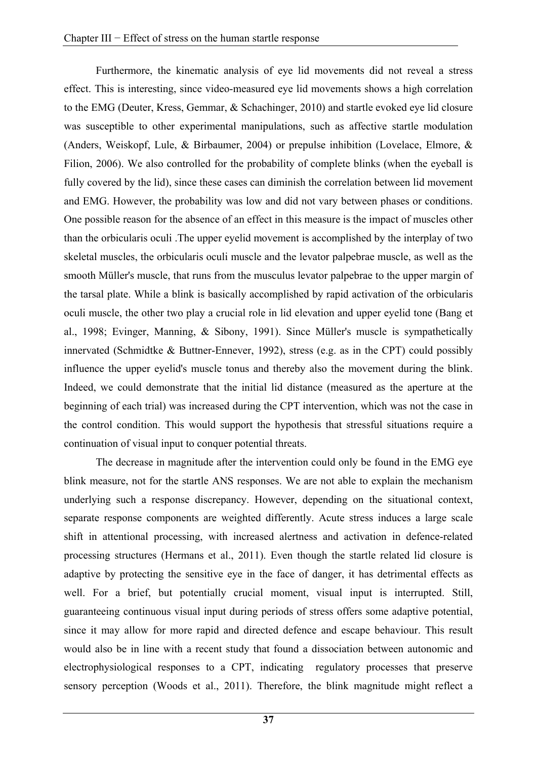Furthermore, the kinematic analysis of eye lid movements did not reveal a stress effect. This is interesting, since video-measured eye lid movements shows a high correlation to the EMG (Deuter, Kress, Gemmar, & Schachinger, 2010) and startle evoked eye lid closure was susceptible to other experimental manipulations, such as affective startle modulation (Anders, Weiskopf, Lule, & Birbaumer, 2004) or prepulse inhibition (Lovelace, Elmore, & Filion, 2006). We also controlled for the probability of complete blinks (when the eyeball is fully covered by the lid), since these cases can diminish the correlation between lid movement and EMG. However, the probability was low and did not vary between phases or conditions. One possible reason for the absence of an effect in this measure is the impact of muscles other than the orbicularis oculi .The upper eyelid movement is accomplished by the interplay of two skeletal muscles, the orbicularis oculi muscle and the levator palpebrae muscle, as well as the smooth Müller's muscle, that runs from the musculus levator palpebrae to the upper margin of the tarsal plate. While a blink is basically accomplished by rapid activation of the orbicularis oculi muscle, the other two play a crucial role in lid elevation and upper eyelid tone (Bang et al., 1998; Evinger, Manning, & Sibony, 1991). Since Müller's muscle is sympathetically innervated (Schmidtke & Buttner-Ennever, 1992), stress (e.g. as in the CPT) could possibly influence the upper eyelid's muscle tonus and thereby also the movement during the blink. Indeed, we could demonstrate that the initial lid distance (measured as the aperture at the beginning of each trial) was increased during the CPT intervention, which was not the case in the control condition. This would support the hypothesis that stressful situations require a continuation of visual input to conquer potential threats.

The decrease in magnitude after the intervention could only be found in the EMG eye blink measure, not for the startle ANS responses. We are not able to explain the mechanism underlying such a response discrepancy. However, depending on the situational context, separate response components are weighted differently. Acute stress induces a large scale shift in attentional processing, with increased alertness and activation in defence-related processing structures (Hermans et al., 2011). Even though the startle related lid closure is adaptive by protecting the sensitive eye in the face of danger, it has detrimental effects as well. For a brief, but potentially crucial moment, visual input is interrupted. Still, guaranteeing continuous visual input during periods of stress offers some adaptive potential, since it may allow for more rapid and directed defence and escape behaviour. This result would also be in line with a recent study that found a dissociation between autonomic and electrophysiological responses to a CPT, indicating regulatory processes that preserve sensory perception (Woods et al., 2011). Therefore, the blink magnitude might reflect a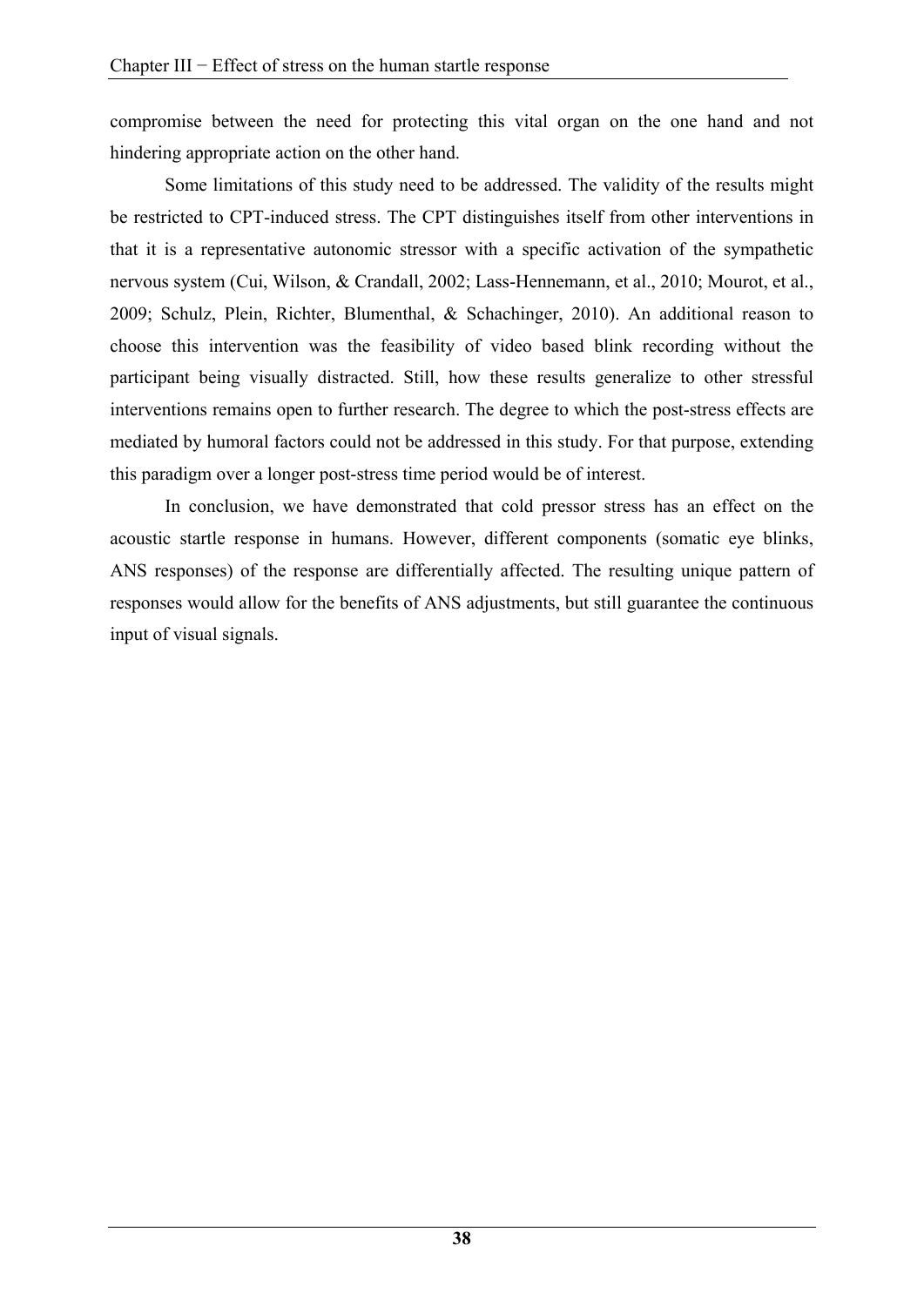compromise between the need for protecting this vital organ on the one hand and not hindering appropriate action on the other hand.

Some limitations of this study need to be addressed. The validity of the results might be restricted to CPT-induced stress. The CPT distinguishes itself from other interventions in that it is a representative autonomic stressor with a specific activation of the sympathetic nervous system (Cui, Wilson, & Crandall, 2002; Lass-Hennemann, et al., 2010; Mourot, et al., 2009; Schulz, Plein, Richter, Blumenthal, & Schachinger, 2010). An additional reason to choose this intervention was the feasibility of video based blink recording without the participant being visually distracted. Still, how these results generalize to other stressful interventions remains open to further research. The degree to which the post-stress effects are mediated by humoral factors could not be addressed in this study. For that purpose, extending this paradigm over a longer post-stress time period would be of interest.

In conclusion, we have demonstrated that cold pressor stress has an effect on the acoustic startle response in humans. However, different components (somatic eye blinks, ANS responses) of the response are differentially affected. The resulting unique pattern of responses would allow for the benefits of ANS adjustments, but still guarantee the continuous input of visual signals.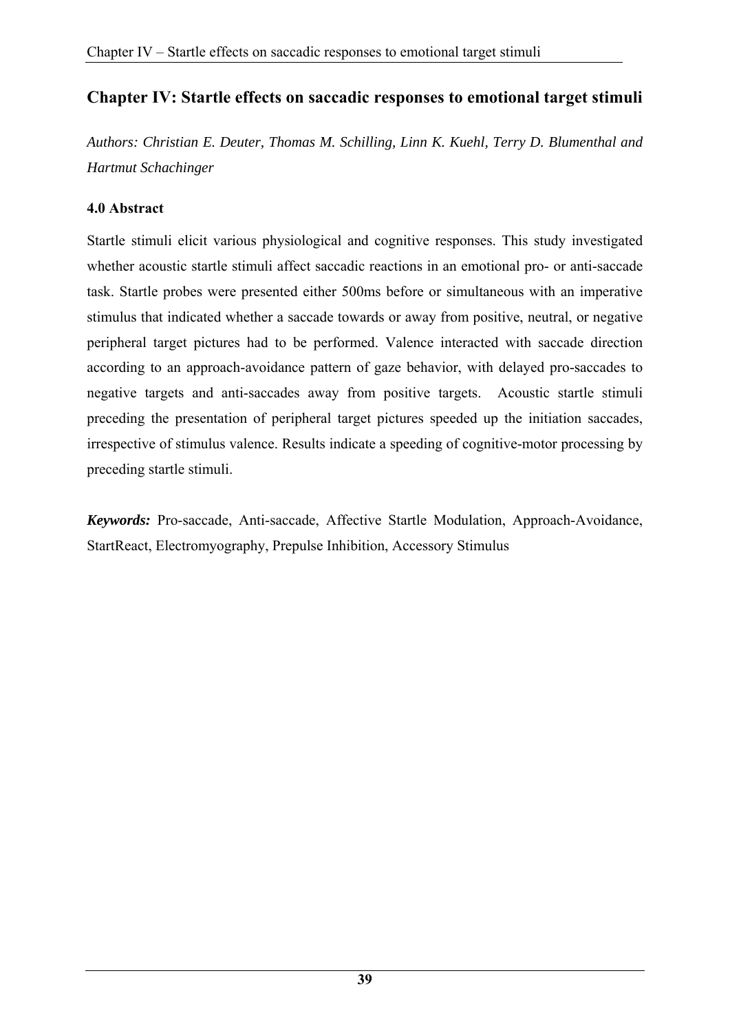# Chapter IV: Startle effects on saccadic responses to emotional target stimuli

*Authors: Christian E. Deuter, Thomas M. Schilling, Linn K. Kuehl, Terry D. Blumenthal and Hartmut Schachinger*

### 4.0 Abstract

Startle stimuli elicit various physiological and cognitive responses. This study investigated whether acoustic startle stimuli affect saccadic reactions in an emotional pro- or anti-saccade task. Startle probes were presented either 500ms before or simultaneous with an imperative stimulus that indicated whether a saccade towards or away from positive, neutral, or negative peripheral target pictures had to be performed. Valence interacted with saccade direction according to an approach-avoidance pattern of gaze behavior, with delayed pro-saccades to negative targets and anti-saccades away from positive targets. Acoustic startle stimuli preceding the presentation of peripheral target pictures speeded up the initiation saccades, irrespective of stimulus valence. Results indicate a speeding of cognitive-motor processing by preceding startle stimuli.

***Keywords:*** Pro-saccade, Anti-saccade, Affective Startle Modulation, Approach-Avoidance, StartReact, Electromyography, Prepulse Inhibition, Accessory Stimulus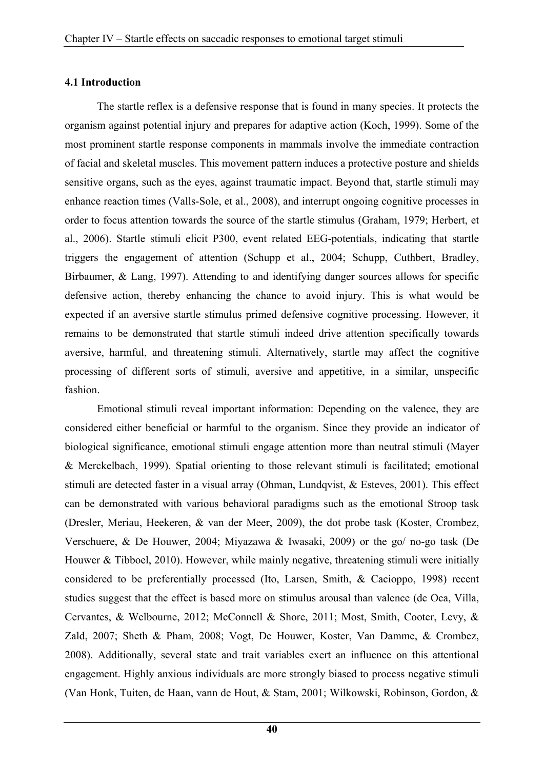## 4.1 Introduction

The startle reflex is a defensive response that is found in many species. It protects the organism against potential injury and prepares for adaptive action (Koch, 1999). Some of the most prominent startle response components in mammals involve the immediate contraction of facial and skeletal muscles. This movement pattern induces a protective posture and shields sensitive organs, such as the eyes, against traumatic impact. Beyond that, startle stimuli may enhance reaction times (Valls-Sole, et al., 2008), and interrupt ongoing cognitive processes in order to focus attention towards the source of the startle stimulus (Graham, 1979; Herbert, et al., 2006). Startle stimuli elicit P300, event related EEG-potentials, indicating that startle triggers the engagement of attention (Schupp et al., 2004; Schupp, Cuthbert, Bradley, Birbaumer, & Lang, 1997). Attending to and identifying danger sources allows for specific defensive action, thereby enhancing the chance to avoid injury. This is what would be expected if an aversive startle stimulus primed defensive cognitive processing. However, it remains to be demonstrated that startle stimuli indeed drive attention specifically towards aversive, harmful, and threatening stimuli. Alternatively, startle may affect the cognitive processing of different sorts of stimuli, aversive and appetitive, in a similar, unspecific fashion.

Emotional stimuli reveal important information: Depending on the valence, they are considered either beneficial or harmful to the organism. Since they provide an indicator of biological significance, emotional stimuli engage attention more than neutral stimuli (Mayer & Merckelbach, 1999). Spatial orienting to those relevant stimuli is facilitated; emotional stimuli are detected faster in a visual array (Ohman, Lundqvist, & Esteves, 2001). This effect can be demonstrated with various behavioral paradigms such as the emotional Stroop task (Dresler, Meriau, Heekeren, & van der Meer, 2009), the dot probe task (Koster, Crombez, Verschuere, & De Houwer, 2004; Miyazawa & Iwasaki, 2009) or the go/ no-go task (De Houwer & Tibboel, 2010). However, while mainly negative, threatening stimuli were initially considered to be preferentially processed (Ito, Larsen, Smith, & Cacioppo, 1998) recent studies suggest that the effect is based more on stimulus arousal than valence (de Oca, Villa, Cervantes, & Welbourne, 2012; McConnell & Shore, 2011; Most, Smith, Cooter, Levy, & Zald, 2007; Sheth & Pham, 2008; Vogt, De Houwer, Koster, Van Damme, & Crombez, 2008). Additionally, several state and trait variables exert an influence on this attentional engagement. Highly anxious individuals are more strongly biased to process negative stimuli (Van Honk, Tuiten, de Haan, vann de Hout, & Stam, 2001; Wilkowski, Robinson, Gordon, &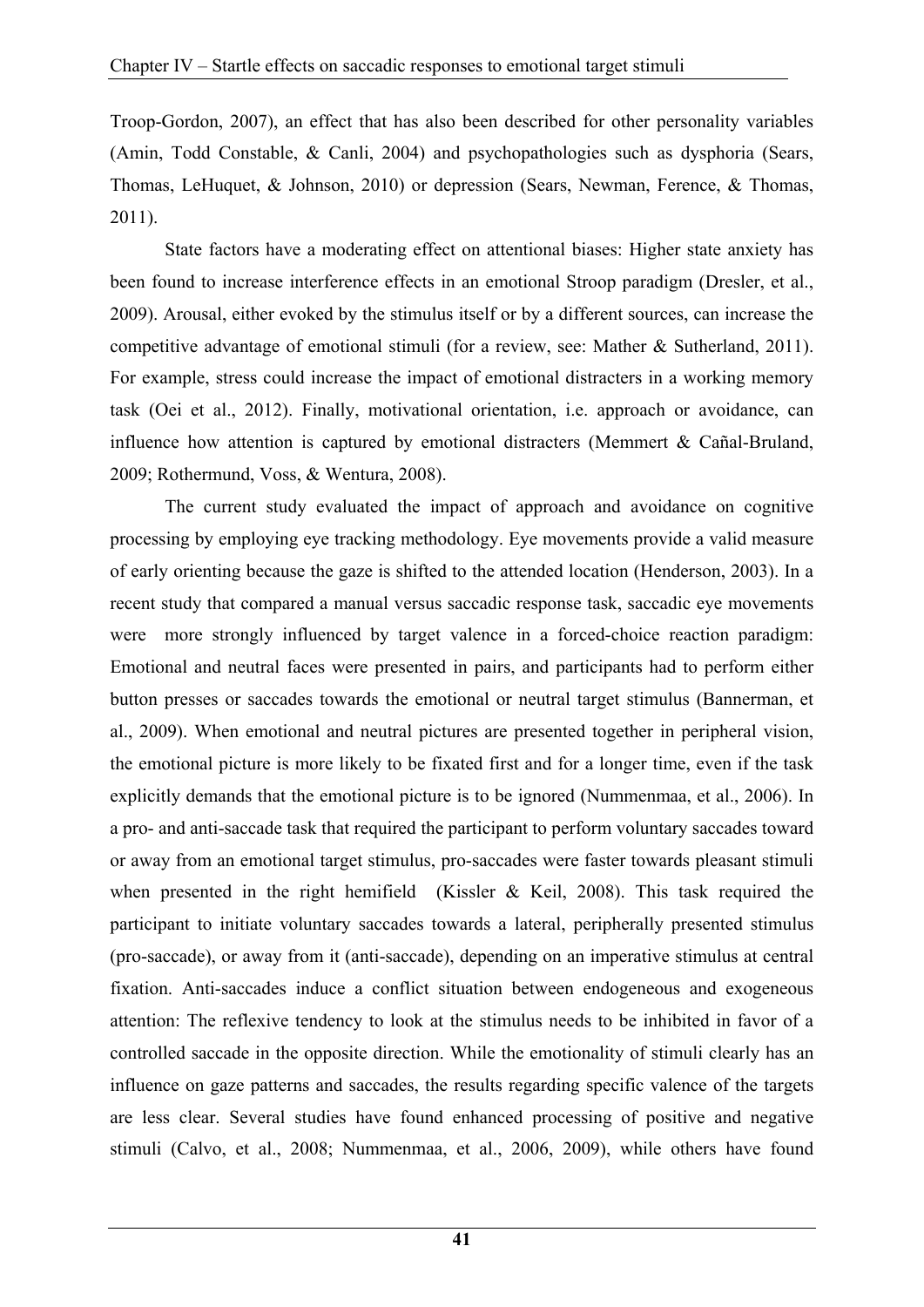Troop-Gordon, 2007), an effect that has also been described for other personality variables (Amin, Todd Constable, & Canli, 2004) and psychopathologies such as dysphoria (Sears, Thomas, LeHuquet, & Johnson, 2010) or depression (Sears, Newman, Ference, & Thomas, 2011).

State factors have a moderating effect on attentional biases: Higher state anxiety has been found to increase interference effects in an emotional Stroop paradigm (Dresler, et al., 2009). Arousal, either evoked by the stimulus itself or by a different sources, can increase the competitive advantage of emotional stimuli (for a review, see: Mather & Sutherland, 2011). For example, stress could increase the impact of emotional distracters in a working memory task (Oei et al., 2012). Finally, motivational orientation, i.e. approach or avoidance, can influence how attention is captured by emotional distracters (Memmert & Cañal-Bruland, 2009; Rothermund, Voss, & Wentura, 2008).

The current study evaluated the impact of approach and avoidance on cognitive processing by employing eye tracking methodology. Eye movements provide a valid measure of early orienting because the gaze is shifted to the attended location (Henderson, 2003). In a recent study that compared a manual versus saccadic response task, saccadic eye movements were more strongly influenced by target valence in a forced-choice reaction paradigm: Emotional and neutral faces were presented in pairs, and participants had to perform either button presses or saccades towards the emotional or neutral target stimulus (Bannerman, et al., 2009). When emotional and neutral pictures are presented together in peripheral vision, the emotional picture is more likely to be fixated first and for a longer time, even if the task explicitly demands that the emotional picture is to be ignored (Nummenmaa, et al., 2006). In a pro- and anti-saccade task that required the participant to perform voluntary saccades toward or away from an emotional target stimulus, pro-saccades were faster towards pleasant stimuli when presented in the right hemifield (Kissler & Keil, 2008). This task required the participant to initiate voluntary saccades towards a lateral, peripherally presented stimulus (pro-saccade), or away from it (anti-saccade), depending on an imperative stimulus at central fixation. Anti-saccades induce a conflict situation between endogeneous and exogeneous attention: The reflexive tendency to look at the stimulus needs to be inhibited in favor of a controlled saccade in the opposite direction. While the emotionality of stimuli clearly has an influence on gaze patterns and saccades, the results regarding specific valence of the targets are less clear. Several studies have found enhanced processing of positive and negative stimuli (Calvo, et al., 2008; Nummenmaa, et al., 2006, 2009), while others have found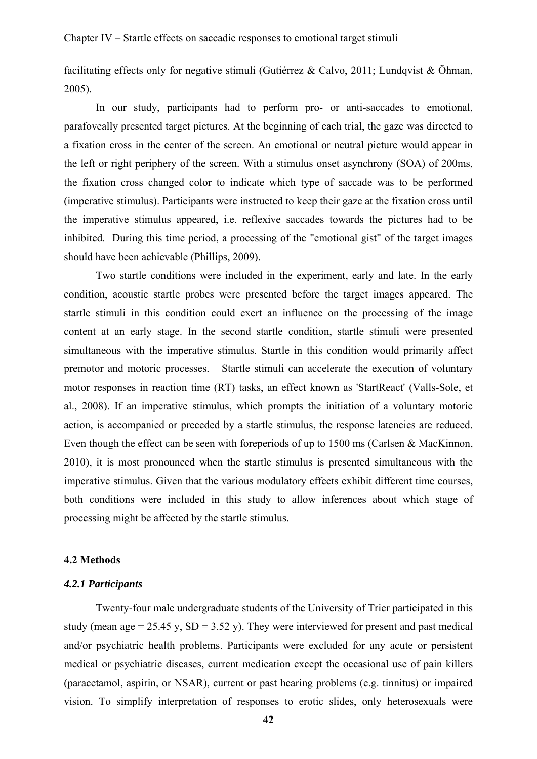facilitating effects only for negative stimuli (Gutiérrez & Calvo, 2011; Lundqvist & Öhman, 2005).

In our study, participants had to perform pro- or anti-saccades to emotional, parafoveally presented target pictures. At the beginning of each trial, the gaze was directed to a fixation cross in the center of the screen. An emotional or neutral picture would appear in the left or right periphery of the screen. With a stimulus onset asynchrony (SOA) of 200ms, the fixation cross changed color to indicate which type of saccade was to be performed (imperative stimulus). Participants were instructed to keep their gaze at the fixation cross until the imperative stimulus appeared, i.e. reflexive saccades towards the pictures had to be inhibited. During this time period, a processing of the "emotional gist" of the target images should have been achievable (Phillips, 2009).

Two startle conditions were included in the experiment, early and late. In the early condition, acoustic startle probes were presented before the target images appeared. The startle stimuli in this condition could exert an influence on the processing of the image content at an early stage. In the second startle condition, startle stimuli were presented simultaneous with the imperative stimulus. Startle in this condition would primarily affect premotor and motoric processes. Startle stimuli can accelerate the execution of voluntary motor responses in reaction time (RT) tasks, an effect known as 'StartReact' (Valls-Sole, et al., 2008). If an imperative stimulus, which prompts the initiation of a voluntary motoric action, is accompanied or preceded by a startle stimulus, the response latencies are reduced. Even though the effect can be seen with foreperiods of up to 1500 ms (Carlsen & MacKinnon, 2010), it is most pronounced when the startle stimulus is presented simultaneous with the imperative stimulus. Given that the various modulatory effects exhibit different time courses, both conditions were included in this study to allow inferences about which stage of processing might be affected by the startle stimulus.

## 4.2 Methods

### *4.2.1 Participants*

Twenty-four male undergraduate students of the University of Trier participated in this study (mean age = 25.45 y, SD = 3.52 y). They were interviewed for present and past medical and/or psychiatric health problems. Participants were excluded for any acute or persistent medical or psychiatric diseases, current medication except the occasional use of pain killers (paracetamol, aspirin, or NSAR), current or past hearing problems (e.g. tinnitus) or impaired vision. To simplify interpretation of responses to erotic slides, only heterosexuals were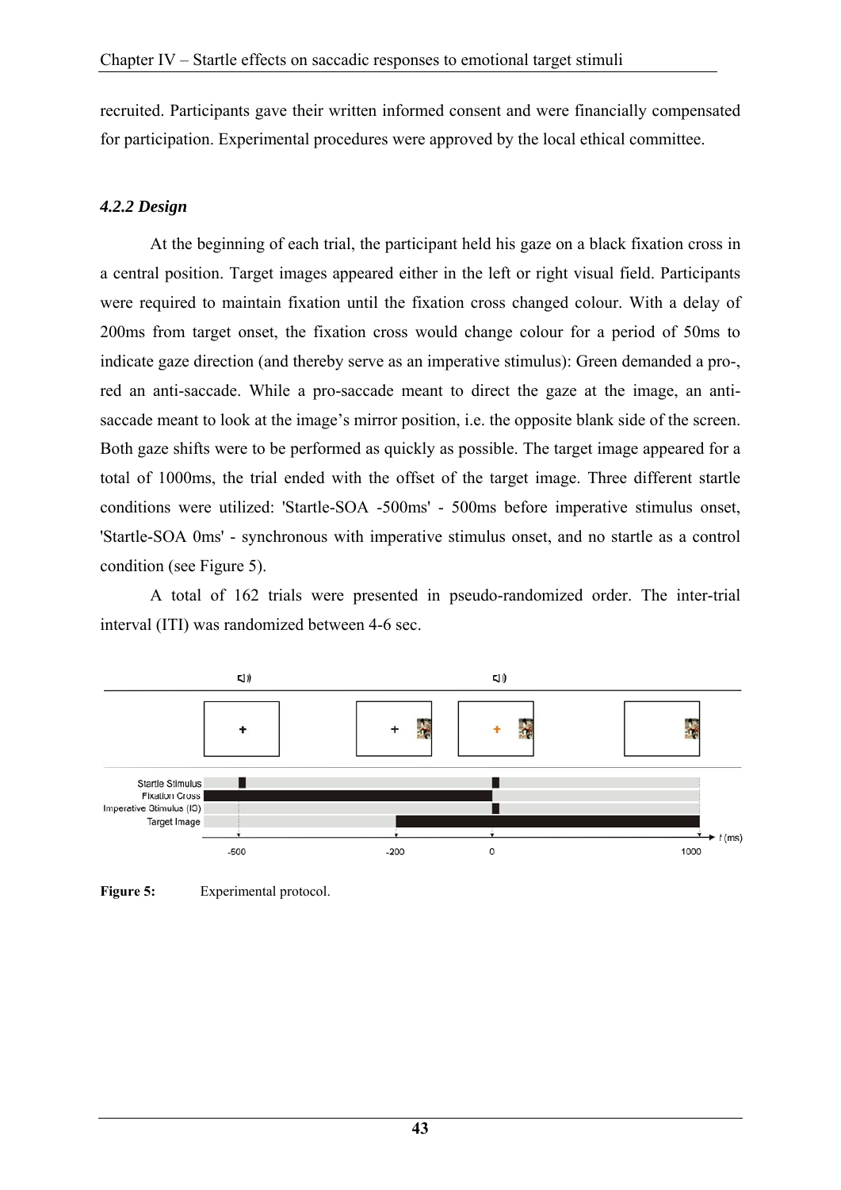recruited. Participants gave their written informed consent and were financially compensated for participation. Experimental procedures were approved by the local ethical committee.

### *4.2.2 Design*

At the beginning of each trial, the participant held his gaze on a black fixation cross in a central position. Target images appeared either in the left or right visual field. Participants were required to maintain fixation until the fixation cross changed colour. With a delay of 200ms from target onset, the fixation cross would change colour for a period of 50ms to indicate gaze direction (and thereby serve as an imperative stimulus): Green demanded a pro-, red an anti-saccade. While a pro-saccade meant to direct the gaze at the image, an anti-saccade meant to look at the image's mirror position, i.e. the opposite blank side of the screen. Both gaze shifts were to be performed as quickly as possible. The target image appeared for a total of 1000ms, the trial ended with the offset of the target image. Three different startle conditions were utilized: 'Startle-SOA -500ms' - 500ms before imperative stimulus onset, 'Startle-SOA 0ms' - synchronous with imperative stimulus onset, and no startle as a control condition (see Figure 5).

A total of 162 trials were presented in pseudo-randomized order. The inter-trial interval (ITI) was randomized between 4-6 sec.

**Figure 5:** Experimental protocol.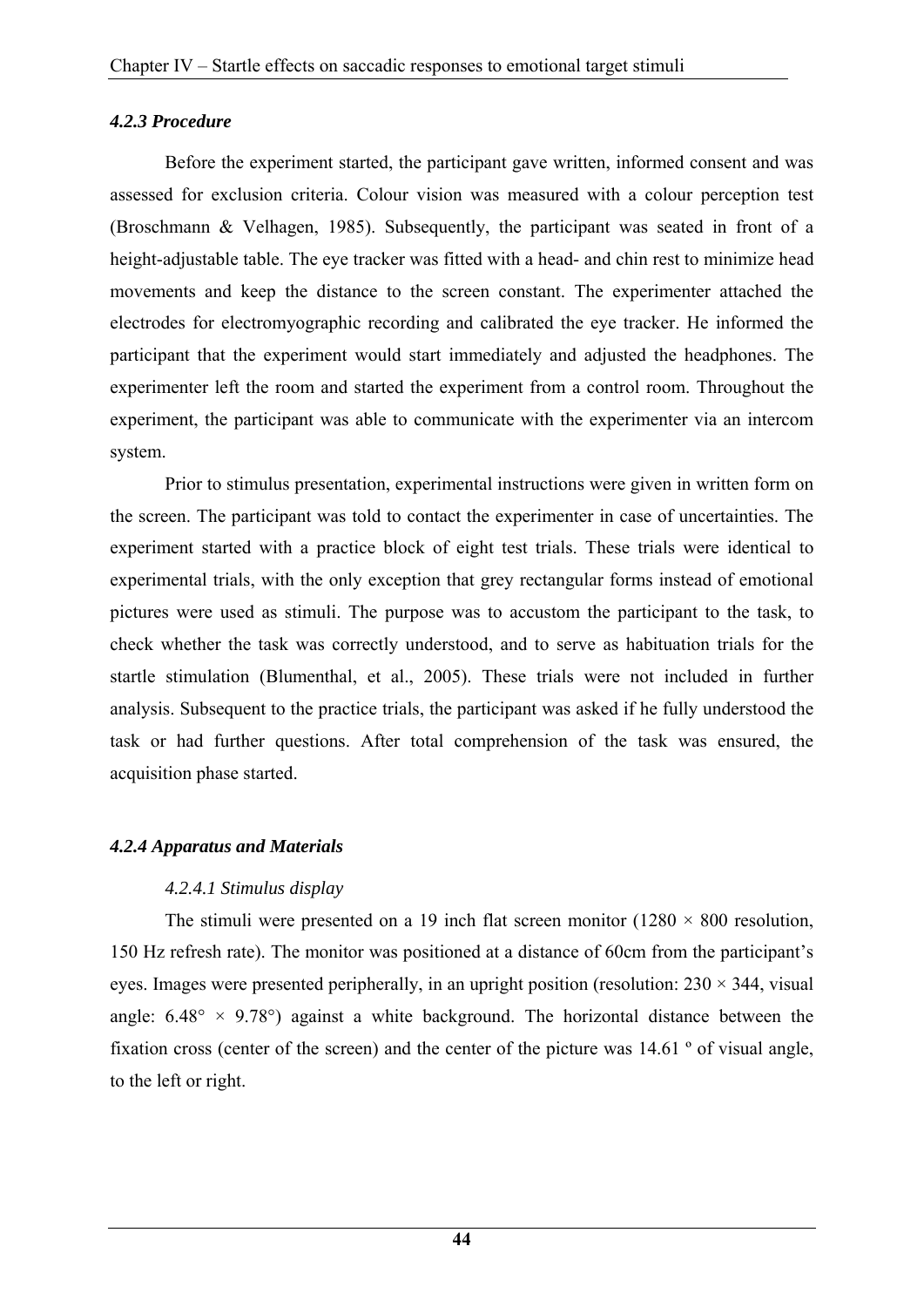### *4.2.3 Procedure*

Before the experiment started, the participant gave written, informed consent and was assessed for exclusion criteria. Colour vision was measured with a colour perception test (Broschmann & Velhagen, 1985). Subsequently, the participant was seated in front of a height-adjustable table. The eye tracker was fitted with a head- and chin rest to minimize head movements and keep the distance to the screen constant. The experimenter attached the electrodes for electromyographic recording and calibrated the eye tracker. He informed the participant that the experiment would start immediately and adjusted the headphones. The experimenter left the room and started the experiment from a control room. Throughout the experiment, the participant was able to communicate with the experimenter via an intercom system.

Prior to stimulus presentation, experimental instructions were given in written form on the screen. The participant was told to contact the experimenter in case of uncertainties. The experiment started with a practice block of eight test trials. These trials were identical to experimental trials, with the only exception that grey rectangular forms instead of emotional pictures were used as stimuli. The purpose was to accustom the participant to the task, to check whether the task was correctly understood, and to serve as habituation trials for the startle stimulation (Blumenthal, et al., 2005). These trials were not included in further analysis. Subsequent to the practice trials, the participant was asked if he fully understood the task or had further questions. After total comprehension of the task was ensured, the acquisition phase started.

### *4.2.4 Apparatus and Materials*

#### *4.2.4.1 Stimulus display*

The stimuli were presented on a 19 inch flat screen monitor (1280 × 800 resolution, 150 Hz refresh rate). The monitor was positioned at a distance of 60cm from the participant's eyes. Images were presented peripherally, in an upright position (resolution: 230 × 344, visual angle: 6.48° × 9.78°) against a white background. The horizontal distance between the fixation cross (center of the screen) and the center of the picture was 14.61 º of visual angle, to the left or right.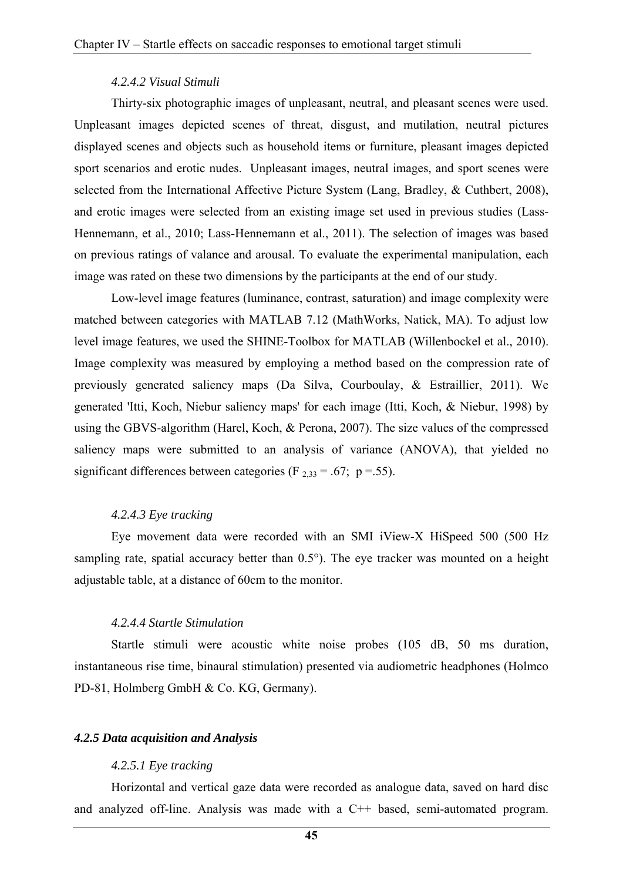#### *4.2.4.2 Visual Stimuli*

Thirty-six photographic images of unpleasant, neutral, and pleasant scenes were used. Unpleasant images depicted scenes of threat, disgust, and mutilation, neutral pictures displayed scenes and objects such as household items or furniture, pleasant images depicted sport scenarios and erotic nudes. Unpleasant images, neutral images, and sport scenes were selected from the International Affective Picture System (Lang, Bradley, & Cuthbert, 2008), and erotic images were selected from an existing image set used in previous studies (Lass-Hennemann, et al., 2010; Lass-Hennemann et al., 2011). The selection of images was based on previous ratings of valance and arousal. To evaluate the experimental manipulation, each image was rated on these two dimensions by the participants at the end of our study.

Low-level image features (luminance, contrast, saturation) and image complexity were matched between categories with MATLAB 7.12 (MathWorks, Natick, MA). To adjust low level image features, we used the SHINE-Toolbox for MATLAB (Willenbockel et al., 2010). Image complexity was measured by employing a method based on the compression rate of previously generated saliency maps (Da Silva, Courboulay, & Estraillier, 2011). We generated 'Itti, Koch, Niebur saliency maps' for each image (Itti, Koch, & Niebur, 1998) by using the GBVS-algorithm (Harel, Koch, & Perona, 2007). The size values of the compressed saliency maps were submitted to an analysis of variance (ANOVA), that yielded no significant differences between categories ($F_{2,33} = .67$; $p = .55$).

#### *4.2.4.3 Eye tracking*

Eye movement data were recorded with an SMI iView-X HiSpeed 500 (500 Hz sampling rate, spatial accuracy better than 0.5°). The eye tracker was mounted on a height adjustable table, at a distance of 60cm to the monitor.

#### *4.2.4.4 Startle Stimulation*

Startle stimuli were acoustic white noise probes (105 dB, 50 ms duration, instantaneous rise time, binaural stimulation) presented via audiometric headphones (Holmco PD-81, Holmberg GmbH & Co. KG, Germany).

### ***4.2.5 Data acquisition and Analysis***

#### *4.2.5.1 Eye tracking*

Horizontal and vertical gaze data were recorded as analogue data, saved on hard disc and analyzed off-line. Analysis was made with a C++ based, semi-automated program.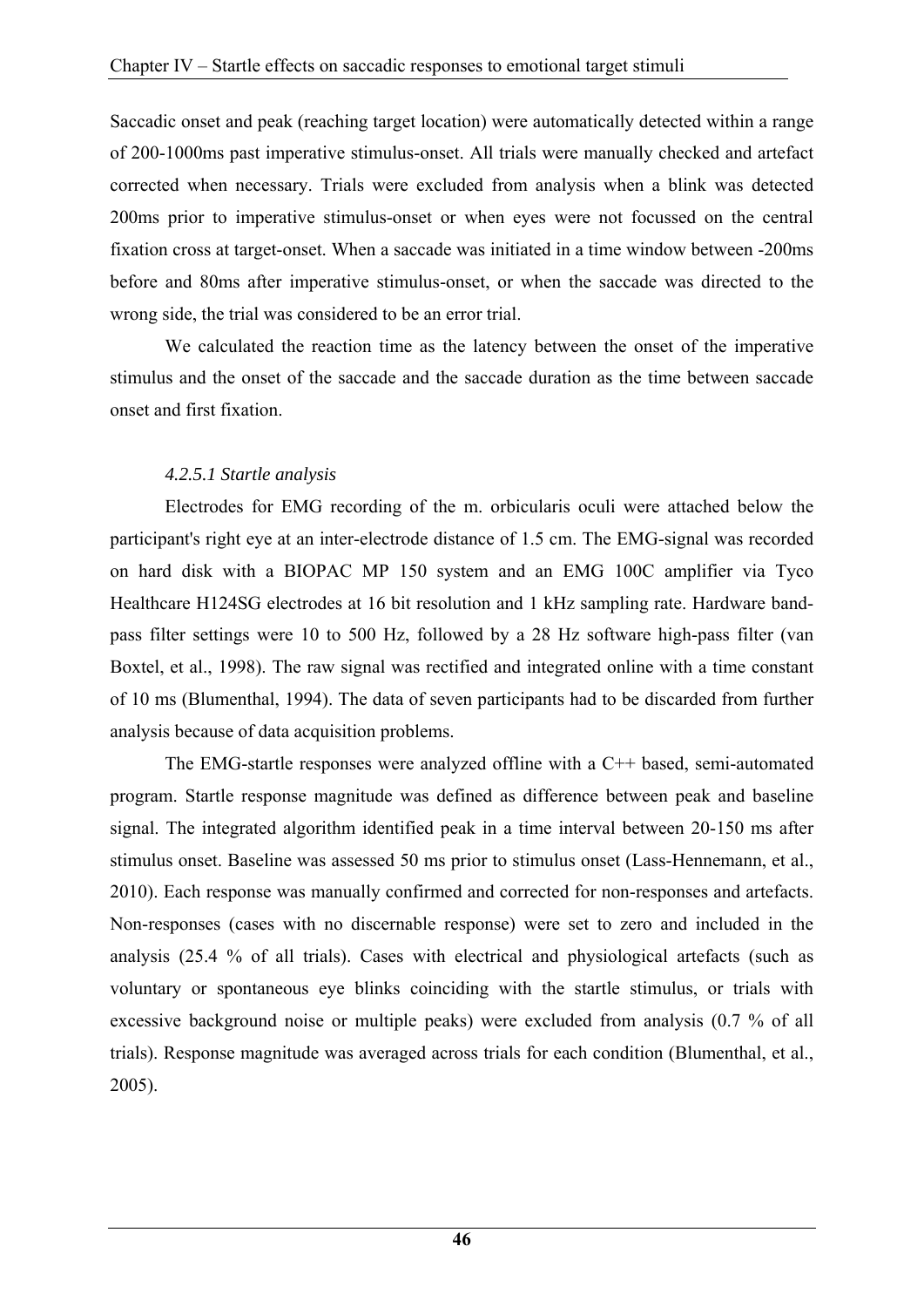Saccadic onset and peak (reaching target location) were automatically detected within a range of 200-1000ms past imperative stimulus-onset. All trials were manually checked and artefact corrected when necessary. Trials were excluded from analysis when a blink was detected 200ms prior to imperative stimulus-onset or when eyes were not focussed on the central fixation cross at target-onset. When a saccade was initiated in a time window between -200ms before and 80ms after imperative stimulus-onset, or when the saccade was directed to the wrong side, the trial was considered to be an error trial.

We calculated the reaction time as the latency between the onset of the imperative stimulus and the onset of the saccade and the saccade duration as the time between saccade onset and first fixation.

#### *4.2.5.1 Startle analysis*

Electrodes for EMG recording of the m. orbicularis oculi were attached below the participant's right eye at an inter-electrode distance of 1.5 cm. The EMG-signal was recorded on hard disk with a BIOPAC MP 150 system and an EMG 100C amplifier via Tyco Healthcare H124SG electrodes at 16 bit resolution and 1 kHz sampling rate. Hardware band-pass filter settings were 10 to 500 Hz, followed by a 28 Hz software high-pass filter (van Boxtel, et al., 1998). The raw signal was rectified and integrated online with a time constant of 10 ms (Blumenthal, 1994). The data of seven participants had to be discarded from further analysis because of data acquisition problems.

The EMG-startle responses were analyzed offline with a C++ based, semi-automated program. Startle response magnitude was defined as difference between peak and baseline signal. The integrated algorithm identified peak in a time interval between 20-150 ms after stimulus onset. Baseline was assessed 50 ms prior to stimulus onset (Lass-Hennemann, et al., 2010). Each response was manually confirmed and corrected for non-responses and artefacts. Non-responses (cases with no discernable response) were set to zero and included in the analysis (25.4 % of all trials). Cases with electrical and physiological artefacts (such as voluntary or spontaneous eye blinks coinciding with the startle stimulus, or trials with excessive background noise or multiple peaks) were excluded from analysis (0.7 % of all trials). Response magnitude was averaged across trials for each condition (Blumenthal, et al., 2005).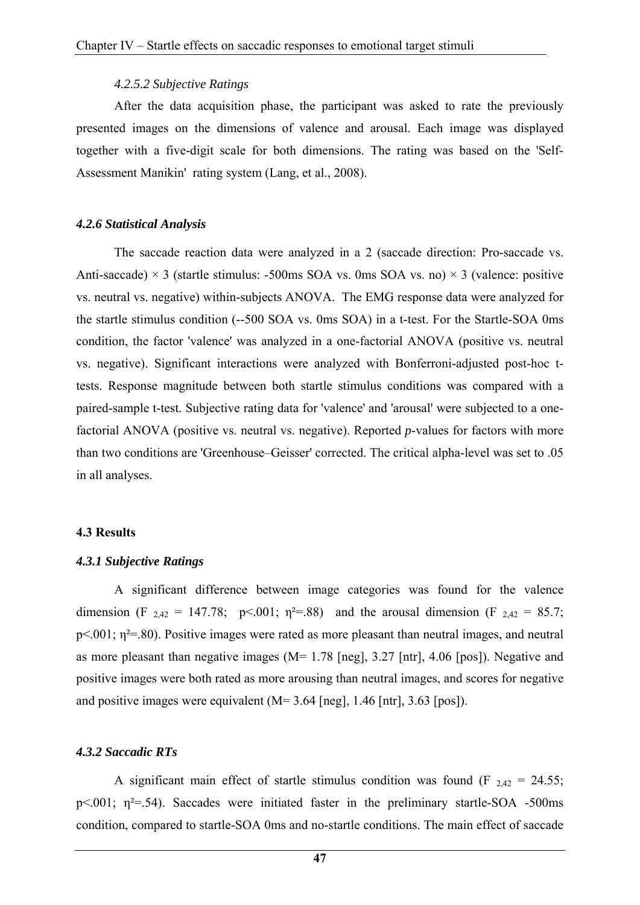#### *4.2.5.2 Subjective Ratings*

After the data acquisition phase, the participant was asked to rate the previously presented images on the dimensions of valence and arousal. Each image was displayed together with a five-digit scale for both dimensions. The rating was based on the 'Self-Assessment Manikin' rating system (Lang, et al., 2008).

### *4.2.6 Statistical Analysis*

The saccade reaction data were analyzed in a 2 (saccade direction: Pro-saccade vs. Anti-saccade) × 3 (startle stimulus: -500ms SOA vs. 0ms SOA vs. no) × 3 (valence: positive vs. neutral vs. negative) within-subjects ANOVA. The EMG response data were analyzed for the startle stimulus condition (--500 SOA vs. 0ms SOA) in a t-test. For the Startle-SOA 0ms condition, the factor 'valence' was analyzed in a one-factorial ANOVA (positive vs. neutral vs. negative). Significant interactions were analyzed with Bonferroni-adjusted post-hoc t-tests. Response magnitude between both startle stimulus conditions was compared with a paired-sample t-test. Subjective rating data for 'valence' and 'arousal' were subjected to a one-factorial ANOVA (positive vs. neutral vs. negative). Reported *p*-values for factors with more than two conditions are 'Greenhouse–Geisser' corrected. The critical alpha-level was set to .05 in all analyses.

## 4.3 Results

### *4.3.1 Subjective Ratings*

A significant difference between image categories was found for the valence dimension ($F_{2,42} = 147.78$; $p<.001$; $\eta^2=.88$) and the arousal dimension ($F_{2,42} = 85.7$; $p<.001$; $\eta^2=.80$). Positive images were rated as more pleasant than neutral images, and neutral as more pleasant than negative images (M= 1.78 [neg], 3.27 [ntr], 4.06 [pos]). Negative and positive images were both rated as more arousing than neutral images, and scores for negative and positive images were equivalent (M= 3.64 [neg], 1.46 [ntr], 3.63 [pos]).

### *4.3.2 Saccadic RTs*

A significant main effect of startle stimulus condition was found ($F_{2,42} = 24.55$; $p<.001$; $\eta^2=.54$). Saccades were initiated faster in the preliminary startle-SOA -500ms condition, compared to startle-SOA 0ms and no-startle conditions. The main effect of saccade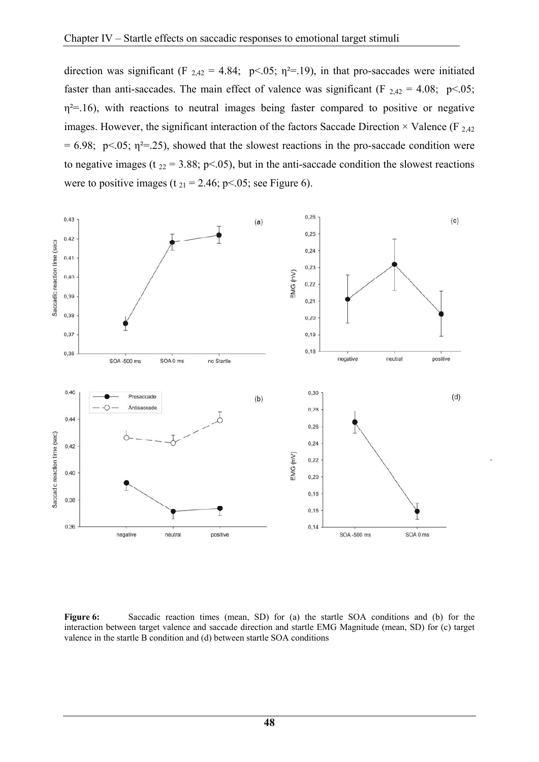direction was significant ($F_{2,42} = 4.84$; $p<.05$; $\eta^2=.19$), in that pro-saccades were initiated faster than anti-saccades. The main effect of valence was significant ($F_{2,42} = 4.08$; $p<.05$; $\eta^2=.16$), with reactions to neutral images being faster compared to positive or negative images. However, the significant interaction of the factors Saccade Direction × Valence ($F_{2,42} = 6.98$; $p<.05$; $\eta^2=.25$), showed that the slowest reactions in the pro-saccade condition were to negative images ($t_{22} = 3.88$; $p<.05$), but in the anti-saccade condition the slowest reactions were to positive images ($t_{21} = 2.46$; $p<.05$; see Figure 6).

**Figure 6:** Saccadic reaction times (mean, SD) for (a) the startle SOA conditions and (b) for the interaction between target valence and saccade direction and startle EMG Magnitude (mean, SD) for (c) target valence in the startle B condition and (d) between startle SOA conditions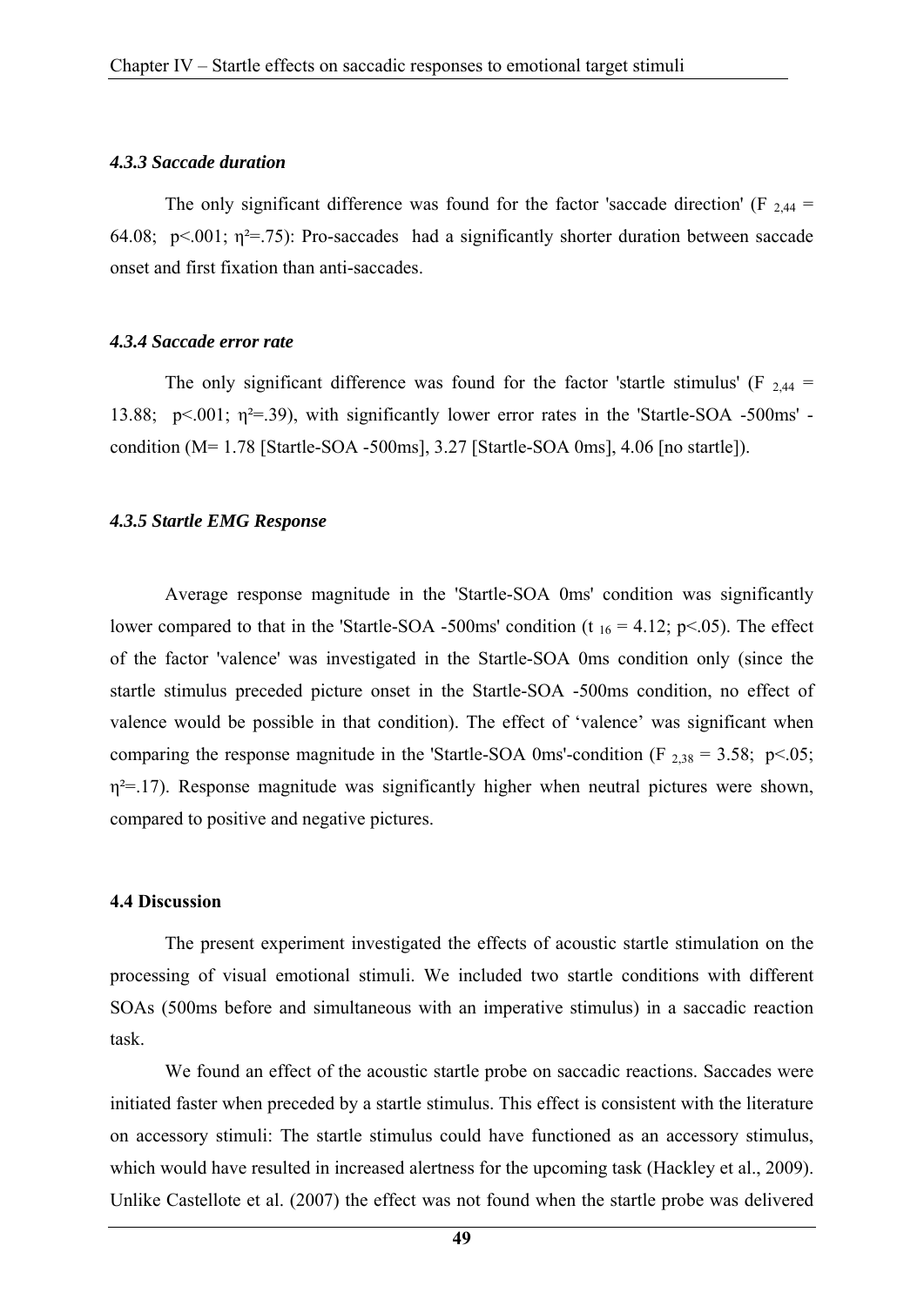### *4.3.3 Saccade duration*

The only significant difference was found for the factor 'saccade direction' ($F_{2,44} = 64.08$; $p<.001$; $\eta^2=.75$): Pro-saccades had a significantly shorter duration between saccade onset and first fixation than anti-saccades.

### *4.3.4 Saccade error rate*

The only significant difference was found for the factor 'startle stimulus' ($F_{2,44} = 13.88$; $p<.001$; $\eta^2=.39$), with significantly lower error rates in the 'Startle-SOA -500ms' - condition (M= 1.78 [Startle-SOA -500ms], 3.27 [Startle-SOA 0ms], 4.06 [no startle]).

### *4.3.5 Startle EMG Response*

Average response magnitude in the 'Startle-SOA 0ms' condition was significantly lower compared to that in the 'Startle-SOA -500ms' condition ($t_{16} = 4.12$; $p<.05$). The effect of the factor 'valence' was investigated in the Startle-SOA 0ms condition only (since the startle stimulus preceded picture onset in the Startle-SOA -500ms condition, no effect of valence would be possible in that condition). The effect of 'valence' was significant when comparing the response magnitude in the 'Startle-SOA 0ms'-condition ($F_{2,38} = 3.58$; $p<.05$; $\eta^2=.17$). Response magnitude was significantly higher when neutral pictures were shown, compared to positive and negative pictures.

## **4.4 Discussion**

The present experiment investigated the effects of acoustic startle stimulation on the processing of visual emotional stimuli. We included two startle conditions with different SOAs (500ms before and simultaneous with an imperative stimulus) in a saccadic reaction task.

We found an effect of the acoustic startle probe on saccadic reactions. Saccades were initiated faster when preceded by a startle stimulus. This effect is consistent with the literature on accessory stimuli: The startle stimulus could have functioned as an accessory stimulus, which would have resulted in increased alertness for the upcoming task (Hackley et al., 2009). Unlike Castellote et al. (2007) the effect was not found when the startle probe was delivered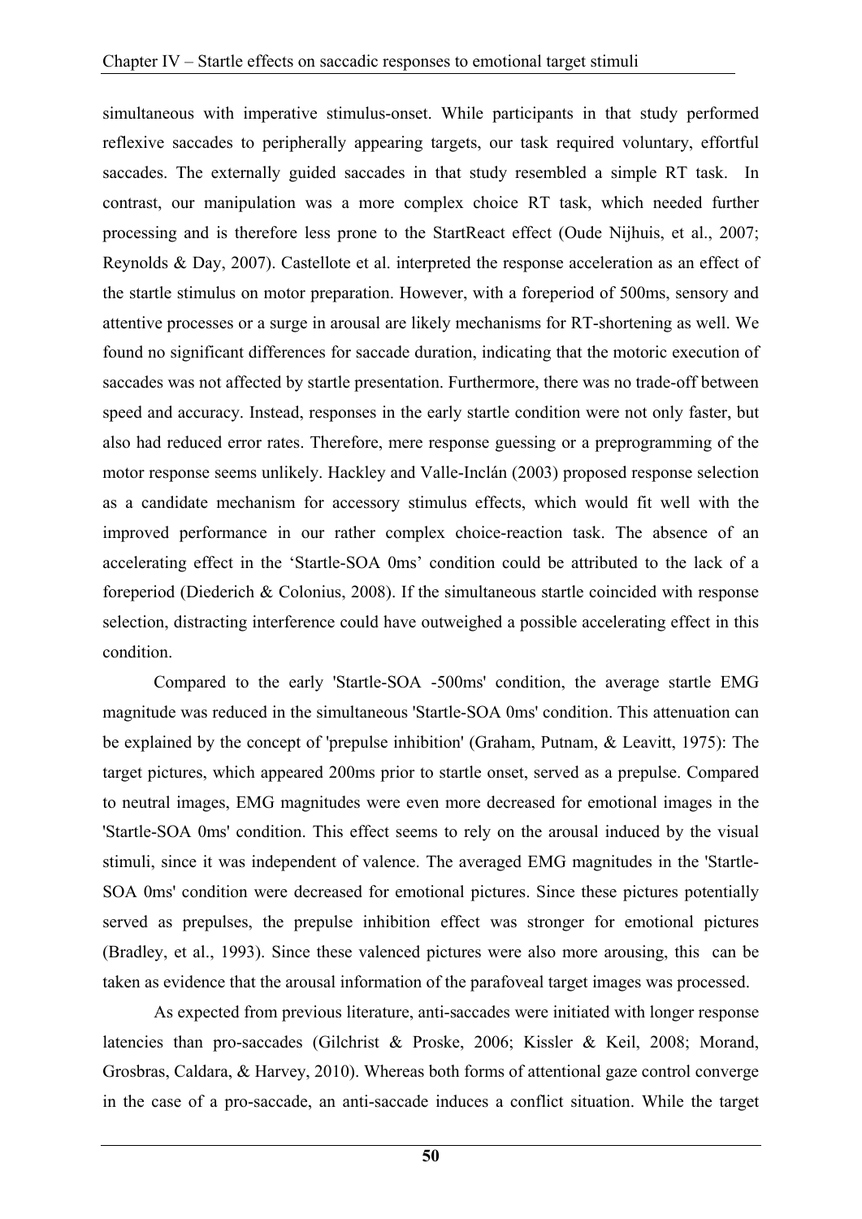simultaneous with imperative stimulus-onset. While participants in that study performed reflexive saccades to peripherally appearing targets, our task required voluntary, effortful saccades. The externally guided saccades in that study resembled a simple RT task. In contrast, our manipulation was a more complex choice RT task, which needed further processing and is therefore less prone to the StartReact effect (Oude Nijhuis, et al., 2007; Reynolds & Day, 2007). Castellote et al. interpreted the response acceleration as an effect of the startle stimulus on motor preparation. However, with a foreperiod of 500ms, sensory and attentive processes or a surge in arousal are likely mechanisms for RT-shortening as well. We found no significant differences for saccade duration, indicating that the motoric execution of saccades was not affected by startle presentation. Furthermore, there was no trade-off between speed and accuracy. Instead, responses in the early startle condition were not only faster, but also had reduced error rates. Therefore, mere response guessing or a preprogramming of the motor response seems unlikely. Hackley and Valle-Inclán (2003) proposed response selection as a candidate mechanism for accessory stimulus effects, which would fit well with the improved performance in our rather complex choice-reaction task. The absence of an accelerating effect in the 'Startle-SOA 0ms' condition could be attributed to the lack of a foreperiod (Diederich & Colonius, 2008). If the simultaneous startle coincided with response selection, distracting interference could have outweighed a possible accelerating effect in this condition.

Compared to the early 'Startle-SOA -500ms' condition, the average startle EMG magnitude was reduced in the simultaneous 'Startle-SOA 0ms' condition. This attenuation can be explained by the concept of 'prepulse inhibition' (Graham, Putnam, & Leavitt, 1975): The target pictures, which appeared 200ms prior to startle onset, served as a prepulse. Compared to neutral images, EMG magnitudes were even more decreased for emotional images in the 'Startle-SOA 0ms' condition. This effect seems to rely on the arousal induced by the visual stimuli, since it was independent of valence. The averaged EMG magnitudes in the 'Startle-SOA 0ms' condition were decreased for emotional pictures. Since these pictures potentially served as prepulses, the prepulse inhibition effect was stronger for emotional pictures (Bradley, et al., 1993). Since these valenced pictures were also more arousing, this can be taken as evidence that the arousal information of the parafoveal target images was processed.

As expected from previous literature, anti-saccades were initiated with longer response latencies than pro-saccades (Gilchrist & Proske, 2006; Kissler & Keil, 2008; Morand, Grosbras, Caldara, & Harvey, 2010). Whereas both forms of attentional gaze control converge in the case of a pro-saccade, an anti-saccade induces a conflict situation. While the target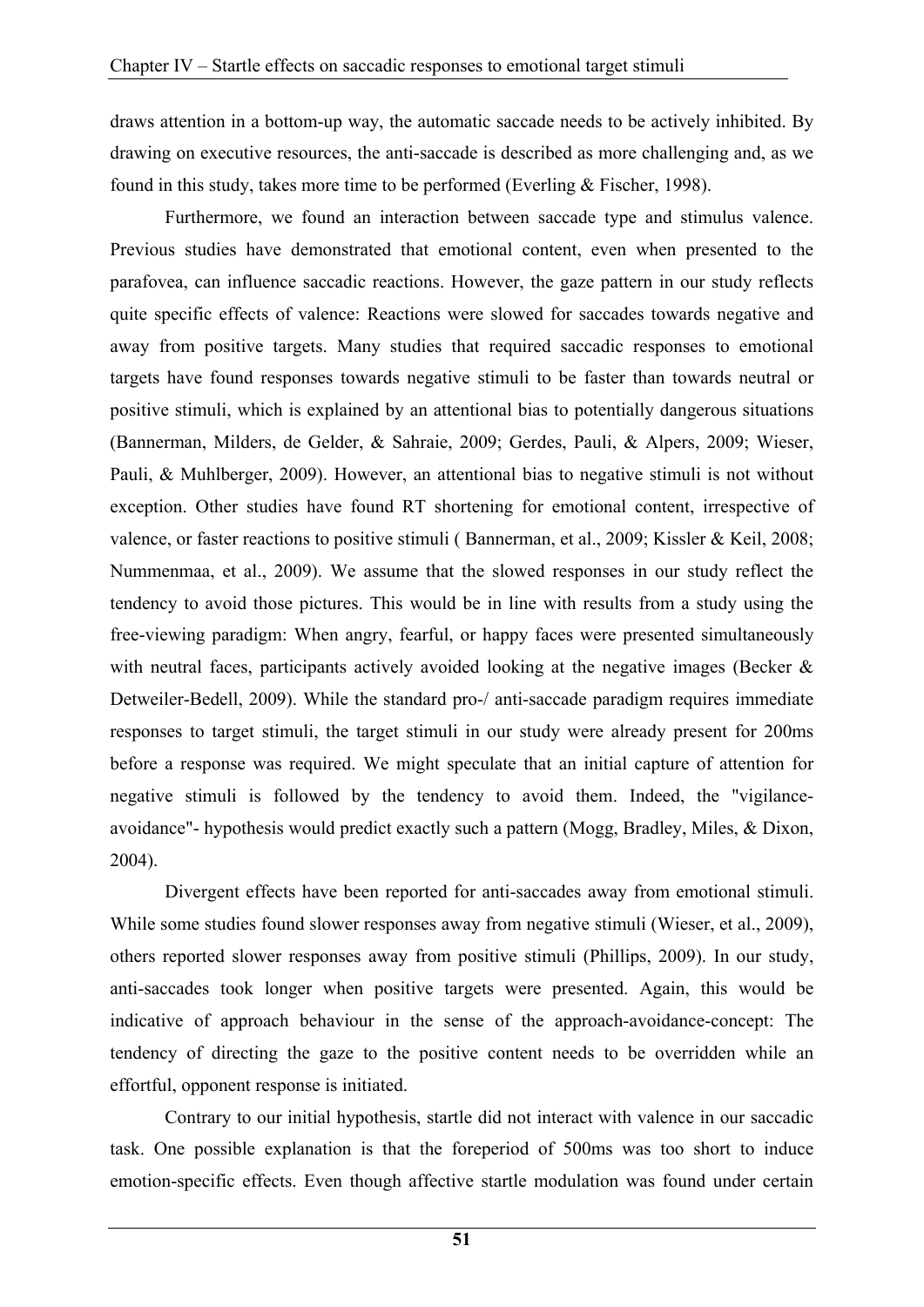draws attention in a bottom-up way, the automatic saccade needs to be actively inhibited. By drawing on executive resources, the anti-saccade is described as more challenging and, as we found in this study, takes more time to be performed (Everling & Fischer, 1998).

Furthermore, we found an interaction between saccade type and stimulus valence. Previous studies have demonstrated that emotional content, even when presented to the parafovea, can influence saccadic reactions. However, the gaze pattern in our study reflects quite specific effects of valence: Reactions were slowed for saccades towards negative and away from positive targets. Many studies that required saccadic responses to emotional targets have found responses towards negative stimuli to be faster than towards neutral or positive stimuli, which is explained by an attentional bias to potentially dangerous situations (Bannerman, Milders, de Gelder, & Sahraie, 2009; Gerdes, Pauli, & Alpers, 2009; Wieser, Pauli, & Muhlberger, 2009). However, an attentional bias to negative stimuli is not without exception. Other studies have found RT shortening for emotional content, irrespective of valence, or faster reactions to positive stimuli ( Bannerman, et al., 2009; Kissler & Keil, 2008; Nummenmaa, et al., 2009). We assume that the slowed responses in our study reflect the tendency to avoid those pictures. This would be in line with results from a study using the free-viewing paradigm: When angry, fearful, or happy faces were presented simultaneously with neutral faces, participants actively avoided looking at the negative images (Becker & Detweiler-Bedell, 2009). While the standard pro-/ anti-saccade paradigm requires immediate responses to target stimuli, the target stimuli in our study were already present for 200ms before a response was required. We might speculate that an initial capture of attention for negative stimuli is followed by the tendency to avoid them. Indeed, the "vigilance-avoidance"- hypothesis would predict exactly such a pattern (Mogg, Bradley, Miles, & Dixon, 2004).

Divergent effects have been reported for anti-saccades away from emotional stimuli. While some studies found slower responses away from negative stimuli (Wieser, et al., 2009), others reported slower responses away from positive stimuli (Phillips, 2009). In our study, anti-saccades took longer when positive targets were presented. Again, this would be indicative of approach behaviour in the sense of the approach-avoidance-concept: The tendency of directing the gaze to the positive content needs to be overridden while an effortful, opponent response is initiated.

Contrary to our initial hypothesis, startle did not interact with valence in our saccadic task. One possible explanation is that the foreperiod of 500ms was too short to induce emotion-specific effects. Even though affective startle modulation was found under certain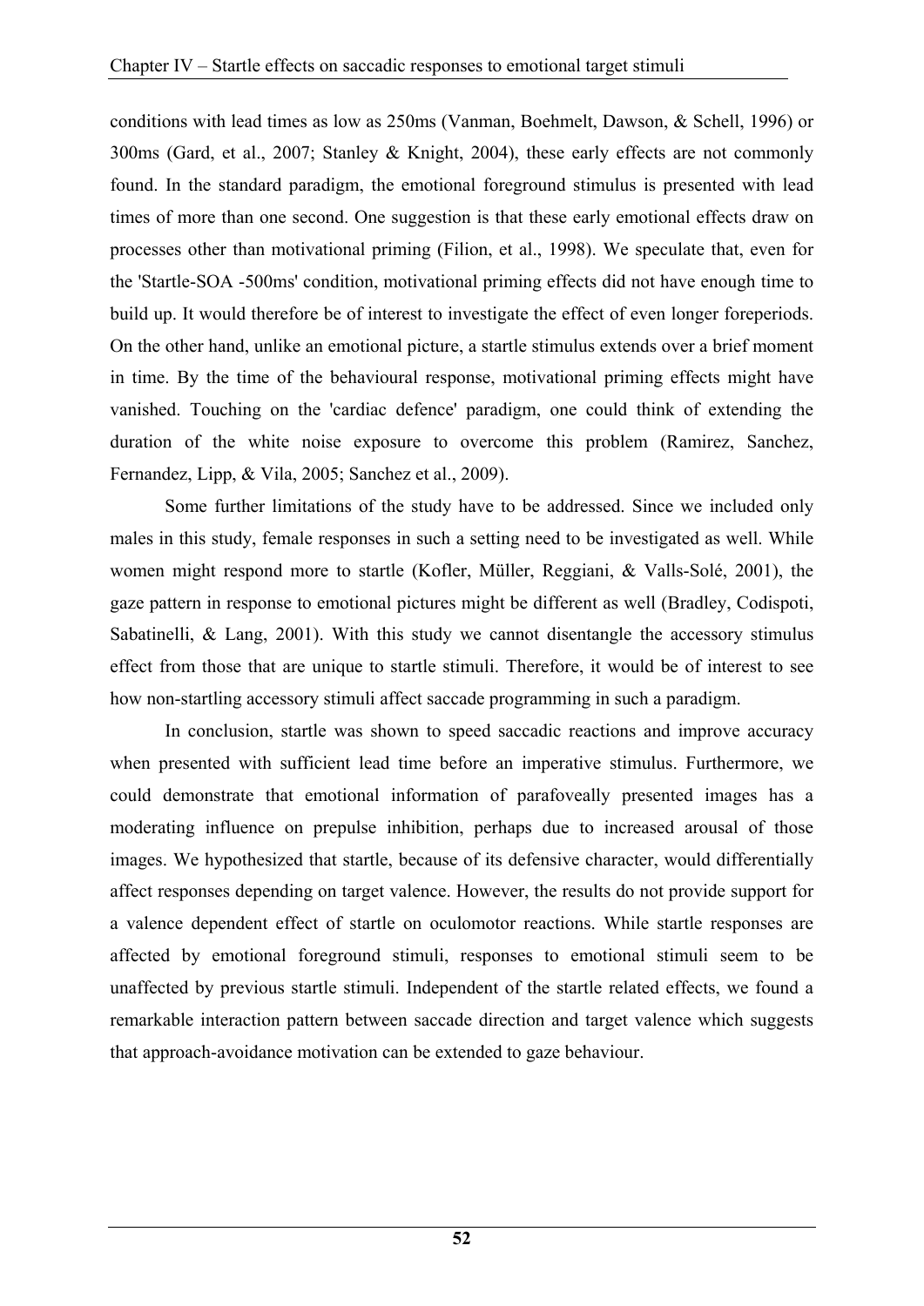conditions with lead times as low as 250ms (Vanman, Boehmelt, Dawson, & Schell, 1996) or 300ms (Gard, et al., 2007; Stanley & Knight, 2004), these early effects are not commonly found. In the standard paradigm, the emotional foreground stimulus is presented with lead times of more than one second. One suggestion is that these early emotional effects draw on processes other than motivational priming (Filion, et al., 1998). We speculate that, even for the 'Startle-SOA -500ms' condition, motivational priming effects did not have enough time to build up. It would therefore be of interest to investigate the effect of even longer foreperiods. On the other hand, unlike an emotional picture, a startle stimulus extends over a brief moment in time. By the time of the behavioural response, motivational priming effects might have vanished. Touching on the 'cardiac defence' paradigm, one could think of extending the duration of the white noise exposure to overcome this problem (Ramirez, Sanchez, Fernandez, Lipp, & Vila, 2005; Sanchez et al., 2009).

Some further limitations of the study have to be addressed. Since we included only males in this study, female responses in such a setting need to be investigated as well. While women might respond more to startle (Kofler, Müller, Reggiani, & Valls-Solé, 2001), the gaze pattern in response to emotional pictures might be different as well (Bradley, Codispoti, Sabatinelli, & Lang, 2001). With this study we cannot disentangle the accessory stimulus effect from those that are unique to startle stimuli. Therefore, it would be of interest to see how non-startling accessory stimuli affect saccade programming in such a paradigm.

In conclusion, startle was shown to speed saccadic reactions and improve accuracy when presented with sufficient lead time before an imperative stimulus. Furthermore, we could demonstrate that emotional information of parafoveally presented images has a moderating influence on prepulse inhibition, perhaps due to increased arousal of those images. We hypothesized that startle, because of its defensive character, would differentially affect responses depending on target valence. However, the results do not provide support for a valence dependent effect of startle on oculomotor reactions. While startle responses are affected by emotional foreground stimuli, responses to emotional stimuli seem to be unaffected by previous startle stimuli. Independent of the startle related effects, we found a remarkable interaction pattern between saccade direction and target valence which suggests that approach-avoidance motivation can be extended to gaze behaviour.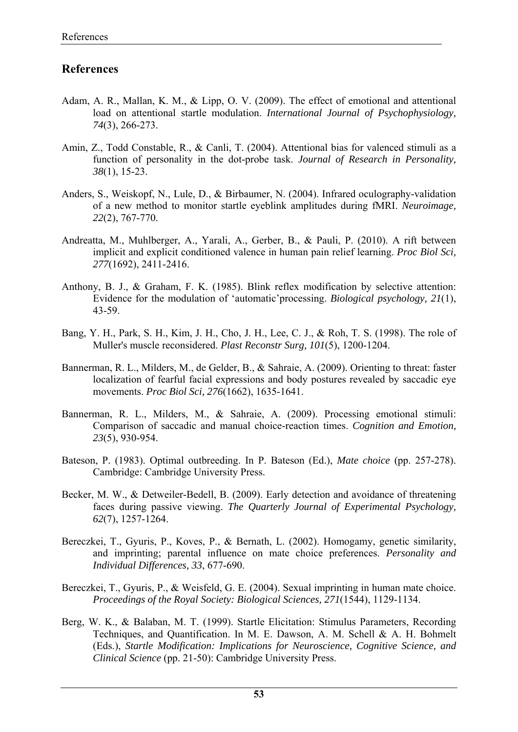## References

Adam, A. R., Mallan, K. M., & Lipp, O. V. (2009). The effect of emotional and attentional load on attentional startle modulation. *International Journal of Psychophysiology, 74*(3), 266-273.

Amin, Z., Todd Constable, R., & Canli, T. (2004). Attentional bias for valenced stimuli as a function of personality in the dot-probe task. *Journal of Research in Personality, 38*(1), 15-23.

Anders, S., Weiskopf, N., Lule, D., & Birbaumer, N. (2004). Infrared oculography-validation of a new method to monitor startle eyeblink amplitudes during fMRI. *Neuroimage, 22*(2), 767-770.

Andreatta, M., Muhlberger, A., Yarali, A., Gerber, B., & Pauli, P. (2010). A rift between implicit and explicit conditioned valence in human pain relief learning. *Proc Biol Sci, 277*(1692), 2411-2416.

Anthony, B. J., & Graham, F. K. (1985). Blink reflex modification by selective attention: Evidence for the modulation of 'automatic'processing. *Biological psychology, 21*(1), 43-59.

Bang, Y. H., Park, S. H., Kim, J. H., Cho, J. H., Lee, C. J., & Roh, T. S. (1998). The role of Muller's muscle reconsidered. *Plast Reconstr Surg, 101*(5), 1200-1204.

Bannerman, R. L., Milders, M., de Gelder, B., & Sahraie, A. (2009). Orienting to threat: faster localization of fearful facial expressions and body postures revealed by saccadic eye movements. *Proc Biol Sci, 276*(1662), 1635-1641.

Bannerman, R. L., Milders, M., & Sahraie, A. (2009). Processing emotional stimuli: Comparison of saccadic and manual choice-reaction times. *Cognition and Emotion, 23*(5), 930-954.

Bateson, P. (1983). Optimal outbreeding. In P. Bateson (Ed.), *Mate choice* (pp. 257-278). Cambridge: Cambridge University Press.

Becker, M. W., & Detweiler-Bedell, B. (2009). Early detection and avoidance of threatening faces during passive viewing. *The Quarterly Journal of Experimental Psychology, 62*(7), 1257-1264.

Bereczkei, T., Gyuris, P., Koves, P., & Bernath, L. (2002). Homogamy, genetic similarity, and imprinting; parental influence on mate choice preferences. *Personality and Individual Differences, 33*, 677-690.

Bereczkei, T., Gyuris, P., & Weisfeld, G. E. (2004). Sexual imprinting in human mate choice. *Proceedings of the Royal Society: Biological Sciences, 271*(1544), 1129-1134.

Berg, W. K., & Balaban, M. T. (1999). Startle Elicitation: Stimulus Parameters, Recording Techniques, and Quantification. In M. E. Dawson, A. M. Schell & A. H. Bohmelt (Eds.), *Startle Modification: Implications for Neuroscience, Cognitive Science, and Clinical Science* (pp. 21-50): Cambridge University Press.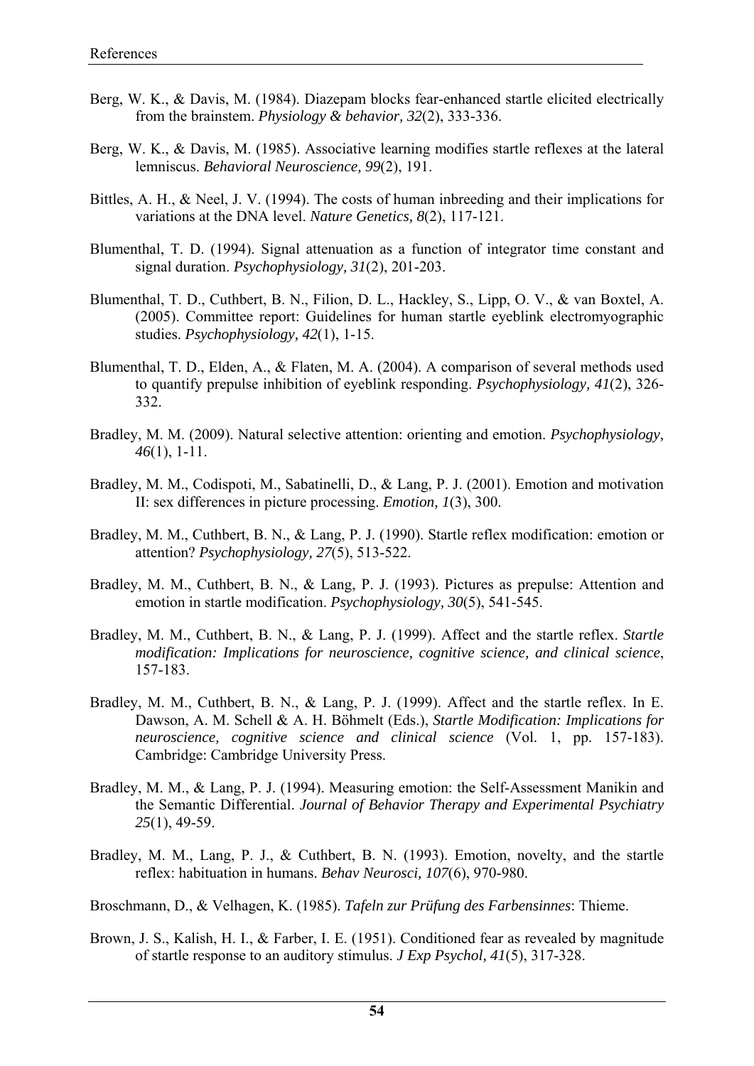Berg, W. K., & Davis, M. (1984). Diazepam blocks fear-enhanced startle elicited electrically from the brainstem. *Physiology & behavior, 32*(2), 333-336.

Berg, W. K., & Davis, M. (1985). Associative learning modifies startle reflexes at the lateral lemniscus. *Behavioral Neuroscience, 99*(2), 191.

Bittles, A. H., & Neel, J. V. (1994). The costs of human inbreeding and their implications for variations at the DNA level. *Nature Genetics, 8*(2), 117-121.

Blumenthal, T. D. (1994). Signal attenuation as a function of integrator time constant and signal duration. *Psychophysiology, 31*(2), 201-203.

Blumenthal, T. D., Cuthbert, B. N., Filion, D. L., Hackley, S., Lipp, O. V., & van Boxtel, A. (2005). Committee report: Guidelines for human startle eyeblink electromyographic studies. *Psychophysiology, 42*(1), 1-15.

Blumenthal, T. D., Elden, A., & Flaten, M. A. (2004). A comparison of several methods used to quantify prepulse inhibition of eyeblink responding. *Psychophysiology, 41*(2), 326-332.

Bradley, M. M. (2009). Natural selective attention: orienting and emotion. *Psychophysiology, 46*(1), 1-11.

Bradley, M. M., Codispoti, M., Sabatinelli, D., & Lang, P. J. (2001). Emotion and motivation II: sex differences in picture processing. *Emotion, 1*(3), 300.

Bradley, M. M., Cuthbert, B. N., & Lang, P. J. (1990). Startle reflex modification: emotion or attention? *Psychophysiology, 27*(5), 513-522.

Bradley, M. M., Cuthbert, B. N., & Lang, P. J. (1993). Pictures as prepulse: Attention and emotion in startle modification. *Psychophysiology, 30*(5), 541-545.

Bradley, M. M., Cuthbert, B. N., & Lang, P. J. (1999). Affect and the startle reflex. *Startle modification: Implications for neuroscience, cognitive science, and clinical science*, 157-183.

Bradley, M. M., Cuthbert, B. N., & Lang, P. J. (1999). Affect and the startle reflex. In E. Dawson, A. M. Schell & A. H. Böhmelt (Eds.), *Startle Modification: Implications for neuroscience, cognitive science and clinical science* (Vol. 1, pp. 157-183). Cambridge: Cambridge University Press.

Bradley, M. M., & Lang, P. J. (1994). Measuring emotion: the Self-Assessment Manikin and the Semantic Differential. *Journal of Behavior Therapy and Experimental Psychiatry 25*(1), 49-59.

Bradley, M. M., Lang, P. J., & Cuthbert, B. N. (1993). Emotion, novelty, and the startle reflex: habituation in humans. *Behav Neurosci, 107*(6), 970-980.

Broschmann, D., & Velhagen, K. (1985). *Tafeln zur Prüfung des Farbensinnes*: Thieme.

Brown, J. S., Kalish, H. I., & Farber, I. E. (1951). Conditioned fear as revealed by magnitude of startle response to an auditory stimulus. *J Exp Psychol, 41*(5), 317-328.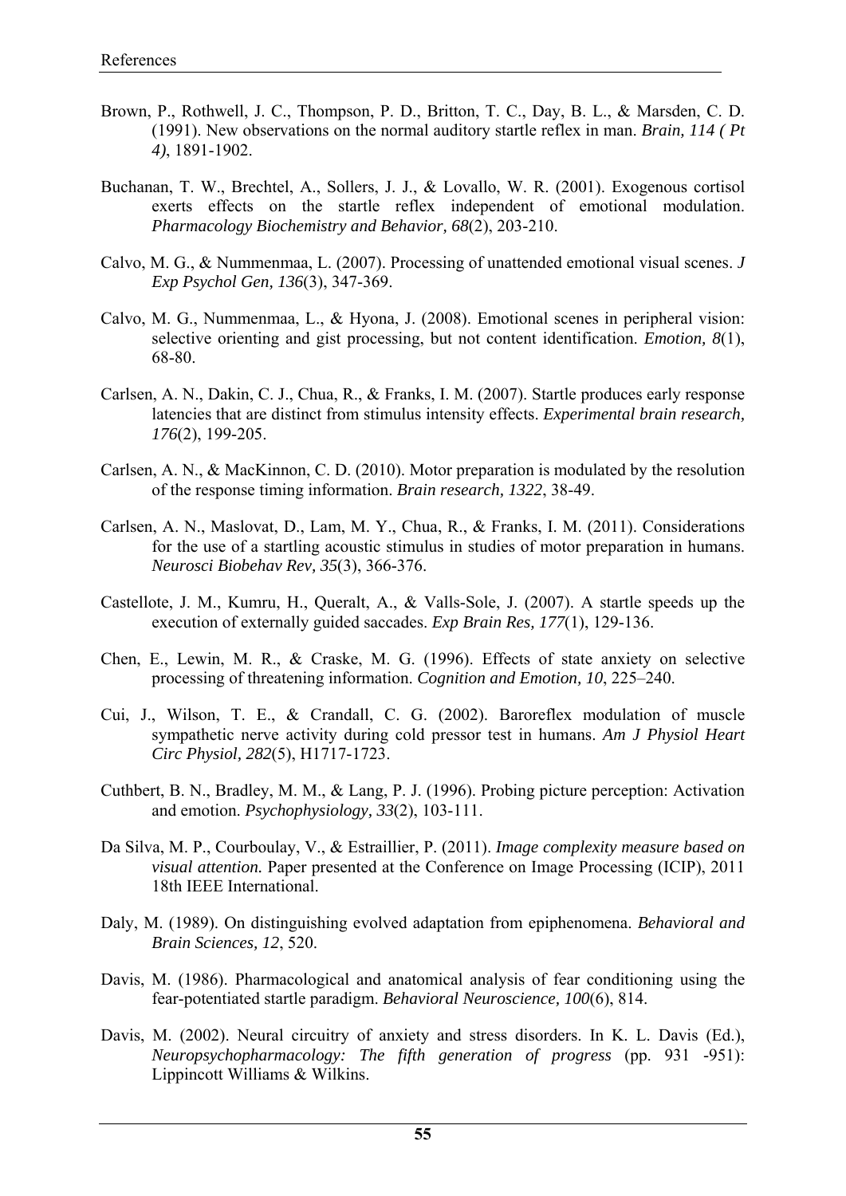Brown, P., Rothwell, J. C., Thompson, P. D., Britton, T. C., Day, B. L., & Marsden, C. D. (1991). New observations on the normal auditory startle reflex in man. *Brain, 114 ( Pt 4)*, 1891-1902.

Buchanan, T. W., Brechtel, A., Sollers, J. J., & Lovallo, W. R. (2001). Exogenous cortisol exerts effects on the startle reflex independent of emotional modulation. *Pharmacology Biochemistry and Behavior, 68*(2), 203-210.

Calvo, M. G., & Nummenmaa, L. (2007). Processing of unattended emotional visual scenes. *J Exp Psychol Gen, 136*(3), 347-369.

Calvo, M. G., Nummenmaa, L., & Hyona, J. (2008). Emotional scenes in peripheral vision: selective orienting and gist processing, but not content identification. *Emotion, 8*(1), 68-80.

Carlsen, A. N., Dakin, C. J., Chua, R., & Franks, I. M. (2007). Startle produces early response latencies that are distinct from stimulus intensity effects. *Experimental brain research, 176*(2), 199-205.

Carlsen, A. N., & MacKinnon, C. D. (2010). Motor preparation is modulated by the resolution of the response timing information. *Brain research, 1322*, 38-49.

Carlsen, A. N., Maslovat, D., Lam, M. Y., Chua, R., & Franks, I. M. (2011). Considerations for the use of a startling acoustic stimulus in studies of motor preparation in humans. *Neurosci Biobehav Rev, 35*(3), 366-376.

Castellote, J. M., Kumru, H., Queralt, A., & Valls-Sole, J. (2007). A startle speeds up the execution of externally guided saccades. *Exp Brain Res, 177*(1), 129-136.

Chen, E., Lewin, M. R., & Craske, M. G. (1996). Effects of state anxiety on selective processing of threatening information. *Cognition and Emotion, 10*, 225–240.

Cui, J., Wilson, T. E., & Crandall, C. G. (2002). Baroreflex modulation of muscle sympathetic nerve activity during cold pressor test in humans. *Am J Physiol Heart Circ Physiol, 282*(5), H1717-1723.

Cuthbert, B. N., Bradley, M. M., & Lang, P. J. (1996). Probing picture perception: Activation and emotion. *Psychophysiology, 33*(2), 103-111.

Da Silva, M. P., Courboulay, V., & Estraillier, P. (2011). *Image complexity measure based on visual attention.* Paper presented at the Conference on Image Processing (ICIP), 2011 18th IEEE International.

Daly, M. (1989). On distinguishing evolved adaptation from epiphenomena. *Behavioral and Brain Sciences, 12*, 520.

Davis, M. (1986). Pharmacological and anatomical analysis of fear conditioning using the fear-potentiated startle paradigm. *Behavioral Neuroscience, 100*(6), 814.

Davis, M. (2002). Neural circuitry of anxiety and stress disorders. In K. L. Davis (Ed.), *Neuropsychopharmacology: The fifth generation of progress* (pp. 931 -951): Lippincott Williams & Wilkins.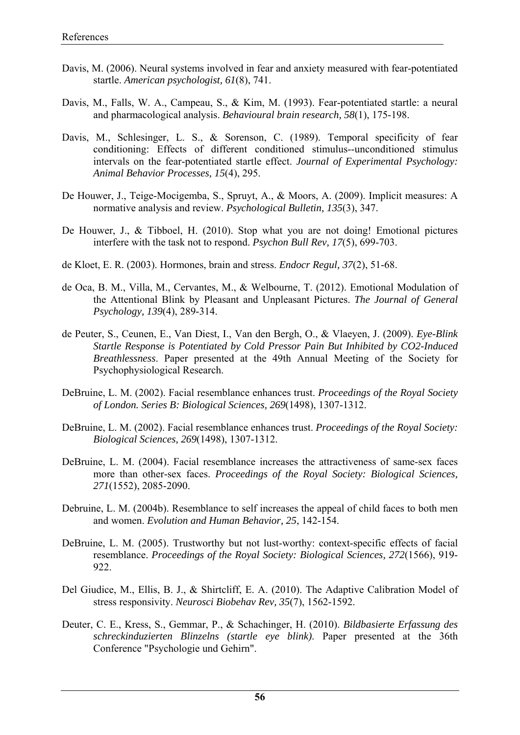Davis, M. (2006). Neural systems involved in fear and anxiety measured with fear-potentiated startle. *American psychologist, 61*(8), 741.

Davis, M., Falls, W. A., Campeau, S., & Kim, M. (1993). Fear-potentiated startle: a neural and pharmacological analysis. *Behavioural brain research, 58*(1), 175-198.

Davis, M., Schlesinger, L. S., & Sorenson, C. (1989). Temporal specificity of fear conditioning: Effects of different conditioned stimulus--unconditioned stimulus intervals on the fear-potentiated startle effect. *Journal of Experimental Psychology: Animal Behavior Processes, 15*(4), 295.

De Houwer, J., Teige-Mocigemba, S., Spruyt, A., & Moors, A. (2009). Implicit measures: A normative analysis and review. *Psychological Bulletin, 135*(3), 347.

De Houwer, J., & Tibboel, H. (2010). Stop what you are not doing! Emotional pictures interfere with the task not to respond. *Psychon Bull Rev, 17*(5), 699-703.

de Kloet, E. R. (2003). Hormones, brain and stress. *Endocr Regul, 37*(2), 51-68.

de Oca, B. M., Villa, M., Cervantes, M., & Welbourne, T. (2012). Emotional Modulation of the Attentional Blink by Pleasant and Unpleasant Pictures. *The Journal of General Psychology, 139*(4), 289-314.

de Peuter, S., Ceunen, E., Van Diest, I., Van den Bergh, O., & Vlaeyen, J. (2009). *Eye-Blink Startle Response is Potentiated by Cold Pressor Pain But Inhibited by CO2-Induced Breathlessness*. Paper presented at the 49th Annual Meeting of the Society for Psychophysiological Research.

DeBruine, L. M. (2002). Facial resemblance enhances trust. *Proceedings of the Royal Society of London. Series B: Biological Sciences, 269*(1498), 1307-1312.

DeBruine, L. M. (2002). Facial resemblance enhances trust. *Proceedings of the Royal Society: Biological Sciences, 269*(1498), 1307-1312.

DeBruine, L. M. (2004). Facial resemblance increases the attractiveness of same-sex faces more than other-sex faces. *Proceedings of the Royal Society: Biological Sciences, 271*(1552), 2085-2090.

Debruine, L. M. (2004b). Resemblance to self increases the appeal of child faces to both men and women. *Evolution and Human Behavior, 25*, 142-154.

DeBruine, L. M. (2005). Trustworthy but not lust-worthy: context-specific effects of facial resemblance. *Proceedings of the Royal Society: Biological Sciences, 272*(1566), 919-922.

Del Giudice, M., Ellis, B. J., & Shirtcliff, E. A. (2010). The Adaptive Calibration Model of stress responsivity. *Neurosci Biobehav Rev, 35*(7), 1562-1592.

Deuter, C. E., Kress, S., Gemmar, P., & Schachinger, H. (2010). *Bildbasierte Erfassung des schreckinduzierten Blinzelns (startle eye blink)*. Paper presented at the 36th Conference "Psychologie und Gehirn".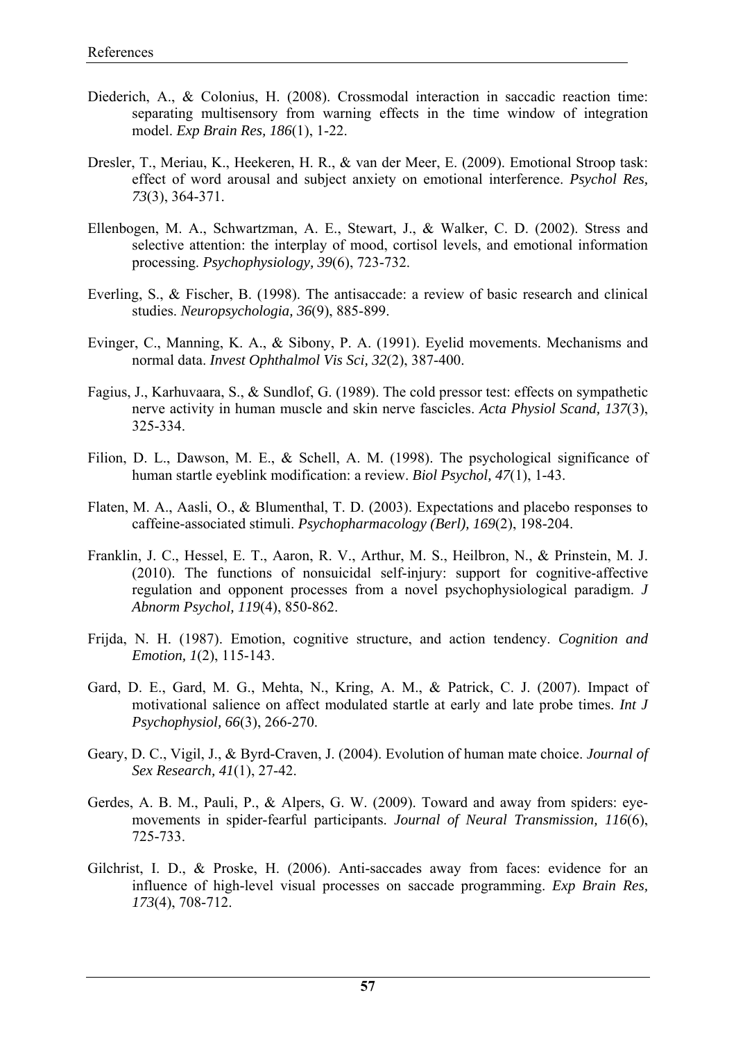Diederich, A., & Colonius, H. (2008). Crossmodal interaction in saccadic reaction time: separating multisensory from warning effects in the time window of integration model. *Exp Brain Res, 186*(1), 1-22.

Dresler, T., Meriau, K., Heekeren, H. R., & van der Meer, E. (2009). Emotional Stroop task: effect of word arousal and subject anxiety on emotional interference. *Psychol Res, 73*(3), 364-371.

Ellenbogen, M. A., Schwartzman, A. E., Stewart, J., & Walker, C. D. (2002). Stress and selective attention: the interplay of mood, cortisol levels, and emotional information processing. *Psychophysiology, 39*(6), 723-732.

Everling, S., & Fischer, B. (1998). The antisaccade: a review of basic research and clinical studies. *Neuropsychologia, 36*(9), 885-899.

Evinger, C., Manning, K. A., & Sibony, P. A. (1991). Eyelid movements. Mechanisms and normal data. *Invest Ophthalmol Vis Sci, 32*(2), 387-400.

Fagius, J., Karhuvaara, S., & Sundlof, G. (1989). The cold pressor test: effects on sympathetic nerve activity in human muscle and skin nerve fascicles. *Acta Physiol Scand, 137*(3), 325-334.

Filion, D. L., Dawson, M. E., & Schell, A. M. (1998). The psychological significance of human startle eyeblink modification: a review. *Biol Psychol, 47*(1), 1-43.

Flaten, M. A., Aasli, O., & Blumenthal, T. D. (2003). Expectations and placebo responses to caffeine-associated stimuli. *Psychopharmacology (Berl), 169*(2), 198-204.

Franklin, J. C., Hessel, E. T., Aaron, R. V., Arthur, M. S., Heilbron, N., & Prinstein, M. J. (2010). The functions of nonsuicidal self-injury: support for cognitive-affective regulation and opponent processes from a novel psychophysiological paradigm. *J Abnorm Psychol, 119*(4), 850-862.

Frijda, N. H. (1987). Emotion, cognitive structure, and action tendency. *Cognition and Emotion, 1*(2), 115-143.

Gard, D. E., Gard, M. G., Mehta, N., Kring, A. M., & Patrick, C. J. (2007). Impact of motivational salience on affect modulated startle at early and late probe times. *Int J Psychophysiol, 66*(3), 266-270.

Geary, D. C., Vigil, J., & Byrd-Craven, J. (2004). Evolution of human mate choice. *Journal of Sex Research, 41*(1), 27-42.

Gerdes, A. B. M., Pauli, P., & Alpers, G. W. (2009). Toward and away from spiders: eye-movements in spider-fearful participants. *Journal of Neural Transmission, 116*(6), 725-733.

Gilchrist, I. D., & Proske, H. (2006). Anti-saccades away from faces: evidence for an influence of high-level visual processes on saccade programming. *Exp Brain Res, 173*(4), 708-712.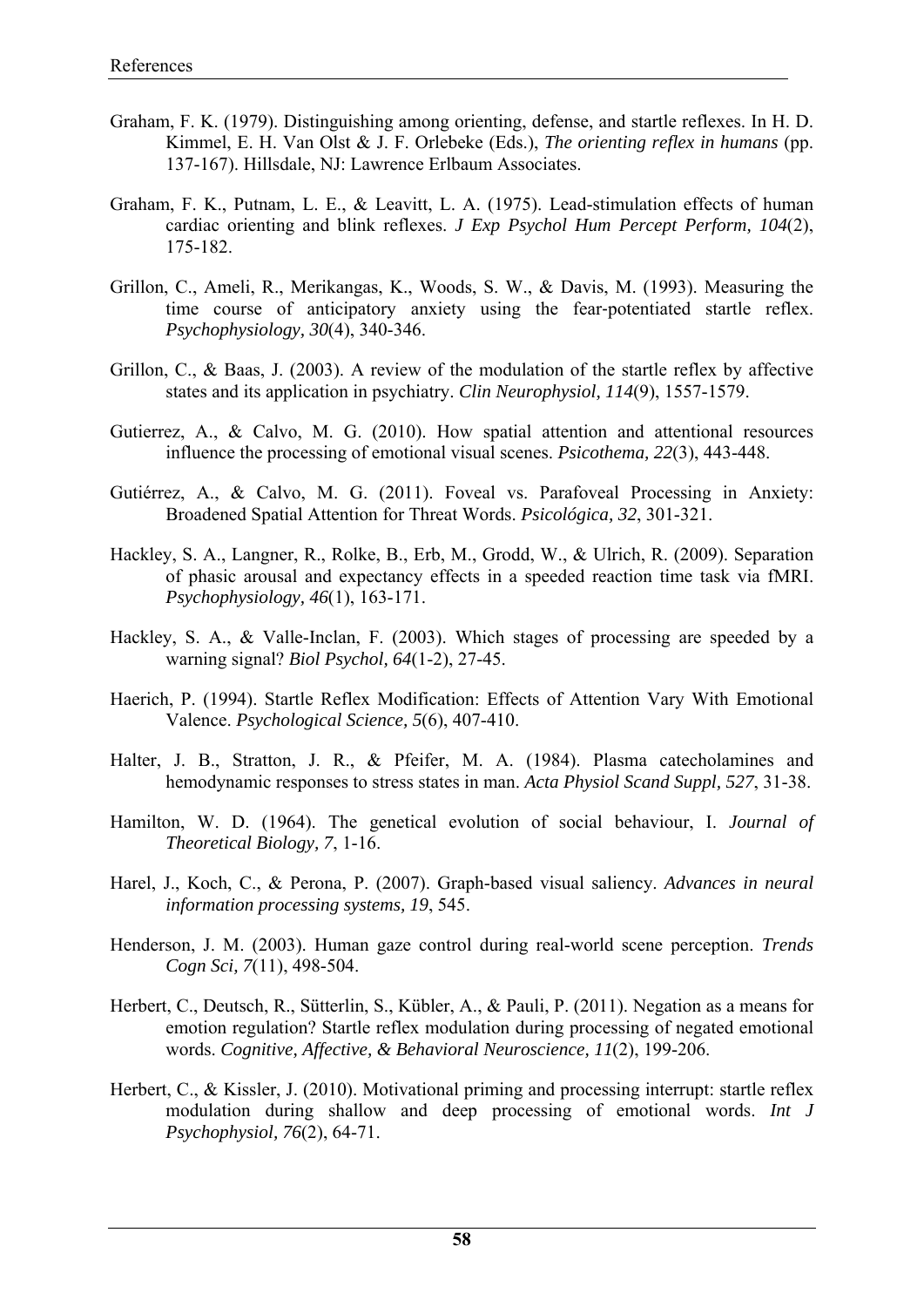Graham, F. K. (1979). Distinguishing among orienting, defense, and startle reflexes. In H. D. Kimmel, E. H. Van Olst & J. F. Orlebeke (Eds.), *The orienting reflex in humans* (pp. 137-167). Hillsdale, NJ: Lawrence Erlbaum Associates.

Graham, F. K., Putnam, L. E., & Leavitt, L. A. (1975). Lead-stimulation effects of human cardiac orienting and blink reflexes. *J Exp Psychol Hum Percept Perform, 104*(2), 175-182.

Grillon, C., Ameli, R., Merikangas, K., Woods, S. W., & Davis, M. (1993). Measuring the time course of anticipatory anxiety using the fear-potentiated startle reflex. *Psychophysiology, 30*(4), 340-346.

Grillon, C., & Baas, J. (2003). A review of the modulation of the startle reflex by affective states and its application in psychiatry. *Clin Neurophysiol, 114*(9), 1557-1579.

Gutierrez, A., & Calvo, M. G. (2010). How spatial attention and attentional resources influence the processing of emotional visual scenes. *Psicothema, 22*(3), 443-448.

Gutiérrez, A., & Calvo, M. G. (2011). Foveal vs. Parafoveal Processing in Anxiety: Broadened Spatial Attention for Threat Words. *Psicológica, 32*, 301-321.

Hackley, S. A., Langner, R., Rolke, B., Erb, M., Grodd, W., & Ulrich, R. (2009). Separation of phasic arousal and expectancy effects in a speeded reaction time task via fMRI. *Psychophysiology, 46*(1), 163-171.

Hackley, S. A., & Valle-Inclan, F. (2003). Which stages of processing are speeded by a warning signal? *Biol Psychol, 64*(1-2), 27-45.

Haerich, P. (1994). Startle Reflex Modification: Effects of Attention Vary With Emotional Valence. *Psychological Science, 5*(6), 407-410.

Halter, J. B., Stratton, J. R., & Pfeifer, M. A. (1984). Plasma catecholamines and hemodynamic responses to stress states in man. *Acta Physiol Scand Suppl, 527*, 31-38.

Hamilton, W. D. (1964). The genetical evolution of social behaviour, I. *Journal of Theoretical Biology, 7*, 1-16.

Harel, J., Koch, C., & Perona, P. (2007). Graph-based visual saliency. *Advances in neural information processing systems, 19*, 545.

Henderson, J. M. (2003). Human gaze control during real-world scene perception. *Trends Cogn Sci, 7*(11), 498-504.

Herbert, C., Deutsch, R., Sütterlin, S., Kübler, A., & Pauli, P. (2011). Negation as a means for emotion regulation? Startle reflex modulation during processing of negated emotional words. *Cognitive, Affective, & Behavioral Neuroscience, 11*(2), 199-206.

Herbert, C., & Kissler, J. (2010). Motivational priming and processing interrupt: startle reflex modulation during shallow and deep processing of emotional words. *Int J Psychophysiol, 76*(2), 64-71.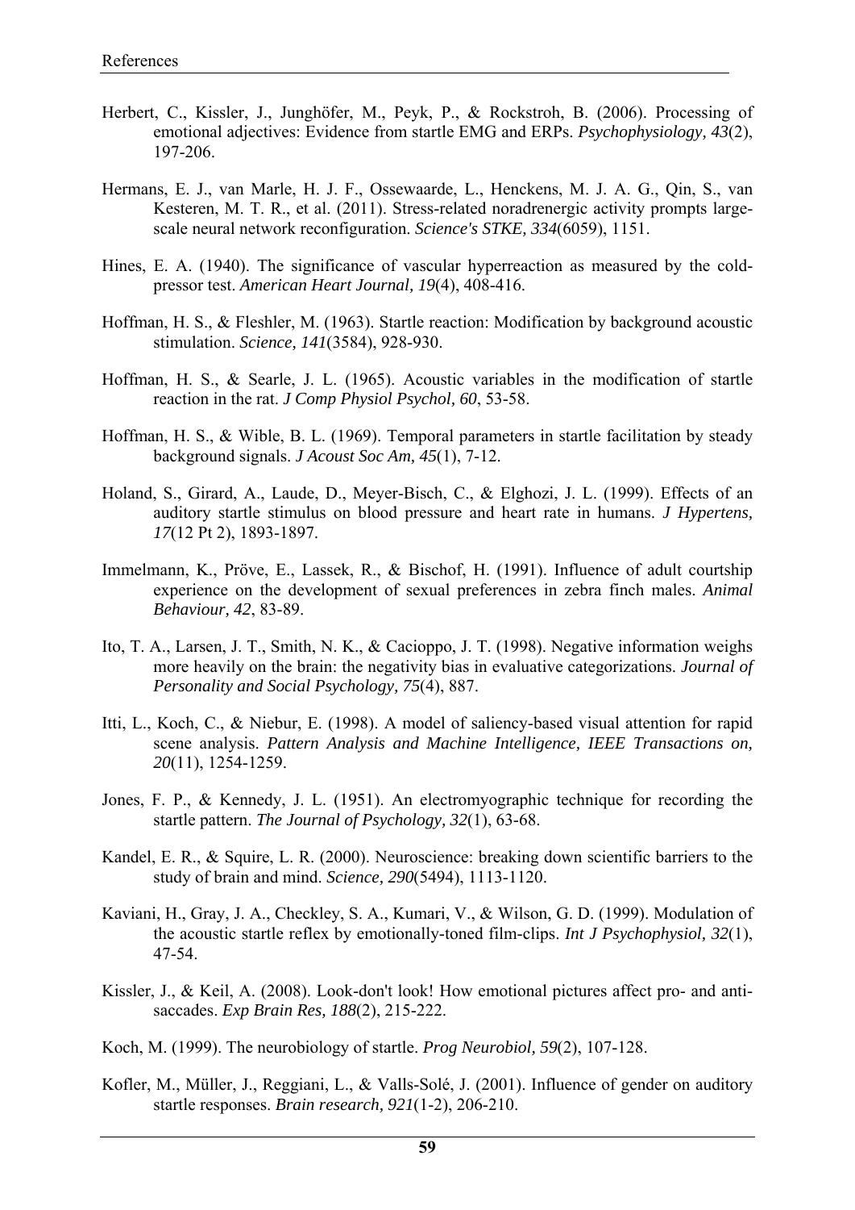Herbert, C., Kissler, J., Junghöfer, M., Peyk, P., & Rockstroh, B. (2006). Processing of emotional adjectives: Evidence from startle EMG and ERPs. *Psychophysiology, 43*(2), 197-206.

Hermans, E. J., van Marle, H. J. F., Ossewaarde, L., Henckens, M. J. A. G., Qin, S., van Kesteren, M. T. R., et al. (2011). Stress-related noradrenergic activity prompts large-scale neural network reconfiguration. *Science's STKE, 334*(6059), 1151.

Hines, E. A. (1940). The significance of vascular hyperreaction as measured by the cold-pressor test. *American Heart Journal, 19*(4), 408-416.

Hoffman, H. S., & Fleshler, M. (1963). Startle reaction: Modification by background acoustic stimulation. *Science, 141*(3584), 928-930.

Hoffman, H. S., & Searle, J. L. (1965). Acoustic variables in the modification of startle reaction in the rat. *J Comp Physiol Psychol, 60*, 53-58.

Hoffman, H. S., & Wible, B. L. (1969). Temporal parameters in startle facilitation by steady background signals. *J Acoust Soc Am, 45*(1), 7-12.

Holand, S., Girard, A., Laude, D., Meyer-Bisch, C., & Elghozi, J. L. (1999). Effects of an auditory startle stimulus on blood pressure and heart rate in humans. *J Hypertens, 17*(12 Pt 2), 1893-1897.

Immelmann, K., Pröve, E., Lassek, R., & Bischof, H. (1991). Influence of adult courtship experience on the development of sexual preferences in zebra finch males. *Animal Behaviour, 42*, 83-89.

Ito, T. A., Larsen, J. T., Smith, N. K., & Cacioppo, J. T. (1998). Negative information weighs more heavily on the brain: the negativity bias in evaluative categorizations. *Journal of Personality and Social Psychology, 75*(4), 887.

Itti, L., Koch, C., & Niebur, E. (1998). A model of saliency-based visual attention for rapid scene analysis. *Pattern Analysis and Machine Intelligence, IEEE Transactions on, 20*(11), 1254-1259.

Jones, F. P., & Kennedy, J. L. (1951). An electromyographic technique for recording the startle pattern. *The Journal of Psychology, 32*(1), 63-68.

Kandel, E. R., & Squire, L. R. (2000). Neuroscience: breaking down scientific barriers to the study of brain and mind. *Science, 290*(5494), 1113-1120.

Kaviani, H., Gray, J. A., Checkley, S. A., Kumari, V., & Wilson, G. D. (1999). Modulation of the acoustic startle reflex by emotionally-toned film-clips. *Int J Psychophysiol, 32*(1), 47-54.

Kissler, J., & Keil, A. (2008). Look-don't look! How emotional pictures affect pro- and anti-saccades. *Exp Brain Res, 188*(2), 215-222.

Koch, M. (1999). The neurobiology of startle. *Prog Neurobiol, 59*(2), 107-128.

Kofler, M., Müller, J., Reggiani, L., & Valls-Solé, J. (2001). Influence of gender on auditory startle responses. *Brain research, 921*(1-2), 206-210.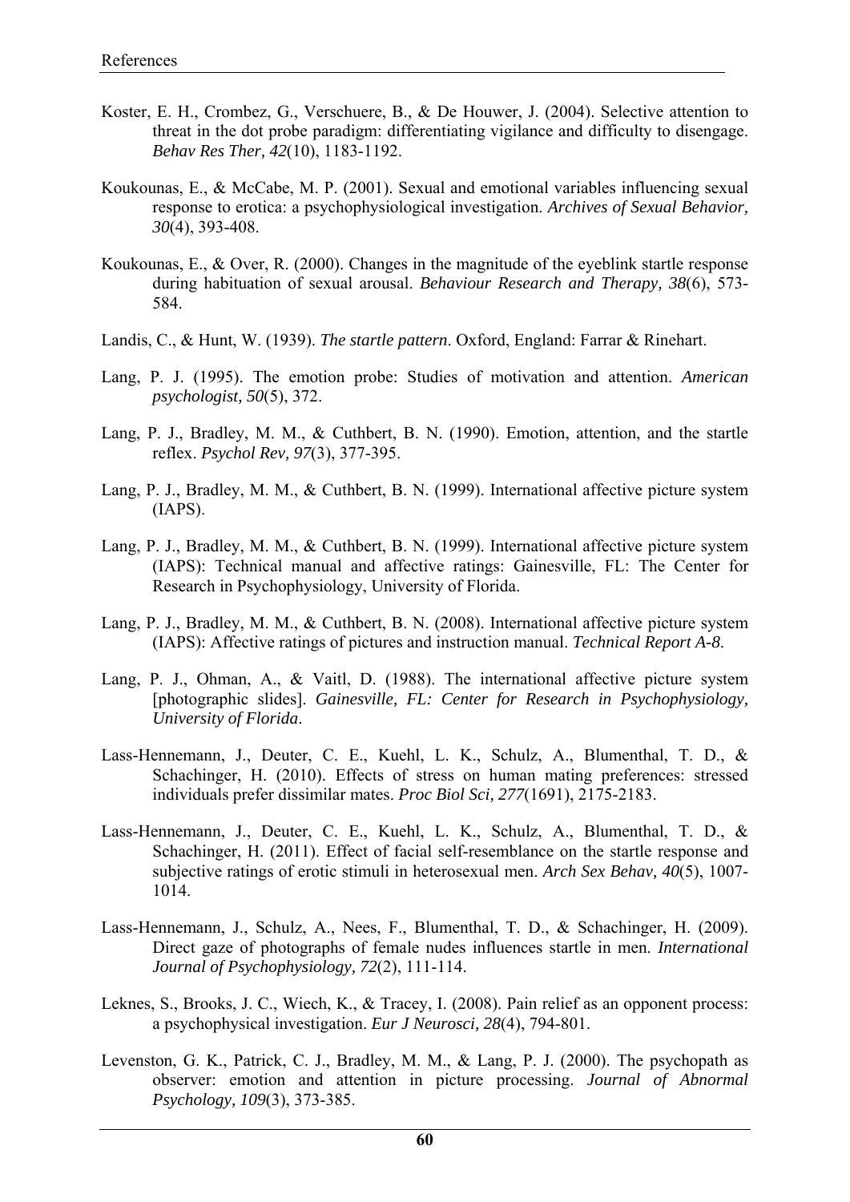Koster, E. H., Crombez, G., Verschuere, B., & De Houwer, J. (2004). Selective attention to threat in the dot probe paradigm: differentiating vigilance and difficulty to disengage. *Behav Res Ther, 42*(10), 1183-1192.

Koukounas, E., & McCabe, M. P. (2001). Sexual and emotional variables influencing sexual response to erotica: a psychophysiological investigation. *Archives of Sexual Behavior, 30*(4), 393-408.

Koukounas, E., & Over, R. (2000). Changes in the magnitude of the eyeblink startle response during habituation of sexual arousal. *Behaviour Research and Therapy, 38*(6), 573-584.

Landis, C., & Hunt, W. (1939). *The startle pattern*. Oxford, England: Farrar & Rinehart.

Lang, P. J. (1995). The emotion probe: Studies of motivation and attention. *American psychologist, 50*(5), 372.

Lang, P. J., Bradley, M. M., & Cuthbert, B. N. (1990). Emotion, attention, and the startle reflex. *Psychol Rev, 97*(3), 377-395.

Lang, P. J., Bradley, M. M., & Cuthbert, B. N. (1999). International affective picture system (IAPS).

Lang, P. J., Bradley, M. M., & Cuthbert, B. N. (1999). International affective picture system (IAPS): Technical manual and affective ratings: Gainesville, FL: The Center for Research in Psychophysiology, University of Florida.

Lang, P. J., Bradley, M. M., & Cuthbert, B. N. (2008). International affective picture system (IAPS): Affective ratings of pictures and instruction manual. *Technical Report A-8*.

Lang, P. J., Ohman, A., & Vaitl, D. (1988). The international affective picture system [photographic slides]. *Gainesville, FL: Center for Research in Psychophysiology, University of Florida*.

Lass-Hennemann, J., Deuter, C. E., Kuehl, L. K., Schulz, A., Blumenthal, T. D., & Schachinger, H. (2010). Effects of stress on human mating preferences: stressed individuals prefer dissimilar mates. *Proc Biol Sci, 277*(1691), 2175-2183.

Lass-Hennemann, J., Deuter, C. E., Kuehl, L. K., Schulz, A., Blumenthal, T. D., & Schachinger, H. (2011). Effect of facial self-resemblance on the startle response and subjective ratings of erotic stimuli in heterosexual men. *Arch Sex Behav, 40*(5), 1007-1014.

Lass-Hennemann, J., Schulz, A., Nees, F., Blumenthal, T. D., & Schachinger, H. (2009). Direct gaze of photographs of female nudes influences startle in men. *International Journal of Psychophysiology, 72*(2), 111-114.

Leknes, S., Brooks, J. C., Wiech, K., & Tracey, I. (2008). Pain relief as an opponent process: a psychophysical investigation. *Eur J Neurosci, 28*(4), 794-801.

Levenston, G. K., Patrick, C. J., Bradley, M. M., & Lang, P. J. (2000). The psychopath as observer: emotion and attention in picture processing. *Journal of Abnormal Psychology, 109*(3), 373-385.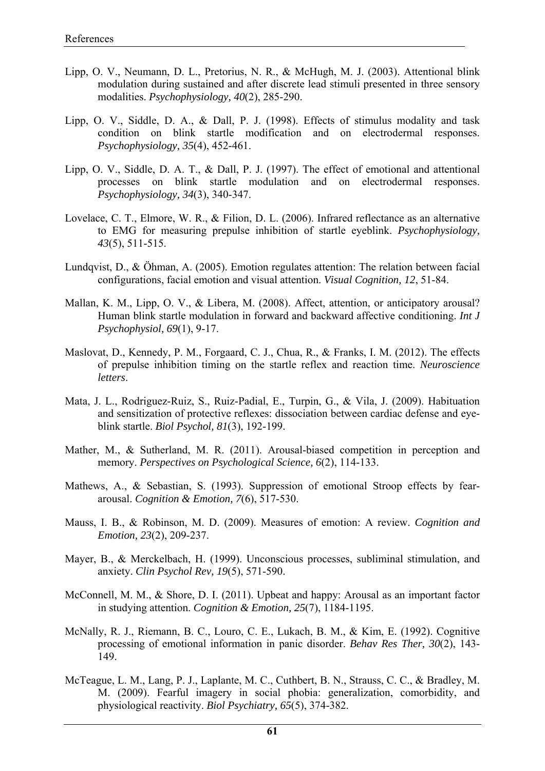Lipp, O. V., Neumann, D. L., Pretorius, N. R., & McHugh, M. J. (2003). Attentional blink modulation during sustained and after discrete lead stimuli presented in three sensory modalities. *Psychophysiology, 40*(2), 285-290.

Lipp, O. V., Siddle, D. A., & Dall, P. J. (1998). Effects of stimulus modality and task condition on blink startle modification and on electrodermal responses. *Psychophysiology, 35*(4), 452-461.

Lipp, O. V., Siddle, D. A. T., & Dall, P. J. (1997). The effect of emotional and attentional processes on blink startle modulation and on electrodermal responses. *Psychophysiology, 34*(3), 340-347.

Lovelace, C. T., Elmore, W. R., & Filion, D. L. (2006). Infrared reflectance as an alternative to EMG for measuring prepulse inhibition of startle eyeblink. *Psychophysiology, 43*(5), 511-515.

Lundqvist, D., & Öhman, A. (2005). Emotion regulates attention: The relation between facial configurations, facial emotion and visual attention. *Visual Cognition, 12*, 51-84.

Mallan, K. M., Lipp, O. V., & Libera, M. (2008). Affect, attention, or anticipatory arousal? Human blink startle modulation in forward and backward affective conditioning. *Int J Psychophysiol, 69*(1), 9-17.

Maslovat, D., Kennedy, P. M., Forgaard, C. J., Chua, R., & Franks, I. M. (2012). The effects of prepulse inhibition timing on the startle reflex and reaction time. *Neuroscience letters*.

Mata, J. L., Rodriguez-Ruiz, S., Ruiz-Padial, E., Turpin, G., & Vila, J. (2009). Habituation and sensitization of protective reflexes: dissociation between cardiac defense and eye-blink startle. *Biol Psychol, 81*(3), 192-199.

Mather, M., & Sutherland, M. R. (2011). Arousal-biased competition in perception and memory. *Perspectives on Psychological Science, 6*(2), 114-133.

Mathews, A., & Sebastian, S. (1993). Suppression of emotional Stroop effects by fear-arousal. *Cognition & Emotion, 7*(6), 517-530.

Mauss, I. B., & Robinson, M. D. (2009). Measures of emotion: A review. *Cognition and Emotion, 23*(2), 209-237.

Mayer, B., & Merckelbach, H. (1999). Unconscious processes, subliminal stimulation, and anxiety. *Clin Psychol Rev, 19*(5), 571-590.

McConnell, M. M., & Shore, D. I. (2011). Upbeat and happy: Arousal as an important factor in studying attention. *Cognition & Emotion, 25*(7), 1184-1195.

McNally, R. J., Riemann, B. C., Louro, C. E., Lukach, B. M., & Kim, E. (1992). Cognitive processing of emotional information in panic disorder. *Behav Res Ther, 30*(2), 143-149.

McTeague, L. M., Lang, P. J., Laplante, M. C., Cuthbert, B. N., Strauss, C. C., & Bradley, M. M. (2009). Fearful imagery in social phobia: generalization, comorbidity, and physiological reactivity. *Biol Psychiatry, 65*(5), 374-382.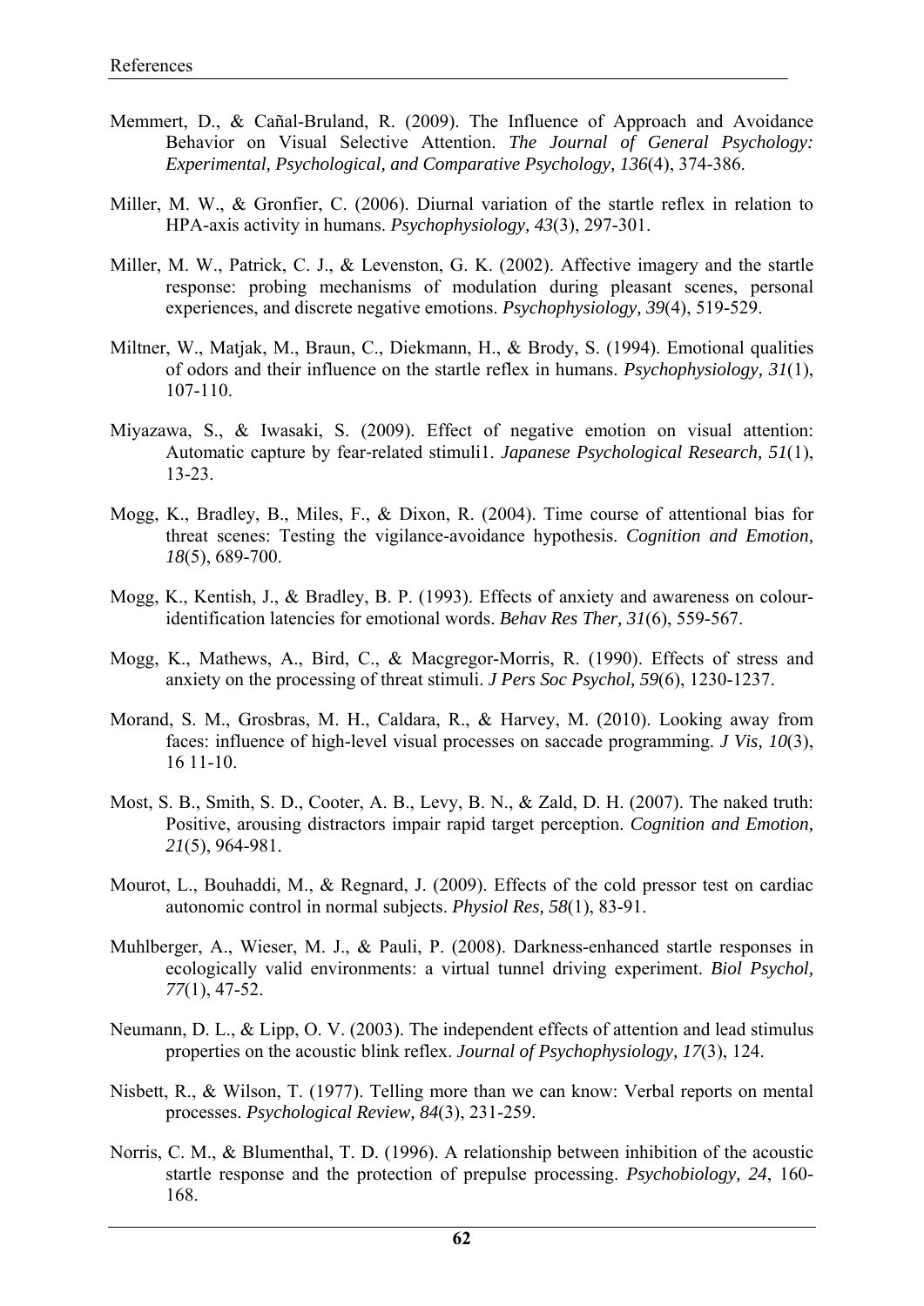Memmert, D., & Cañal-Bruland, R. (2009). The Influence of Approach and Avoidance Behavior on Visual Selective Attention. *The Journal of General Psychology: Experimental, Psychological, and Comparative Psychology, 136*(4), 374-386.

Miller, M. W., & Gronfier, C. (2006). Diurnal variation of the startle reflex in relation to HPA-axis activity in humans. *Psychophysiology, 43*(3), 297-301.

Miller, M. W., Patrick, C. J., & Levenston, G. K. (2002). Affective imagery and the startle response: probing mechanisms of modulation during pleasant scenes, personal experiences, and discrete negative emotions. *Psychophysiology, 39*(4), 519-529.

Miltner, W., Matjak, M., Braun, C., Diekmann, H., & Brody, S. (1994). Emotional qualities of odors and their influence on the startle reflex in humans. *Psychophysiology, 31*(1), 107-110.

Miyazawa, S., & Iwasaki, S. (2009). Effect of negative emotion on visual attention: Automatic capture by fear-related stimuli1. *Japanese Psychological Research, 51*(1), 13-23.

Mogg, K., Bradley, B., Miles, F., & Dixon, R. (2004). Time course of attentional bias for threat scenes: Testing the vigilance-avoidance hypothesis. *Cognition and Emotion, 18*(5), 689-700.

Mogg, K., Kentish, J., & Bradley, B. P. (1993). Effects of anxiety and awareness on colour-identification latencies for emotional words. *Behav Res Ther, 31*(6), 559-567.

Mogg, K., Mathews, A., Bird, C., & Macgregor-Morris, R. (1990). Effects of stress and anxiety on the processing of threat stimuli. *J Pers Soc Psychol, 59*(6), 1230-1237.

Morand, S. M., Grosbras, M. H., Caldara, R., & Harvey, M. (2010). Looking away from faces: influence of high-level visual processes on saccade programming. *J Vis, 10*(3), 16 11-10.

Most, S. B., Smith, S. D., Cooter, A. B., Levy, B. N., & Zald, D. H. (2007). The naked truth: Positive, arousing distractors impair rapid target perception. *Cognition and Emotion, 21*(5), 964-981.

Mourot, L., Bouhaddi, M., & Regnard, J. (2009). Effects of the cold pressor test on cardiac autonomic control in normal subjects. *Physiol Res, 58*(1), 83-91.

Muhlberger, A., Wieser, M. J., & Pauli, P. (2008). Darkness-enhanced startle responses in ecologically valid environments: a virtual tunnel driving experiment. *Biol Psychol, 77*(1), 47-52.

Neumann, D. L., & Lipp, O. V. (2003). The independent effects of attention and lead stimulus properties on the acoustic blink reflex. *Journal of Psychophysiology, 17*(3), 124.

Nisbett, R., & Wilson, T. (1977). Telling more than we can know: Verbal reports on mental processes. *Psychological Review, 84*(3), 231-259.

Norris, C. M., & Blumenthal, T. D. (1996). A relationship between inhibition of the acoustic startle response and the protection of prepulse processing. *Psychobiology, 24*, 160-168.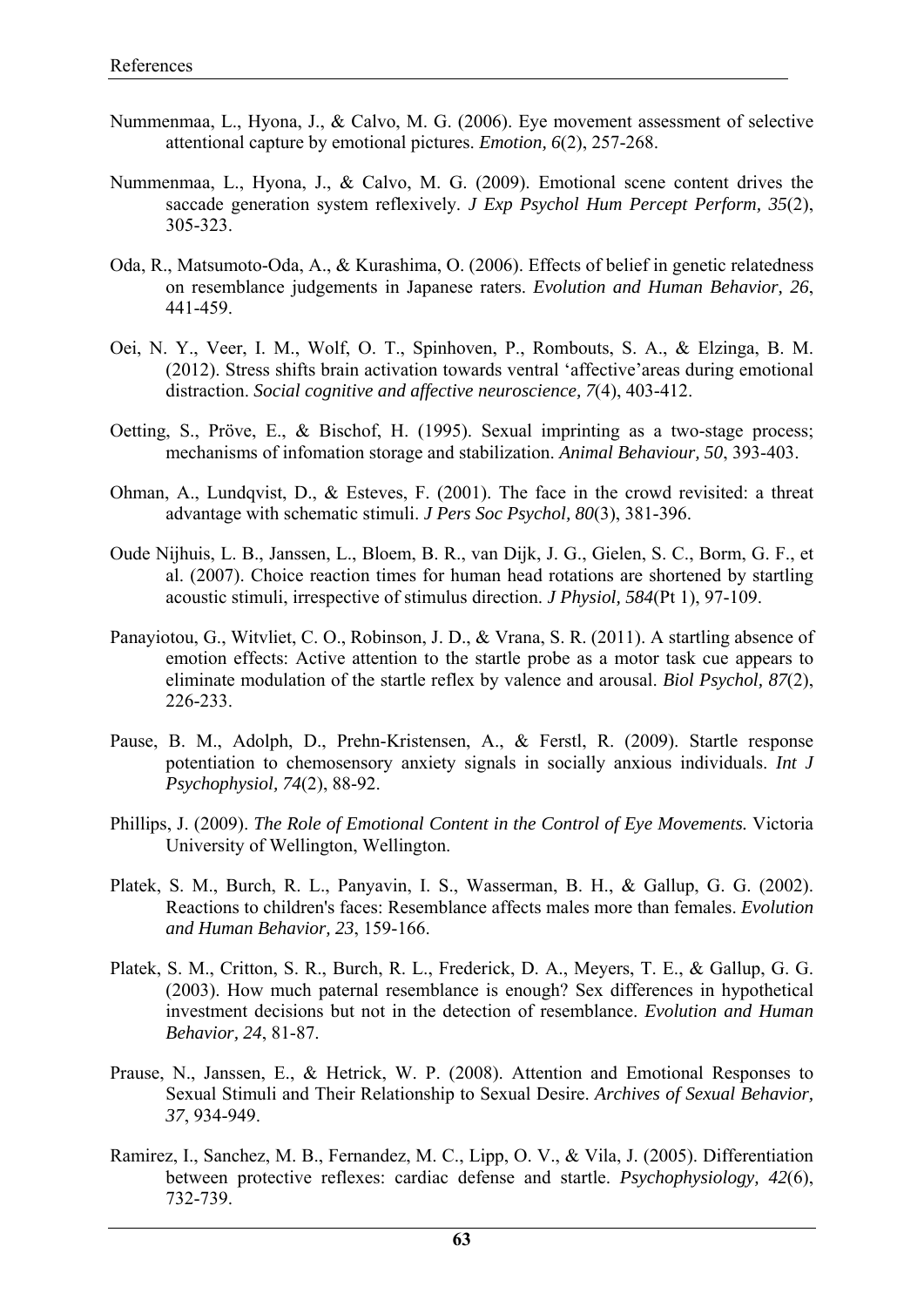Nummenmaa, L., Hyona, J., & Calvo, M. G. (2006). Eye movement assessment of selective attentional capture by emotional pictures. *Emotion, 6*(2), 257-268.

Nummenmaa, L., Hyona, J., & Calvo, M. G. (2009). Emotional scene content drives the saccade generation system reflexively. *J Exp Psychol Hum Percept Perform, 35*(2), 305-323.

Oda, R., Matsumoto-Oda, A., & Kurashima, O. (2006). Effects of belief in genetic relatedness on resemblance judgements in Japanese raters. *Evolution and Human Behavior, 26*, 441-459.

Oei, N. Y., Veer, I. M., Wolf, O. T., Spinhoven, P., Rombouts, S. A., & Elzinga, B. M. (2012). Stress shifts brain activation towards ventral 'affective'areas during emotional distraction. *Social cognitive and affective neuroscience, 7*(4), 403-412.

Oetting, S., Pröve, E., & Bischof, H. (1995). Sexual imprinting as a two-stage process; mechanisms of infomation storage and stabilization. *Animal Behaviour, 50*, 393-403.

Ohman, A., Lundqvist, D., & Esteves, F. (2001). The face in the crowd revisited: a threat advantage with schematic stimuli. *J Pers Soc Psychol, 80*(3), 381-396.

Oude Nijhuis, L. B., Janssen, L., Bloem, B. R., van Dijk, J. G., Gielen, S. C., Borm, G. F., et al. (2007). Choice reaction times for human head rotations are shortened by startling acoustic stimuli, irrespective of stimulus direction. *J Physiol, 584*(Pt 1), 97-109.

Panayiotou, G., Witvliet, C. O., Robinson, J. D., & Vrana, S. R. (2011). A startling absence of emotion effects: Active attention to the startle probe as a motor task cue appears to eliminate modulation of the startle reflex by valence and arousal. *Biol Psychol, 87*(2), 226-233.

Pause, B. M., Adolph, D., Prehn-Kristensen, A., & Ferstl, R. (2009). Startle response potentiation to chemosensory anxiety signals in socially anxious individuals. *Int J Psychophysiol, 74*(2), 88-92.

Phillips, J. (2009). *The Role of Emotional Content in the Control of Eye Movements.* Victoria University of Wellington, Wellington.

Platek, S. M., Burch, R. L., Panyavin, I. S., Wasserman, B. H., & Gallup, G. G. (2002). Reactions to children's faces: Resemblance affects males more than females. *Evolution and Human Behavior, 23*, 159-166.

Platek, S. M., Critton, S. R., Burch, R. L., Frederick, D. A., Meyers, T. E., & Gallup, G. G. (2003). How much paternal resemblance is enough? Sex differences in hypothetical investment decisions but not in the detection of resemblance. *Evolution and Human Behavior, 24*, 81-87.

Prause, N., Janssen, E., & Hetrick, W. P. (2008). Attention and Emotional Responses to Sexual Stimuli and Their Relationship to Sexual Desire. *Archives of Sexual Behavior, 37*, 934-949.

Ramirez, I., Sanchez, M. B., Fernandez, M. C., Lipp, O. V., & Vila, J. (2005). Differentiation between protective reflexes: cardiac defense and startle. *Psychophysiology, 42*(6), 732-739.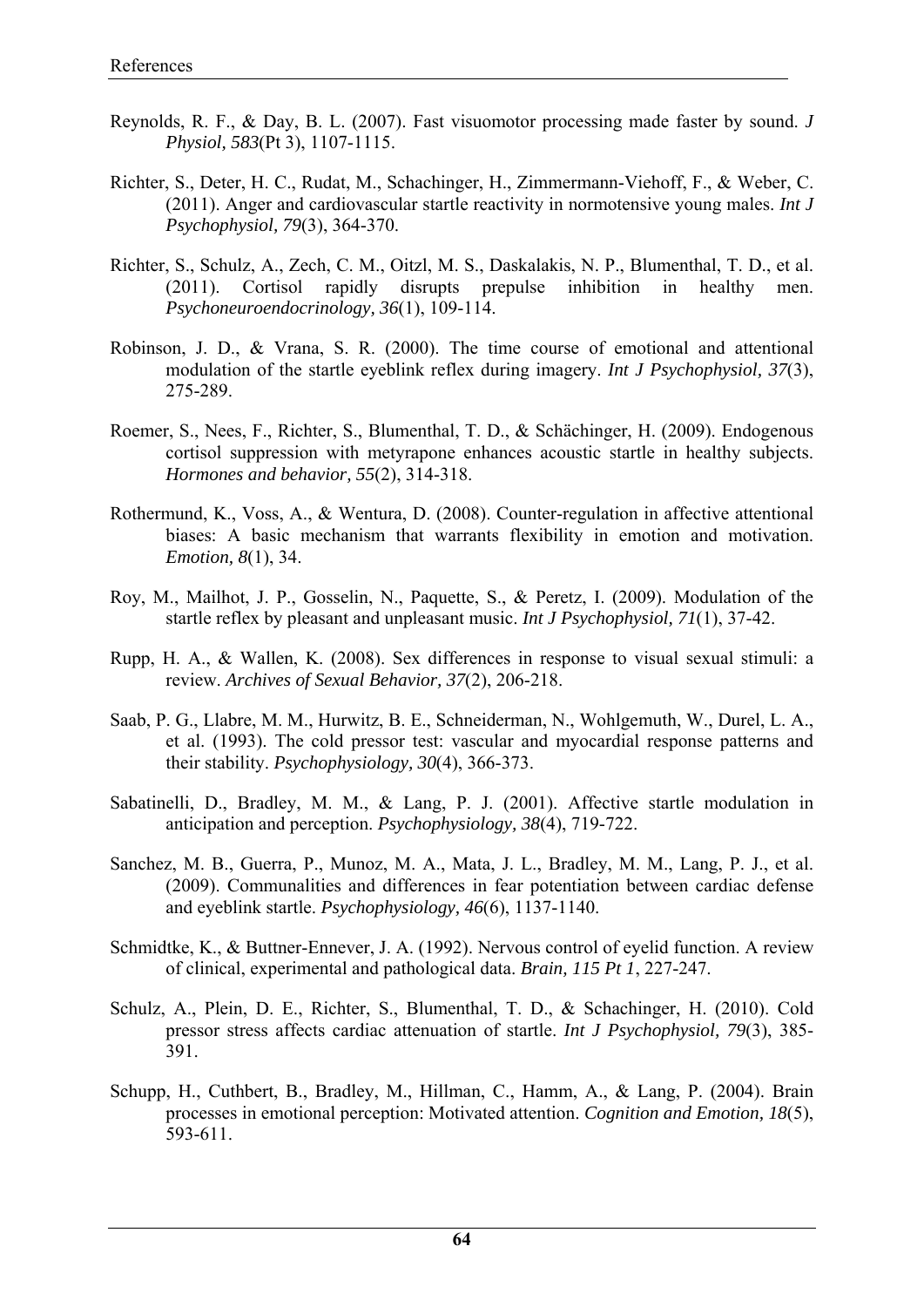Reynolds, R. F., & Day, B. L. (2007). Fast visuomotor processing made faster by sound. *J Physiol, 583*(Pt 3), 1107-1115.

Richter, S., Deter, H. C., Rudat, M., Schachinger, H., Zimmermann-Viehoff, F., & Weber, C. (2011). Anger and cardiovascular startle reactivity in normotensive young males. *Int J Psychophysiol, 79*(3), 364-370.

Richter, S., Schulz, A., Zech, C. M., Oitzl, M. S., Daskalakis, N. P., Blumenthal, T. D., et al. (2011). Cortisol rapidly disrupts prepulse inhibition in healthy men. *Psychoneuroendocrinology, 36*(1), 109-114.

Robinson, J. D., & Vrana, S. R. (2000). The time course of emotional and attentional modulation of the startle eyeblink reflex during imagery. *Int J Psychophysiol, 37*(3), 275-289.

Roemer, S., Nees, F., Richter, S., Blumenthal, T. D., & Schächinger, H. (2009). Endogenous cortisol suppression with metyrapone enhances acoustic startle in healthy subjects. *Hormones and behavior, 55*(2), 314-318.

Rothermund, K., Voss, A., & Wentura, D. (2008). Counter-regulation in affective attentional biases: A basic mechanism that warrants flexibility in emotion and motivation. *Emotion, 8*(1), 34.

Roy, M., Mailhot, J. P., Gosselin, N., Paquette, S., & Peretz, I. (2009). Modulation of the startle reflex by pleasant and unpleasant music. *Int J Psychophysiol, 71*(1), 37-42.

Rupp, H. A., & Wallen, K. (2008). Sex differences in response to visual sexual stimuli: a review. *Archives of Sexual Behavior, 37*(2), 206-218.

Saab, P. G., Llabre, M. M., Hurwitz, B. E., Schneiderman, N., Wohlgemuth, W., Durel, L. A., et al. (1993). The cold pressor test: vascular and myocardial response patterns and their stability. *Psychophysiology, 30*(4), 366-373.

Sabatinelli, D., Bradley, M. M., & Lang, P. J. (2001). Affective startle modulation in anticipation and perception. *Psychophysiology, 38*(4), 719-722.

Sanchez, M. B., Guerra, P., Munoz, M. A., Mata, J. L., Bradley, M. M., Lang, P. J., et al. (2009). Communalities and differences in fear potentiation between cardiac defense and eyeblink startle. *Psychophysiology, 46*(6), 1137-1140.

Schmidtke, K., & Buttner-Ennever, J. A. (1992). Nervous control of eyelid function. A review of clinical, experimental and pathological data. *Brain, 115 Pt 1*, 227-247.

Schulz, A., Plein, D. E., Richter, S., Blumenthal, T. D., & Schachinger, H. (2010). Cold pressor stress affects cardiac attenuation of startle. *Int J Psychophysiol, 79*(3), 385-391.

Schupp, H., Cuthbert, B., Bradley, M., Hillman, C., Hamm, A., & Lang, P. (2004). Brain processes in emotional perception: Motivated attention. *Cognition and Emotion, 18*(5), 593-611.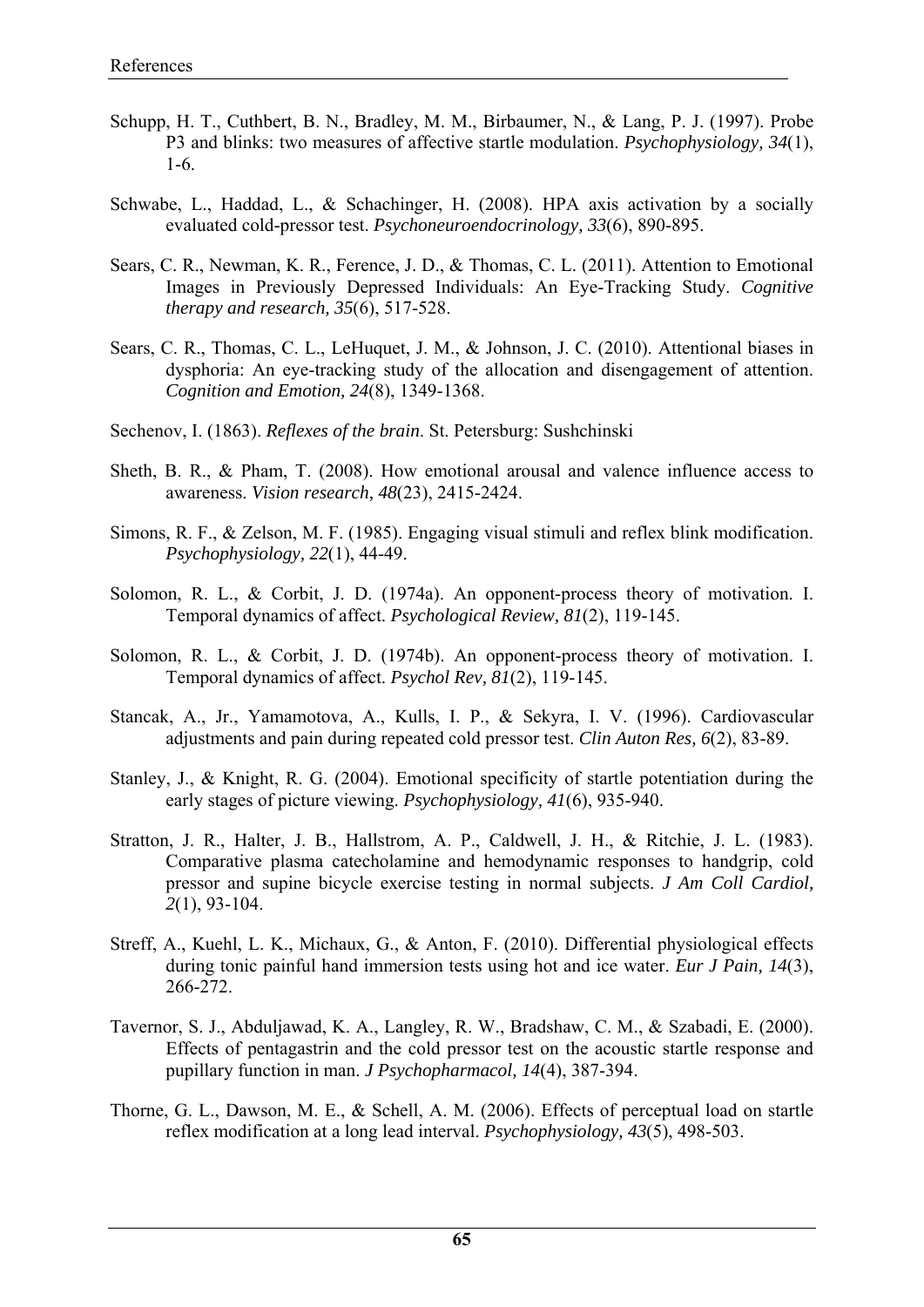Schupp, H. T., Cuthbert, B. N., Bradley, M. M., Birbaumer, N., & Lang, P. J. (1997). Probe P3 and blinks: two measures of affective startle modulation. *Psychophysiology, 34*(1), 1-6.

Schwabe, L., Haddad, L., & Schachinger, H. (2008). HPA axis activation by a socially evaluated cold-pressor test. *Psychoneuroendocrinology, 33*(6), 890-895.

Sears, C. R., Newman, K. R., Ference, J. D., & Thomas, C. L. (2011). Attention to Emotional Images in Previously Depressed Individuals: An Eye-Tracking Study. *Cognitive therapy and research, 35*(6), 517-528.

Sears, C. R., Thomas, C. L., LeHuquet, J. M., & Johnson, J. C. (2010). Attentional biases in dysphoria: An eye-tracking study of the allocation and disengagement of attention. *Cognition and Emotion, 24*(8), 1349-1368.

Sechenov, I. (1863). *Reflexes of the brain*. St. Petersburg: Sushchinski

Sheth, B. R., & Pham, T. (2008). How emotional arousal and valence influence access to awareness. *Vision research, 48*(23), 2415-2424.

Simons, R. F., & Zelson, M. F. (1985). Engaging visual stimuli and reflex blink modification. *Psychophysiology, 22*(1), 44-49.

Solomon, R. L., & Corbit, J. D. (1974a). An opponent-process theory of motivation. I. Temporal dynamics of affect. *Psychological Review, 81*(2), 119-145.

Solomon, R. L., & Corbit, J. D. (1974b). An opponent-process theory of motivation. I. Temporal dynamics of affect. *Psychol Rev, 81*(2), 119-145.

Stancak, A., Jr., Yamamotova, A., Kulls, I. P., & Sekyra, I. V. (1996). Cardiovascular adjustments and pain during repeated cold pressor test. *Clin Auton Res, 6*(2), 83-89.

Stanley, J., & Knight, R. G. (2004). Emotional specificity of startle potentiation during the early stages of picture viewing. *Psychophysiology, 41*(6), 935-940.

Stratton, J. R., Halter, J. B., Hallstrom, A. P., Caldwell, J. H., & Ritchie, J. L. (1983). Comparative plasma catecholamine and hemodynamic responses to handgrip, cold pressor and supine bicycle exercise testing in normal subjects. *J Am Coll Cardiol, 2*(1), 93-104.

Streff, A., Kuehl, L. K., Michaux, G., & Anton, F. (2010). Differential physiological effects during tonic painful hand immersion tests using hot and ice water. *Eur J Pain, 14*(3), 266-272.

Tavernor, S. J., Abduljawad, K. A., Langley, R. W., Bradshaw, C. M., & Szabadi, E. (2000). Effects of pentagastrin and the cold pressor test on the acoustic startle response and pupillary function in man. *J Psychopharmacol, 14*(4), 387-394.

Thorne, G. L., Dawson, M. E., & Schell, A. M. (2006). Effects of perceptual load on startle reflex modification at a long lead interval. *Psychophysiology, 43*(5), 498-503.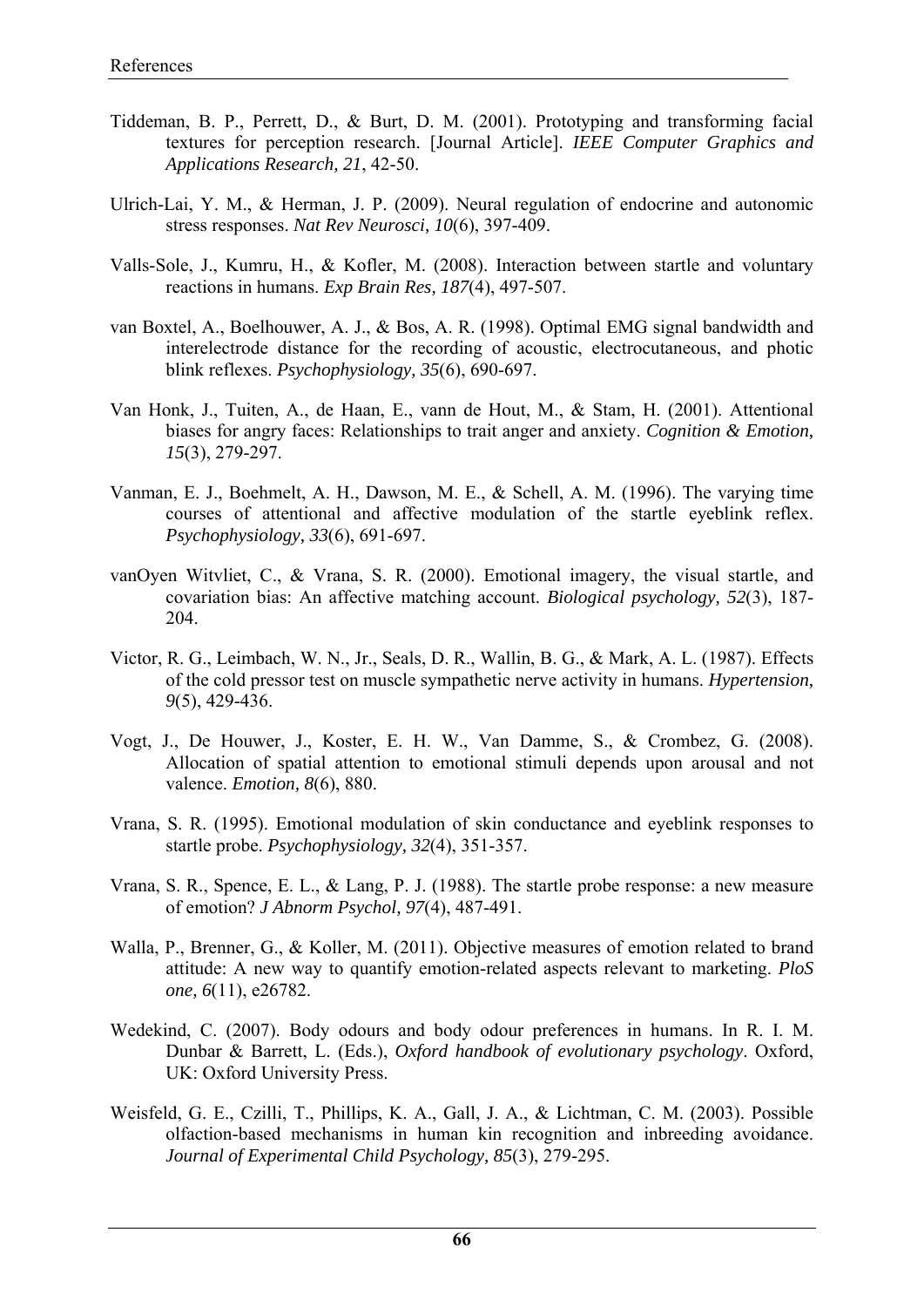Tiddeman, B. P., Perrett, D., & Burt, D. M. (2001). Prototyping and transforming facial textures for perception research. [Journal Article]. *IEEE Computer Graphics and Applications Research, 21*, 42-50.

Ulrich-Lai, Y. M., & Herman, J. P. (2009). Neural regulation of endocrine and autonomic stress responses. *Nat Rev Neurosci, 10*(6), 397-409.

Valls-Sole, J., Kumru, H., & Kofler, M. (2008). Interaction between startle and voluntary reactions in humans. *Exp Brain Res, 187*(4), 497-507.

van Boxtel, A., Boelhouwer, A. J., & Bos, A. R. (1998). Optimal EMG signal bandwidth and interelectrode distance for the recording of acoustic, electrocutaneous, and photic blink reflexes. *Psychophysiology, 35*(6), 690-697.

Van Honk, J., Tuiten, A., de Haan, E., vann de Hout, M., & Stam, H. (2001). Attentional biases for angry faces: Relationships to trait anger and anxiety. *Cognition & Emotion, 15*(3), 279-297.

Vanman, E. J., Boehmelt, A. H., Dawson, M. E., & Schell, A. M. (1996). The varying time courses of attentional and affective modulation of the startle eyeblink reflex. *Psychophysiology, 33*(6), 691-697.

vanOyen Witvliet, C., & Vrana, S. R. (2000). Emotional imagery, the visual startle, and covariation bias: An affective matching account. *Biological psychology, 52*(3), 187-204.

Victor, R. G., Leimbach, W. N., Jr., Seals, D. R., Wallin, B. G., & Mark, A. L. (1987). Effects of the cold pressor test on muscle sympathetic nerve activity in humans. *Hypertension, 9*(5), 429-436.

Vogt, J., De Houwer, J., Koster, E. H. W., Van Damme, S., & Crombez, G. (2008). Allocation of spatial attention to emotional stimuli depends upon arousal and not valence. *Emotion, 8*(6), 880.

Vrana, S. R. (1995). Emotional modulation of skin conductance and eyeblink responses to startle probe. *Psychophysiology, 32*(4), 351-357.

Vrana, S. R., Spence, E. L., & Lang, P. J. (1988). The startle probe response: a new measure of emotion? *J Abnorm Psychol, 97*(4), 487-491.

Walla, P., Brenner, G., & Koller, M. (2011). Objective measures of emotion related to brand attitude: A new way to quantify emotion-related aspects relevant to marketing. *PloS one, 6*(11), e26782.

Wedekind, C. (2007). Body odours and body odour preferences in humans. In R. I. M. Dunbar & Barrett, L. (Eds.), *Oxford handbook of evolutionary psychology*. Oxford, UK: Oxford University Press.

Weisfeld, G. E., Czilli, T., Phillips, K. A., Gall, J. A., & Lichtman, C. M. (2003). Possible olfaction-based mechanisms in human kin recognition and inbreeding avoidance. *Journal of Experimental Child Psychology, 85*(3), 279-295.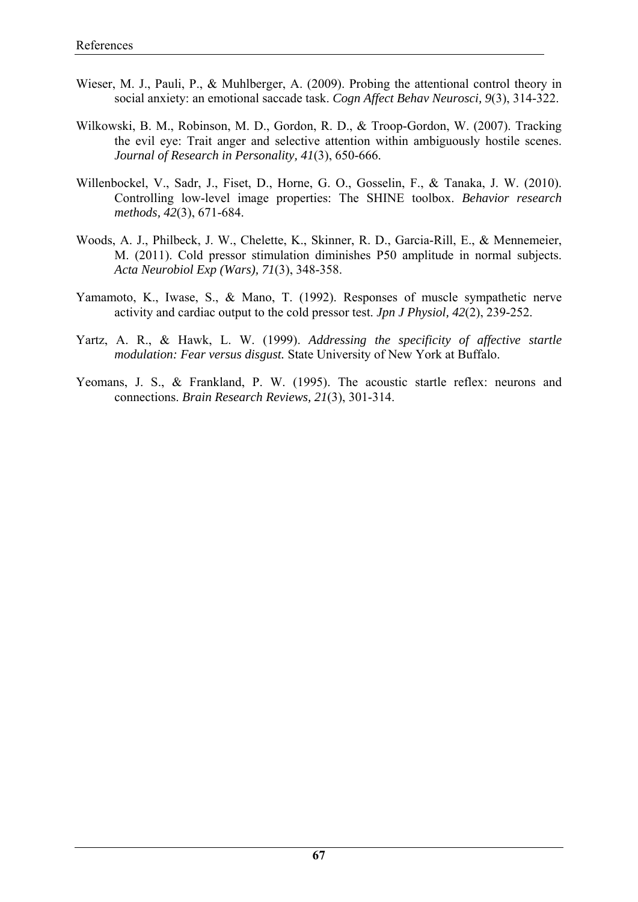Wieser, M. J., Pauli, P., & Muhlberger, A. (2009). Probing the attentional control theory in social anxiety: an emotional saccade task. *Cogn Affect Behav Neurosci, 9*(3), 314-322.

Wilkowski, B. M., Robinson, M. D., Gordon, R. D., & Troop-Gordon, W. (2007). Tracking the evil eye: Trait anger and selective attention within ambiguously hostile scenes. *Journal of Research in Personality, 41*(3), 650-666.

Willenbockel, V., Sadr, J., Fiset, D., Horne, G. O., Gosselin, F., & Tanaka, J. W. (2010). Controlling low-level image properties: The SHINE toolbox. *Behavior research methods, 42*(3), 671-684.

Woods, A. J., Philbeck, J. W., Chelette, K., Skinner, R. D., Garcia-Rill, E., & Mennemeier, M. (2011). Cold pressor stimulation diminishes P50 amplitude in normal subjects. *Acta Neurobiol Exp (Wars), 71*(3), 348-358.

Yamamoto, K., Iwase, S., & Mano, T. (1992). Responses of muscle sympathetic nerve activity and cardiac output to the cold pressor test. *Jpn J Physiol, 42*(2), 239-252.

Yartz, A. R., & Hawk, L. W. (1999). *Addressing the specificity of affective startle modulation: Fear versus disgust.* State University of New York at Buffalo.

Yeomans, J. S., & Frankland, P. W. (1995). The acoustic startle reflex: neurons and connections. *Brain Research Reviews, 21*(3), 301-314.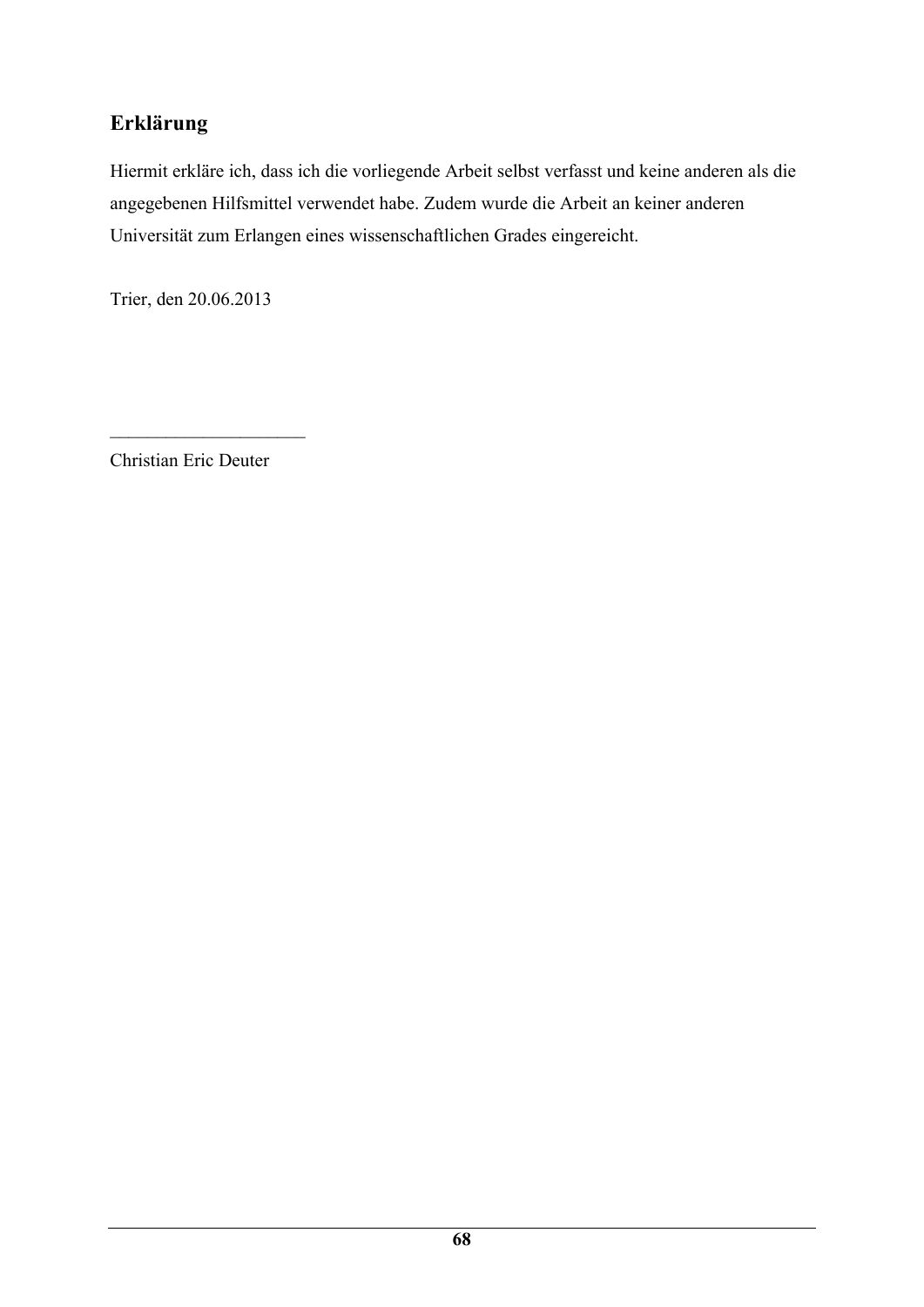## Erklärung

Hiermit erkläre ich, dass ich die vorliegende Arbeit selbst verfasst und keine anderen als die angegebenen Hilfsmittel verwendet habe. Zudem wurde die Arbeit an keiner anderen Universität zum Erlangen eines wissenschaftlichen Grades eingereicht.

Trier, den 20.06.2013

\_\_\_\_\_\_\_\_\_\_\_\_\_\_\_\_\_\_\_\_\_\_

Christian Eric Deuter